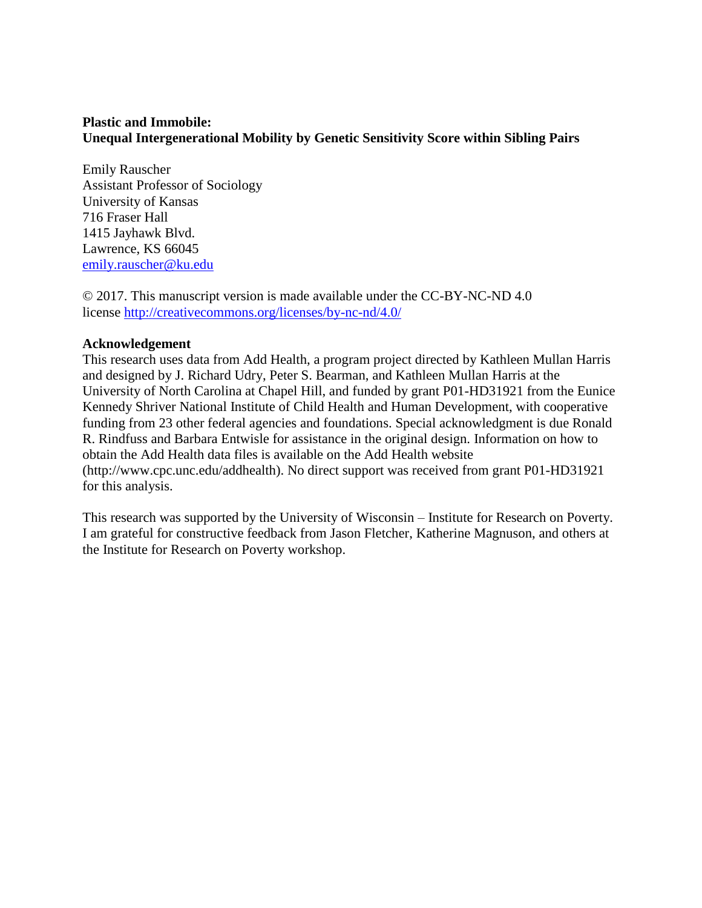**Plastic and Immobile:**
**Unequal Intergenerational Mobility by Genetic Sensitivity Score within Sibling Pairs**

Emily Rauscher
Assistant Professor of Sociology
University of Kansas
716 Fraser Hall
1415 Jayhawk Blvd.
Lawrence, KS 66045
emily.rauscher@ku.edu

© 2017. This manuscript version is made available under the CC-BY-NC-ND 4.0 license http://creativecommons.org/licenses/by-nc-nd/4.0/

**Acknowledgement**

This research uses data from Add Health, a program project directed by Kathleen Mullan Harris and designed by J. Richard Udry, Peter S. Bearman, and Kathleen Mullan Harris at the University of North Carolina at Chapel Hill, and funded by grant P01-HD31921 from the Eunice Kennedy Shriver National Institute of Child Health and Human Development, with cooperative funding from 23 other federal agencies and foundations. Special acknowledgment is due Ronald R. Rindfuss and Barbara Entwisle for assistance in the original design. Information on how to obtain the Add Health data files is available on the Add Health website (http://www.cpc.unc.edu/addhealth). No direct support was received from grant P01-HD31921 for this analysis.

This research was supported by the University of Wisconsin – Institute for Research on Poverty. I am grateful for constructive feedback from Jason Fletcher, Katherine Magnuson, and others at the Institute for Research on Poverty workshop.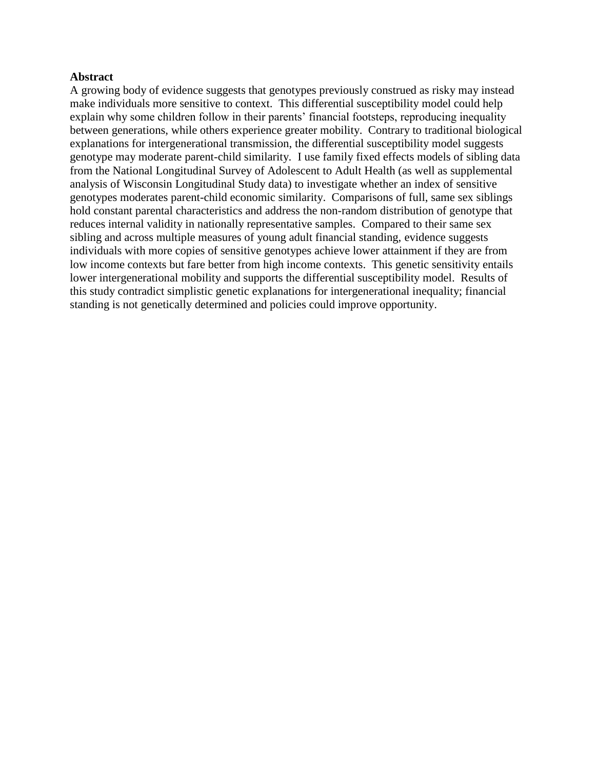**Abstract**

A growing body of evidence suggests that genotypes previously construed as risky may instead make individuals more sensitive to context. This differential susceptibility model could help explain why some children follow in their parents' financial footsteps, reproducing inequality between generations, while others experience greater mobility. Contrary to traditional biological explanations for intergenerational transmission, the differential susceptibility model suggests genotype may moderate parent-child similarity. I use family fixed effects models of sibling data from the National Longitudinal Survey of Adolescent to Adult Health (as well as supplemental analysis of Wisconsin Longitudinal Study data) to investigate whether an index of sensitive genotypes moderates parent-child economic similarity. Comparisons of full, same sex siblings hold constant parental characteristics and address the non-random distribution of genotype that reduces internal validity in nationally representative samples. Compared to their same sex sibling and across multiple measures of young adult financial standing, evidence suggests individuals with more copies of sensitive genotypes achieve lower attainment if they are from low income contexts but fare better from high income contexts. This genetic sensitivity entails lower intergenerational mobility and supports the differential susceptibility model. Results of this study contradict simplistic genetic explanations for intergenerational inequality; financial standing is not genetically determined and policies could improve opportunity.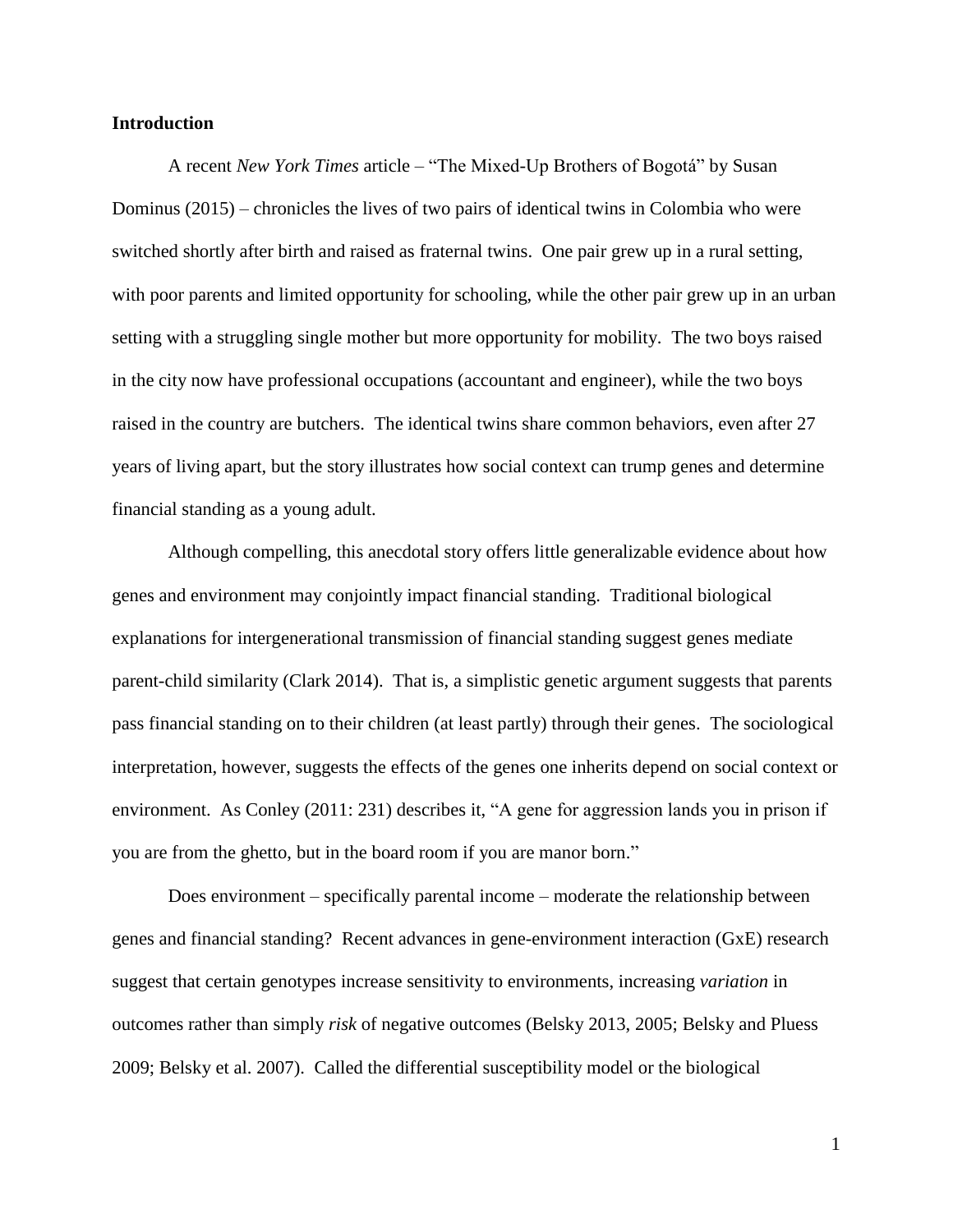## Introduction

A recent *New York Times* article – "The Mixed-Up Brothers of Bogotá" by Susan Dominus (2015) – chronicles the lives of two pairs of identical twins in Colombia who were switched shortly after birth and raised as fraternal twins. One pair grew up in a rural setting, with poor parents and limited opportunity for schooling, while the other pair grew up in an urban setting with a struggling single mother but more opportunity for mobility. The two boys raised in the city now have professional occupations (accountant and engineer), while the two boys raised in the country are butchers. The identical twins share common behaviors, even after 27 years of living apart, but the story illustrates how social context can trump genes and determine financial standing as a young adult.

Although compelling, this anecdotal story offers little generalizable evidence about how genes and environment may conjointly impact financial standing. Traditional biological explanations for intergenerational transmission of financial standing suggest genes mediate parent-child similarity (Clark 2014). That is, a simplistic genetic argument suggests that parents pass financial standing on to their children (at least partly) through their genes. The sociological interpretation, however, suggests the effects of the genes one inherits depend on social context or environment. As Conley (2011: 231) describes it, "A gene for aggression lands you in prison if you are from the ghetto, but in the board room if you are manor born."

Does environment – specifically parental income – moderate the relationship between genes and financial standing? Recent advances in gene-environment interaction (GxE) research suggest that certain genotypes increase sensitivity to environments, increasing *variation* in outcomes rather than simply *risk* of negative outcomes (Belsky 2013, 2005; Belsky and Pluess 2009; Belsky et al. 2007). Called the differential susceptibility model or the biological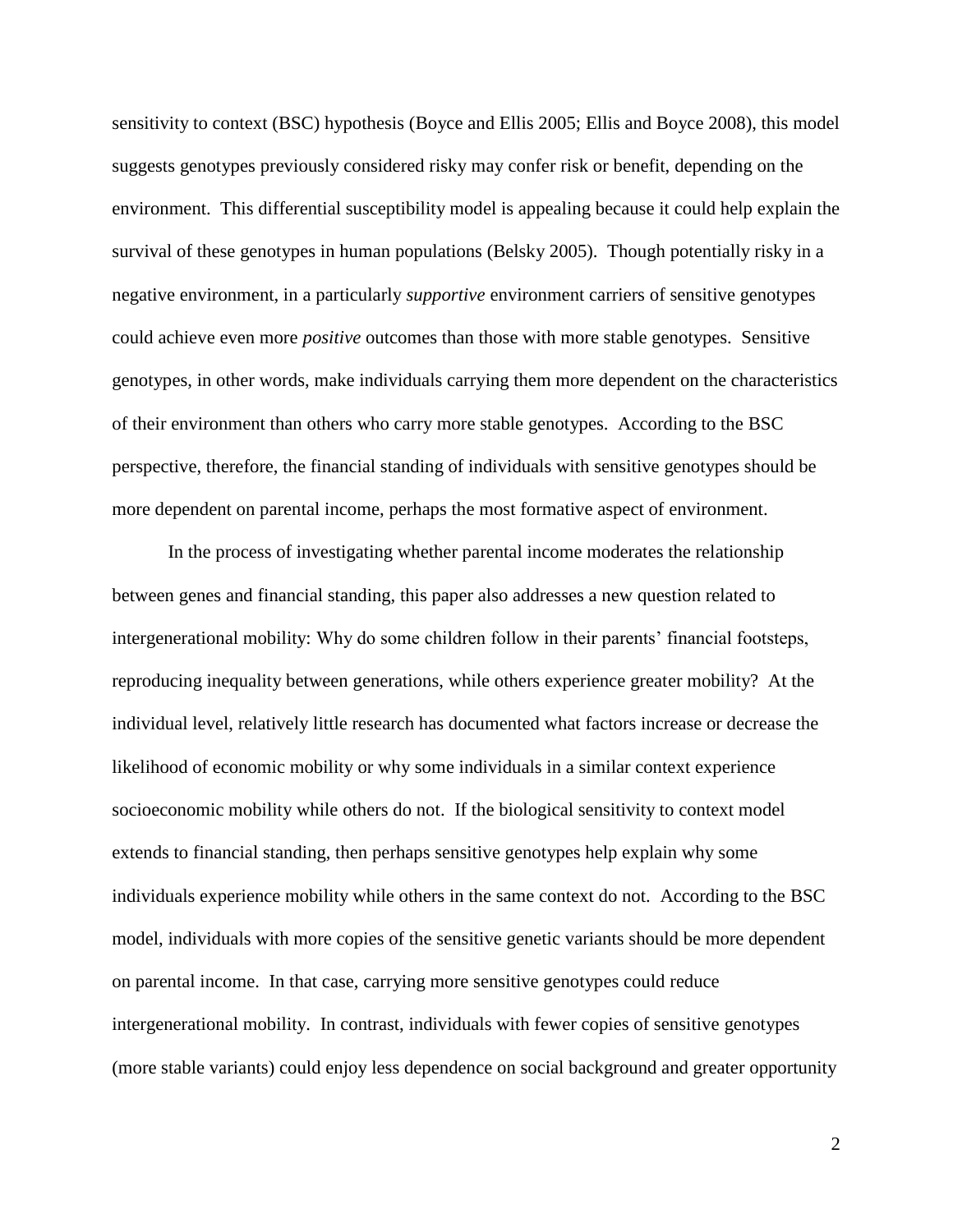sensitivity to context (BSC) hypothesis (Boyce and Ellis 2005; Ellis and Boyce 2008), this model suggests genotypes previously considered risky may confer risk or benefit, depending on the environment. This differential susceptibility model is appealing because it could help explain the survival of these genotypes in human populations (Belsky 2005). Though potentially risky in a negative environment, in a particularly *supportive* environment carriers of sensitive genotypes could achieve even more *positive* outcomes than those with more stable genotypes. Sensitive genotypes, in other words, make individuals carrying them more dependent on the characteristics of their environment than others who carry more stable genotypes. According to the BSC perspective, therefore, the financial standing of individuals with sensitive genotypes should be more dependent on parental income, perhaps the most formative aspect of environment.

In the process of investigating whether parental income moderates the relationship between genes and financial standing, this paper also addresses a new question related to intergenerational mobility: Why do some children follow in their parents' financial footsteps, reproducing inequality between generations, while others experience greater mobility? At the individual level, relatively little research has documented what factors increase or decrease the likelihood of economic mobility or why some individuals in a similar context experience socioeconomic mobility while others do not. If the biological sensitivity to context model extends to financial standing, then perhaps sensitive genotypes help explain why some individuals experience mobility while others in the same context do not. According to the BSC model, individuals with more copies of the sensitive genetic variants should be more dependent on parental income. In that case, carrying more sensitive genotypes could reduce intergenerational mobility. In contrast, individuals with fewer copies of sensitive genotypes (more stable variants) could enjoy less dependence on social background and greater opportunity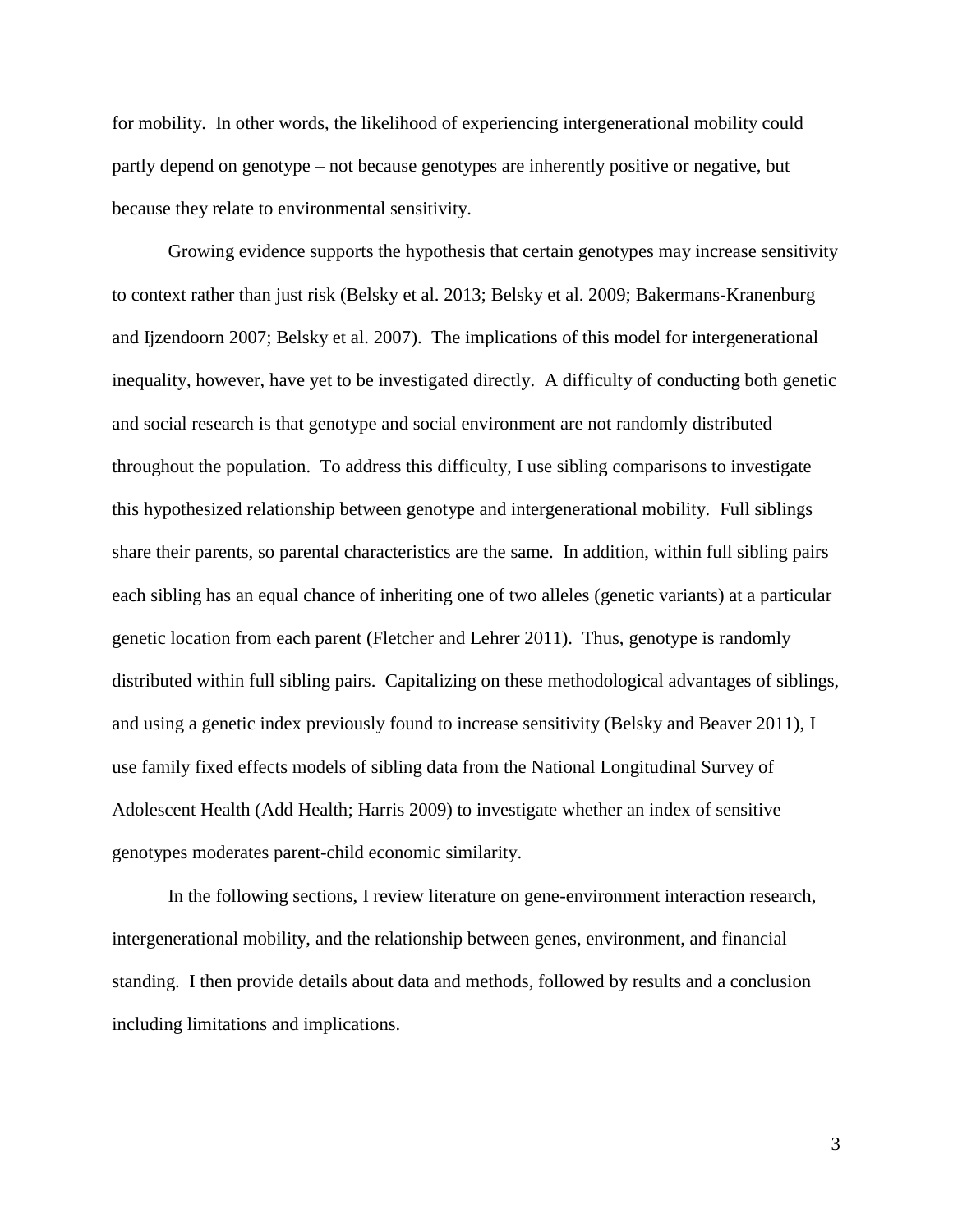for mobility. In other words, the likelihood of experiencing intergenerational mobility could partly depend on genotype – not because genotypes are inherently positive or negative, but because they relate to environmental sensitivity.

Growing evidence supports the hypothesis that certain genotypes may increase sensitivity to context rather than just risk (Belsky et al. 2013; Belsky et al. 2009; Bakermans-Kranenburg and Ijzendoorn 2007; Belsky et al. 2007). The implications of this model for intergenerational inequality, however, have yet to be investigated directly. A difficulty of conducting both genetic and social research is that genotype and social environment are not randomly distributed throughout the population. To address this difficulty, I use sibling comparisons to investigate this hypothesized relationship between genotype and intergenerational mobility. Full siblings share their parents, so parental characteristics are the same. In addition, within full sibling pairs each sibling has an equal chance of inheriting one of two alleles (genetic variants) at a particular genetic location from each parent (Fletcher and Lehrer 2011). Thus, genotype is randomly distributed within full sibling pairs. Capitalizing on these methodological advantages of siblings, and using a genetic index previously found to increase sensitivity (Belsky and Beaver 2011), I use family fixed effects models of sibling data from the National Longitudinal Survey of Adolescent Health (Add Health; Harris 2009) to investigate whether an index of sensitive genotypes moderates parent-child economic similarity.

In the following sections, I review literature on gene-environment interaction research, intergenerational mobility, and the relationship between genes, environment, and financial standing. I then provide details about data and methods, followed by results and a conclusion including limitations and implications.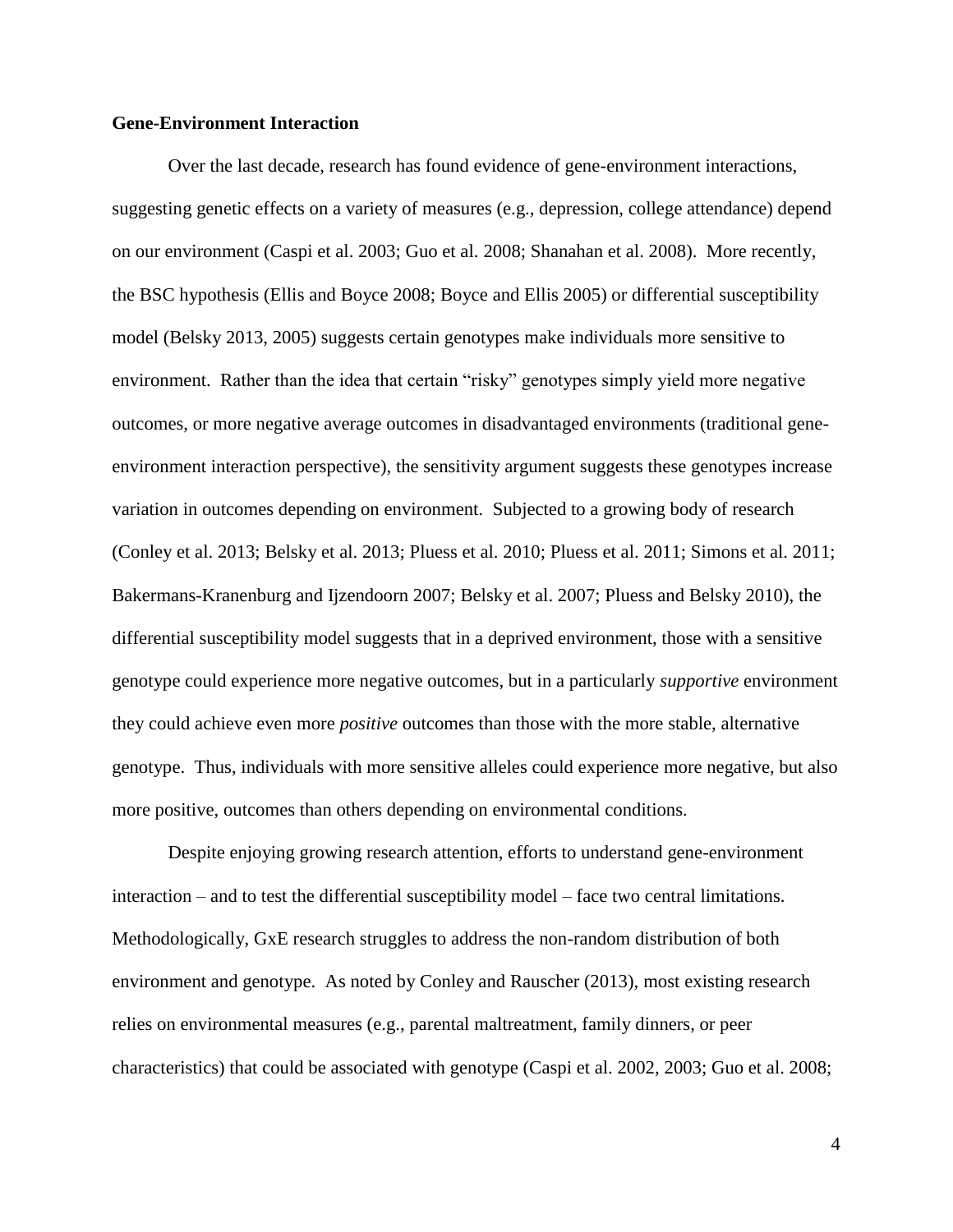**Gene-Environment Interaction**

Over the last decade, research has found evidence of gene-environment interactions, suggesting genetic effects on a variety of measures (e.g., depression, college attendance) depend on our environment (Caspi et al. 2003; Guo et al. 2008; Shanahan et al. 2008). More recently, the BSC hypothesis (Ellis and Boyce 2008; Boyce and Ellis 2005) or differential susceptibility model (Belsky 2013, 2005) suggests certain genotypes make individuals more sensitive to environment. Rather than the idea that certain "risky" genotypes simply yield more negative outcomes, or more negative average outcomes in disadvantaged environments (traditional gene-environment interaction perspective), the sensitivity argument suggests these genotypes increase variation in outcomes depending on environment. Subjected to a growing body of research (Conley et al. 2013; Belsky et al. 2013; Pluess et al. 2010; Pluess et al. 2011; Simons et al. 2011; Bakermans-Kranenburg and Ijzendoorn 2007; Belsky et al. 2007; Pluess and Belsky 2010), the differential susceptibility model suggests that in a deprived environment, those with a sensitive genotype could experience more negative outcomes, but in a particularly *supportive* environment they could achieve even more *positive* outcomes than those with the more stable, alternative genotype. Thus, individuals with more sensitive alleles could experience more negative, but also more positive, outcomes than others depending on environmental conditions.

Despite enjoying growing research attention, efforts to understand gene-environment interaction – and to test the differential susceptibility model – face two central limitations. Methodologically, GxE research struggles to address the non-random distribution of both environment and genotype. As noted by Conley and Rauscher (2013), most existing research relies on environmental measures (e.g., parental maltreatment, family dinners, or peer characteristics) that could be associated with genotype (Caspi et al. 2002, 2003; Guo et al. 2008;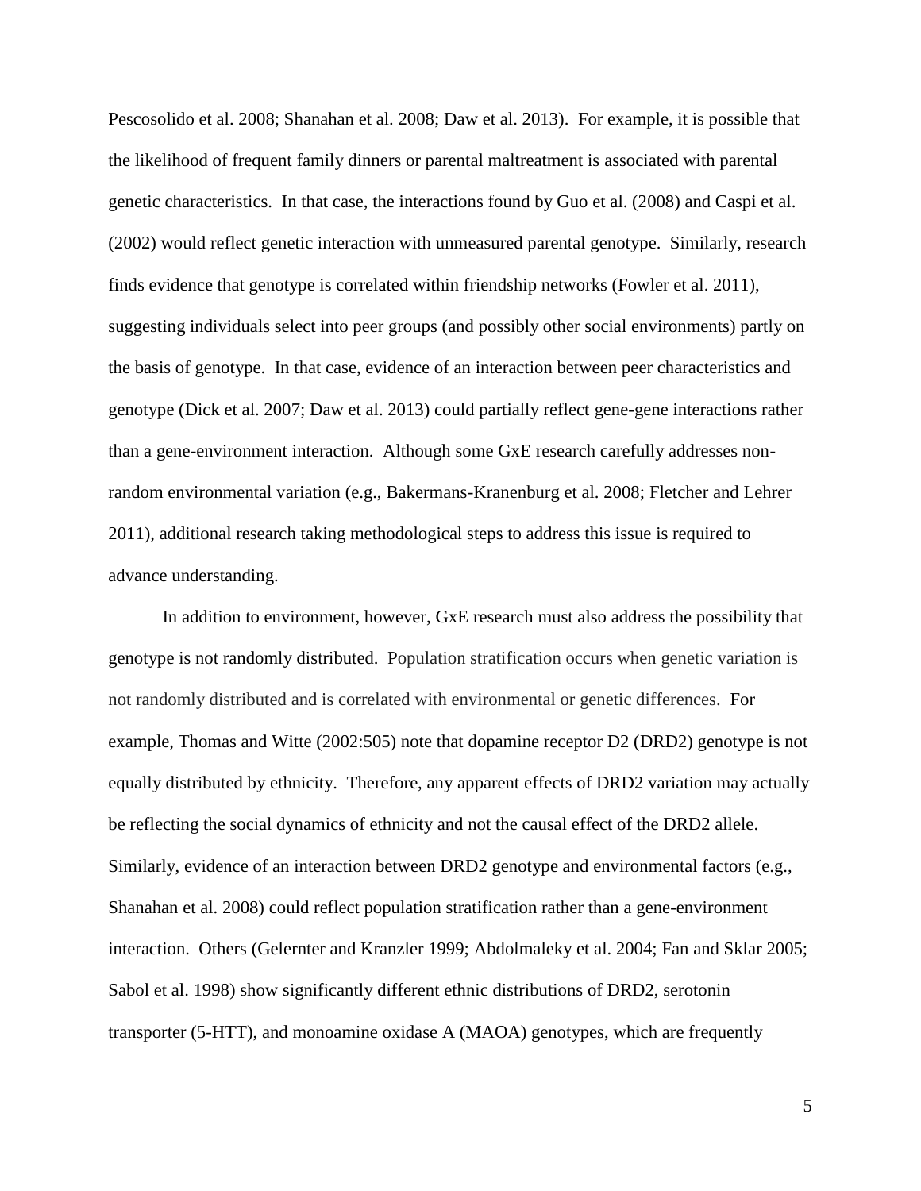Pescosolido et al. 2008; Shanahan et al. 2008; Daw et al. 2013). For example, it is possible that the likelihood of frequent family dinners or parental maltreatment is associated with parental genetic characteristics. In that case, the interactions found by Guo et al. (2008) and Caspi et al. (2002) would reflect genetic interaction with unmeasured parental genotype. Similarly, research finds evidence that genotype is correlated within friendship networks (Fowler et al. 2011), suggesting individuals select into peer groups (and possibly other social environments) partly on the basis of genotype. In that case, evidence of an interaction between peer characteristics and genotype (Dick et al. 2007; Daw et al. 2013) could partially reflect gene-gene interactions rather than a gene-environment interaction. Although some GxE research carefully addresses non-random environmental variation (e.g., Bakermans-Kranenburg et al. 2008; Fletcher and Lehrer 2011), additional research taking methodological steps to address this issue is required to advance understanding.

In addition to environment, however, GxE research must also address the possibility that genotype is not randomly distributed. Population stratification occurs when genetic variation is not randomly distributed and is correlated with environmental or genetic differences. For example, Thomas and Witte (2002:505) note that dopamine receptor D2 (DRD2) genotype is not equally distributed by ethnicity. Therefore, any apparent effects of DRD2 variation may actually be reflecting the social dynamics of ethnicity and not the causal effect of the DRD2 allele. Similarly, evidence of an interaction between DRD2 genotype and environmental factors (e.g., Shanahan et al. 2008) could reflect population stratification rather than a gene-environment interaction. Others (Gelernter and Kranzler 1999; Abdolmaleky et al. 2004; Fan and Sklar 2005; Sabol et al. 1998) show significantly different ethnic distributions of DRD2, serotonin transporter (5-HTT), and monoamine oxidase A (MAOA) genotypes, which are frequently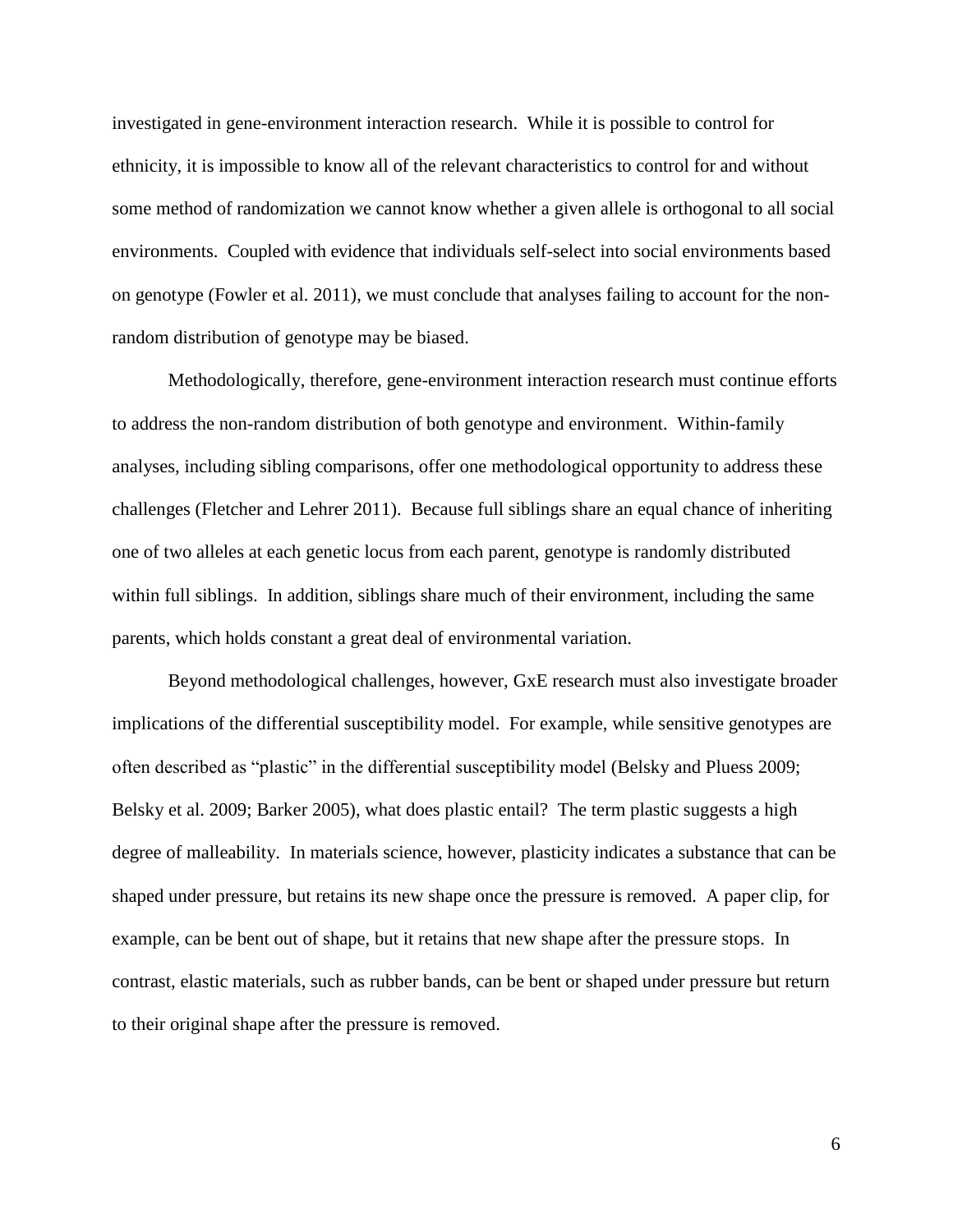investigated in gene-environment interaction research. While it is possible to control for ethnicity, it is impossible to know all of the relevant characteristics to control for and without some method of randomization we cannot know whether a given allele is orthogonal to all social environments. Coupled with evidence that individuals self-select into social environments based on genotype (Fowler et al. 2011), we must conclude that analyses failing to account for the non-random distribution of genotype may be biased.

Methodologically, therefore, gene-environment interaction research must continue efforts to address the non-random distribution of both genotype and environment. Within-family analyses, including sibling comparisons, offer one methodological opportunity to address these challenges (Fletcher and Lehrer 2011). Because full siblings share an equal chance of inheriting one of two alleles at each genetic locus from each parent, genotype is randomly distributed within full siblings. In addition, siblings share much of their environment, including the same parents, which holds constant a great deal of environmental variation.

Beyond methodological challenges, however, GxE research must also investigate broader implications of the differential susceptibility model. For example, while sensitive genotypes are often described as "plastic" in the differential susceptibility model (Belsky and Pluess 2009; Belsky et al. 2009; Barker 2005), what does plastic entail? The term plastic suggests a high degree of malleability. In materials science, however, plasticity indicates a substance that can be shaped under pressure, but retains its new shape once the pressure is removed. A paper clip, for example, can be bent out of shape, but it retains that new shape after the pressure stops. In contrast, elastic materials, such as rubber bands, can be bent or shaped under pressure but return to their original shape after the pressure is removed.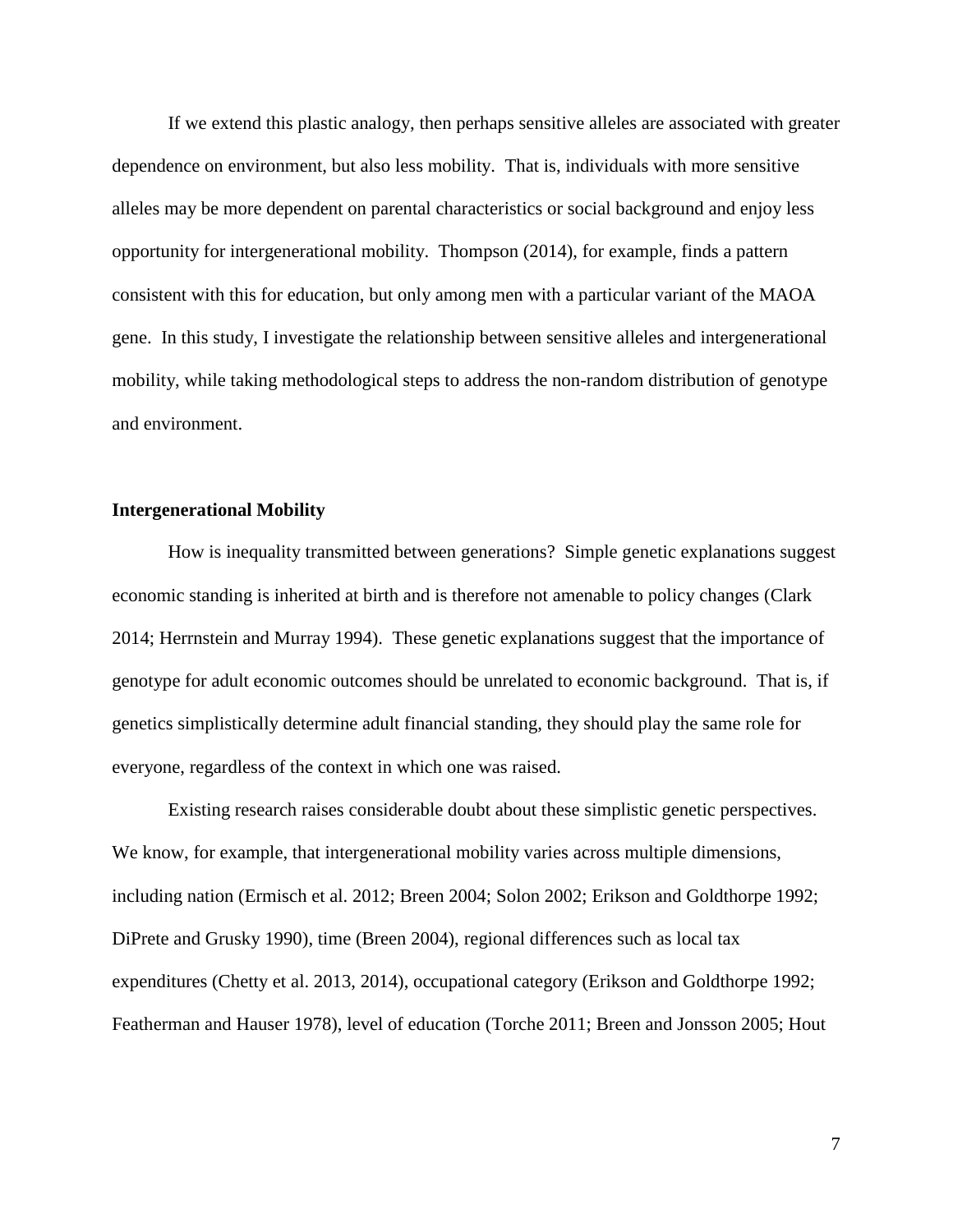If we extend this plastic analogy, then perhaps sensitive alleles are associated with greater dependence on environment, but also less mobility. That is, individuals with more sensitive alleles may be more dependent on parental characteristics or social background and enjoy less opportunity for intergenerational mobility. Thompson (2014), for example, finds a pattern consistent with this for education, but only among men with a particular variant of the MAOA gene. In this study, I investigate the relationship between sensitive alleles and intergenerational mobility, while taking methodological steps to address the non-random distribution of genotype and environment.

**Intergenerational Mobility**

How is inequality transmitted between generations? Simple genetic explanations suggest economic standing is inherited at birth and is therefore not amenable to policy changes (Clark 2014; Herrnstein and Murray 1994). These genetic explanations suggest that the importance of genotype for adult economic outcomes should be unrelated to economic background. That is, if genetics simplistically determine adult financial standing, they should play the same role for everyone, regardless of the context in which one was raised.

Existing research raises considerable doubt about these simplistic genetic perspectives. We know, for example, that intergenerational mobility varies across multiple dimensions, including nation (Ermisch et al. 2012; Breen 2004; Solon 2002; Erikson and Goldthorpe 1992; DiPrete and Grusky 1990), time (Breen 2004), regional differences such as local tax expenditures (Chetty et al. 2013, 2014), occupational category (Erikson and Goldthorpe 1992; Featherman and Hauser 1978), level of education (Torche 2011; Breen and Jonsson 2005; Hout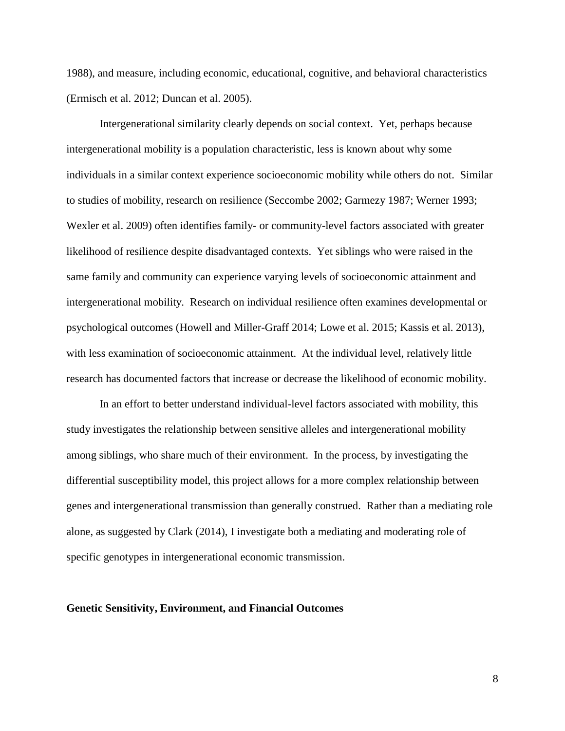1988), and measure, including economic, educational, cognitive, and behavioral characteristics (Ermisch et al. 2012; Duncan et al. 2005).

Intergenerational similarity clearly depends on social context. Yet, perhaps because intergenerational mobility is a population characteristic, less is known about why some individuals in a similar context experience socioeconomic mobility while others do not. Similar to studies of mobility, research on resilience (Seccombe 2002; Garmezy 1987; Werner 1993; Wexler et al. 2009) often identifies family- or community-level factors associated with greater likelihood of resilience despite disadvantaged contexts. Yet siblings who were raised in the same family and community can experience varying levels of socioeconomic attainment and intergenerational mobility. Research on individual resilience often examines developmental or psychological outcomes (Howell and Miller-Graff 2014; Lowe et al. 2015; Kassis et al. 2013), with less examination of socioeconomic attainment. At the individual level, relatively little research has documented factors that increase or decrease the likelihood of economic mobility.

In an effort to better understand individual-level factors associated with mobility, this study investigates the relationship between sensitive alleles and intergenerational mobility among siblings, who share much of their environment. In the process, by investigating the differential susceptibility model, this project allows for a more complex relationship between genes and intergenerational transmission than generally construed. Rather than a mediating role alone, as suggested by Clark (2014), I investigate both a mediating and moderating role of specific genotypes in intergenerational economic transmission.

**Genetic Sensitivity, Environment, and Financial Outcomes**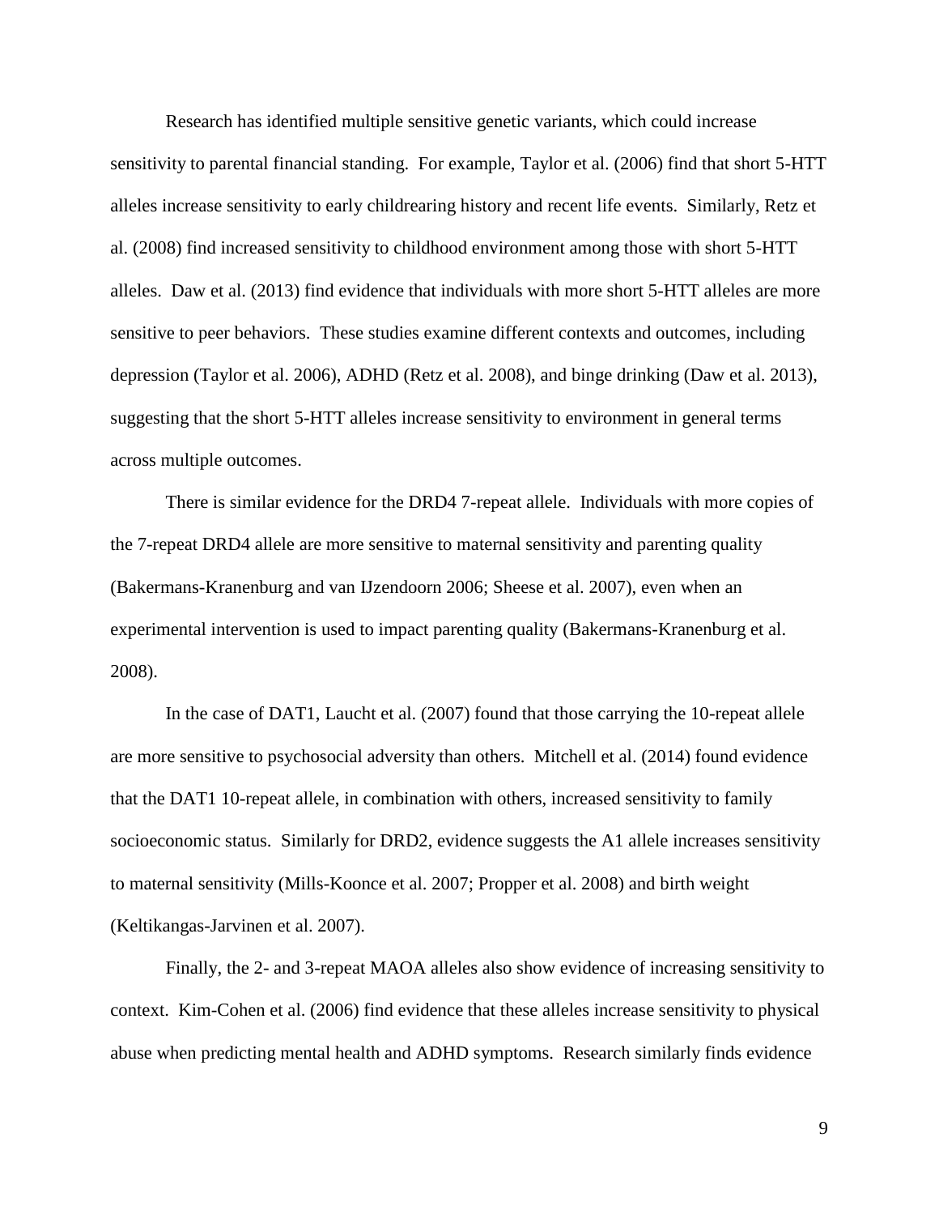Research has identified multiple sensitive genetic variants, which could increase sensitivity to parental financial standing. For example, Taylor et al. (2006) find that short 5-HTT alleles increase sensitivity to early childrearing history and recent life events. Similarly, Retz et al. (2008) find increased sensitivity to childhood environment among those with short 5-HTT alleles. Daw et al. (2013) find evidence that individuals with more short 5-HTT alleles are more sensitive to peer behaviors. These studies examine different contexts and outcomes, including depression (Taylor et al. 2006), ADHD (Retz et al. 2008), and binge drinking (Daw et al. 2013), suggesting that the short 5-HTT alleles increase sensitivity to environment in general terms across multiple outcomes.

There is similar evidence for the DRD4 7-repeat allele. Individuals with more copies of the 7-repeat DRD4 allele are more sensitive to maternal sensitivity and parenting quality (Bakermans-Kranenburg and van IJzendoorn 2006; Sheese et al. 2007), even when an experimental intervention is used to impact parenting quality (Bakermans-Kranenburg et al. 2008).

In the case of DAT1, Laucht et al. (2007) found that those carrying the 10-repeat allele are more sensitive to psychosocial adversity than others. Mitchell et al. (2014) found evidence that the DAT1 10-repeat allele, in combination with others, increased sensitivity to family socioeconomic status. Similarly for DRD2, evidence suggests the A1 allele increases sensitivity to maternal sensitivity (Mills-Koonce et al. 2007; Propper et al. 2008) and birth weight (Keltikangas-Jarvinen et al. 2007).

Finally, the 2- and 3-repeat MAOA alleles also show evidence of increasing sensitivity to context. Kim-Cohen et al. (2006) find evidence that these alleles increase sensitivity to physical abuse when predicting mental health and ADHD symptoms. Research similarly finds evidence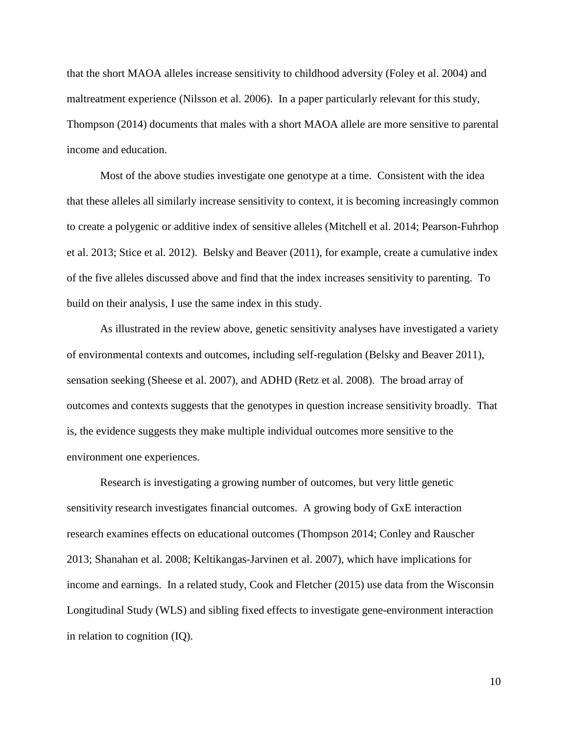that the short MAOA alleles increase sensitivity to childhood adversity (Foley et al. 2004) and maltreatment experience (Nilsson et al. 2006). In a paper particularly relevant for this study, Thompson (2014) documents that males with a short MAOA allele are more sensitive to parental income and education.

Most of the above studies investigate one genotype at a time. Consistent with the idea that these alleles all similarly increase sensitivity to context, it is becoming increasingly common to create a polygenic or additive index of sensitive alleles (Mitchell et al. 2014; Pearson-Fuhrhop et al. 2013; Stice et al. 2012). Belsky and Beaver (2011), for example, create a cumulative index of the five alleles discussed above and find that the index increases sensitivity to parenting. To build on their analysis, I use the same index in this study.

As illustrated in the review above, genetic sensitivity analyses have investigated a variety of environmental contexts and outcomes, including self-regulation (Belsky and Beaver 2011), sensation seeking (Sheese et al. 2007), and ADHD (Retz et al. 2008). The broad array of outcomes and contexts suggests that the genotypes in question increase sensitivity broadly. That is, the evidence suggests they make multiple individual outcomes more sensitive to the environment one experiences.

Research is investigating a growing number of outcomes, but very little genetic sensitivity research investigates financial outcomes. A growing body of GxE interaction research examines effects on educational outcomes (Thompson 2014; Conley and Rauscher 2013; Shanahan et al. 2008; Keltikangas-Jarvinen et al. 2007), which have implications for income and earnings. In a related study, Cook and Fletcher (2015) use data from the Wisconsin Longitudinal Study (WLS) and sibling fixed effects to investigate gene-environment interaction in relation to cognition (IQ).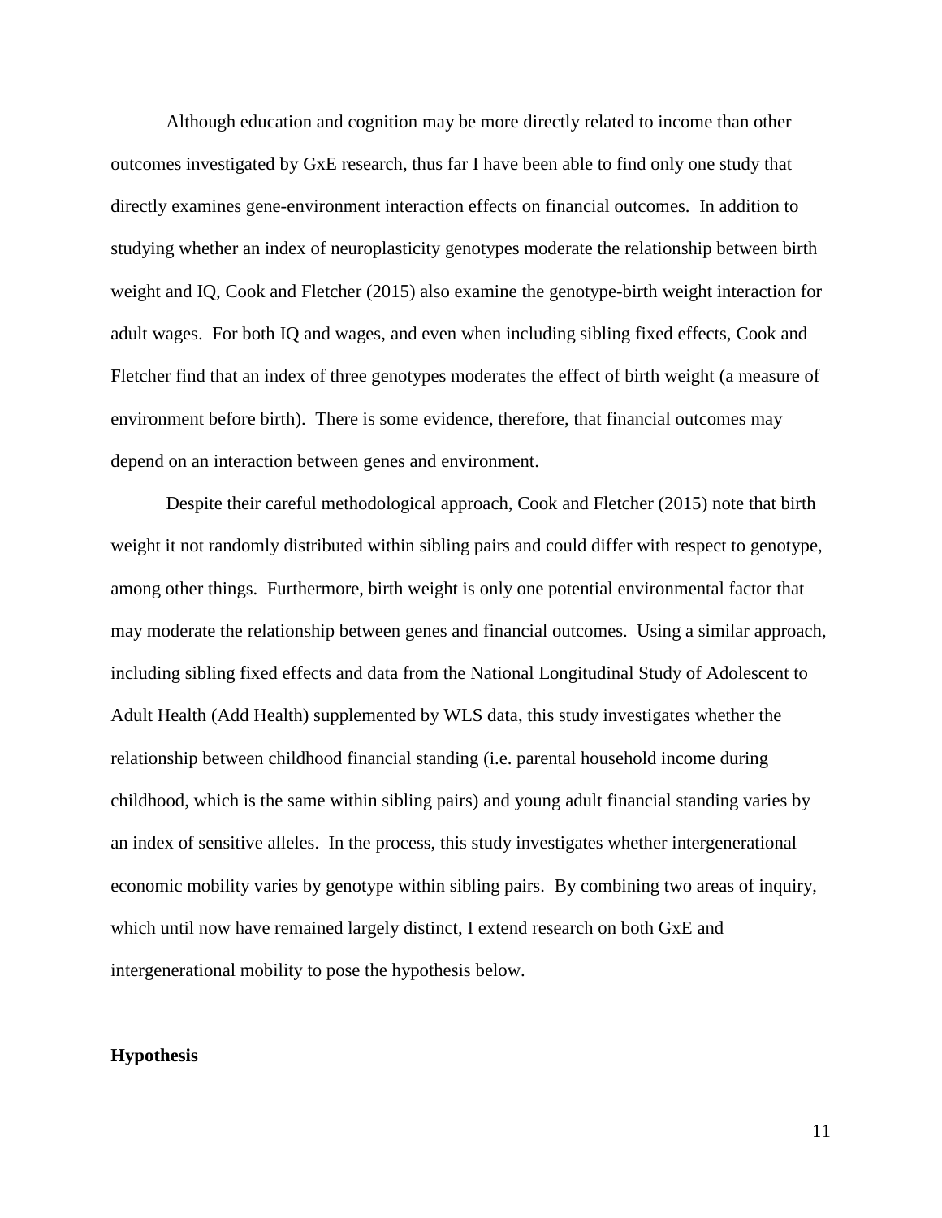Although education and cognition may be more directly related to income than other outcomes investigated by GxE research, thus far I have been able to find only one study that directly examines gene-environment interaction effects on financial outcomes. In addition to studying whether an index of neuroplasticity genotypes moderate the relationship between birth weight and IQ, Cook and Fletcher (2015) also examine the genotype-birth weight interaction for adult wages. For both IQ and wages, and even when including sibling fixed effects, Cook and Fletcher find that an index of three genotypes moderates the effect of birth weight (a measure of environment before birth). There is some evidence, therefore, that financial outcomes may depend on an interaction between genes and environment.

Despite their careful methodological approach, Cook and Fletcher (2015) note that birth weight it not randomly distributed within sibling pairs and could differ with respect to genotype, among other things. Furthermore, birth weight is only one potential environmental factor that may moderate the relationship between genes and financial outcomes. Using a similar approach, including sibling fixed effects and data from the National Longitudinal Study of Adolescent to Adult Health (Add Health) supplemented by WLS data, this study investigates whether the relationship between childhood financial standing (i.e. parental household income during childhood, which is the same within sibling pairs) and young adult financial standing varies by an index of sensitive alleles. In the process, this study investigates whether intergenerational economic mobility varies by genotype within sibling pairs. By combining two areas of inquiry, which until now have remained largely distinct, I extend research on both GxE and intergenerational mobility to pose the hypothesis below.

**Hypothesis**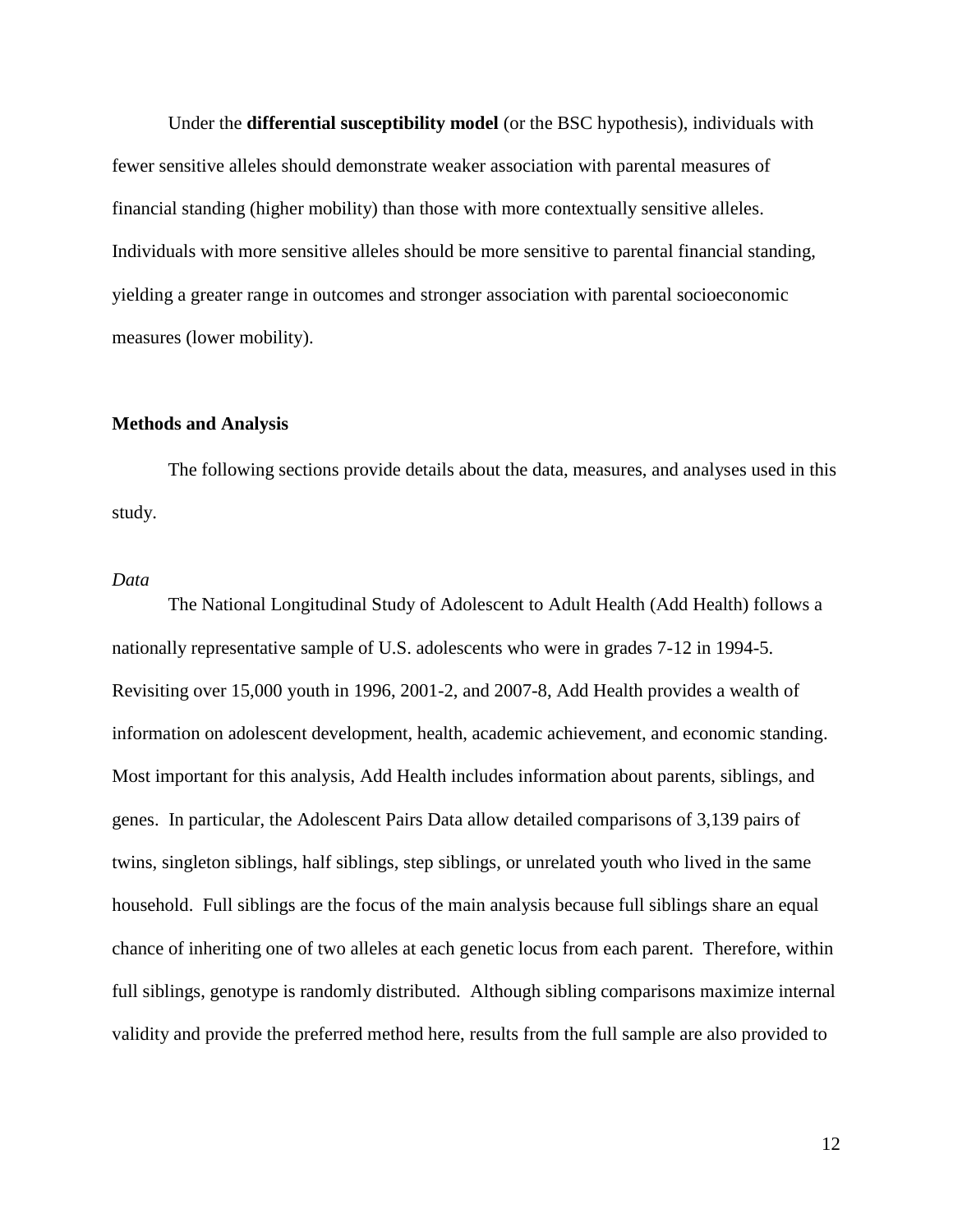Under the **differential susceptibility model** (or the BSC hypothesis), individuals with fewer sensitive alleles should demonstrate weaker association with parental measures of financial standing (higher mobility) than those with more contextually sensitive alleles. Individuals with more sensitive alleles should be more sensitive to parental financial standing, yielding a greater range in outcomes and stronger association with parental socioeconomic measures (lower mobility).

## Methods and Analysis

The following sections provide details about the data, measures, and analyses used in this study.

### *Data*

The National Longitudinal Study of Adolescent to Adult Health (Add Health) follows a nationally representative sample of U.S. adolescents who were in grades 7-12 in 1994-5. Revisiting over 15,000 youth in 1996, 2001-2, and 2007-8, Add Health provides a wealth of information on adolescent development, health, academic achievement, and economic standing. Most important for this analysis, Add Health includes information about parents, siblings, and genes. In particular, the Adolescent Pairs Data allow detailed comparisons of 3,139 pairs of twins, singleton siblings, half siblings, step siblings, or unrelated youth who lived in the same household. Full siblings are the focus of the main analysis because full siblings share an equal chance of inheriting one of two alleles at each genetic locus from each parent. Therefore, within full siblings, genotype is randomly distributed. Although sibling comparisons maximize internal validity and provide the preferred method here, results from the full sample are also provided to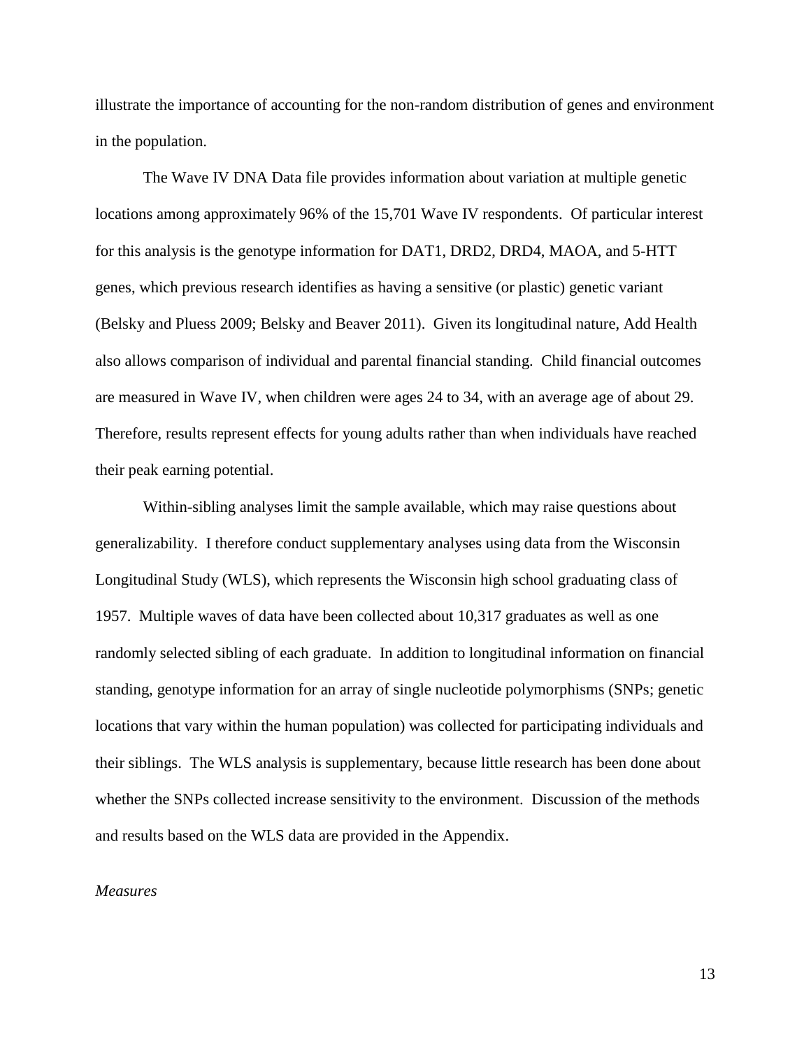illustrate the importance of accounting for the non-random distribution of genes and environment in the population.

The Wave IV DNA Data file provides information about variation at multiple genetic locations among approximately 96% of the 15,701 Wave IV respondents. Of particular interest for this analysis is the genotype information for DAT1, DRD2, DRD4, MAOA, and 5-HTT genes, which previous research identifies as having a sensitive (or plastic) genetic variant (Belsky and Pluess 2009; Belsky and Beaver 2011). Given its longitudinal nature, Add Health also allows comparison of individual and parental financial standing. Child financial outcomes are measured in Wave IV, when children were ages 24 to 34, with an average age of about 29. Therefore, results represent effects for young adults rather than when individuals have reached their peak earning potential.

Within-sibling analyses limit the sample available, which may raise questions about generalizability. I therefore conduct supplementary analyses using data from the Wisconsin Longitudinal Study (WLS), which represents the Wisconsin high school graduating class of 1957. Multiple waves of data have been collected about 10,317 graduates as well as one randomly selected sibling of each graduate. In addition to longitudinal information on financial standing, genotype information for an array of single nucleotide polymorphisms (SNPs; genetic locations that vary within the human population) was collected for participating individuals and their siblings. The WLS analysis is supplementary, because little research has been done about whether the SNPs collected increase sensitivity to the environment. Discussion of the methods and results based on the WLS data are provided in the Appendix.

*Measures*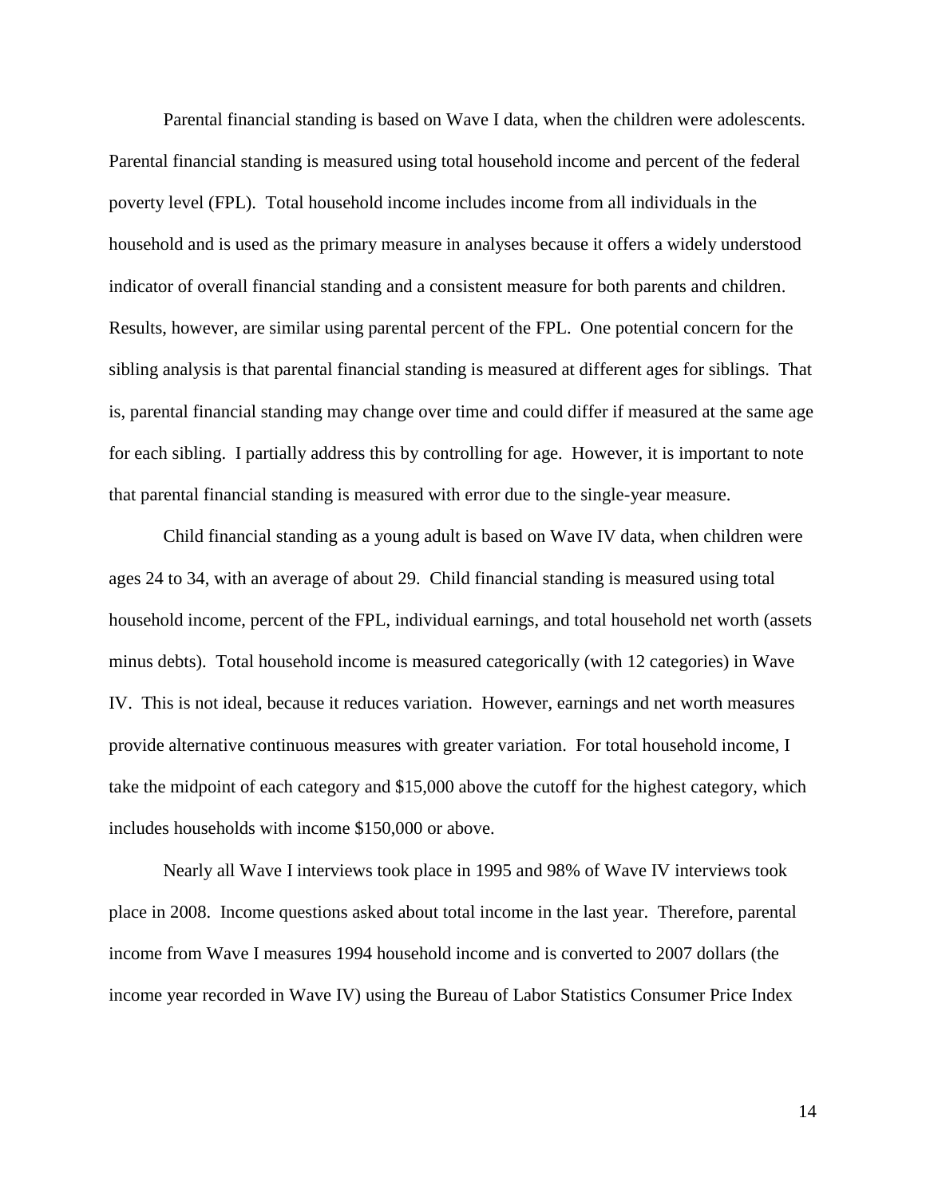Parental financial standing is based on Wave I data, when the children were adolescents. Parental financial standing is measured using total household income and percent of the federal poverty level (FPL). Total household income includes income from all individuals in the household and is used as the primary measure in analyses because it offers a widely understood indicator of overall financial standing and a consistent measure for both parents and children. Results, however, are similar using parental percent of the FPL. One potential concern for the sibling analysis is that parental financial standing is measured at different ages for siblings. That is, parental financial standing may change over time and could differ if measured at the same age for each sibling. I partially address this by controlling for age. However, it is important to note that parental financial standing is measured with error due to the single-year measure.

Child financial standing as a young adult is based on Wave IV data, when children were ages 24 to 34, with an average of about 29. Child financial standing is measured using total household income, percent of the FPL, individual earnings, and total household net worth (assets minus debts). Total household income is measured categorically (with 12 categories) in Wave IV. This is not ideal, because it reduces variation. However, earnings and net worth measures provide alternative continuous measures with greater variation. For total household income, I take the midpoint of each category and $15,000 above the cutoff for the highest category, which includes households with income $150,000 or above.

Nearly all Wave I interviews took place in 1995 and 98% of Wave IV interviews took place in 2008. Income questions asked about total income in the last year. Therefore, parental income from Wave I measures 1994 household income and is converted to 2007 dollars (the income year recorded in Wave IV) using the Bureau of Labor Statistics Consumer Price Index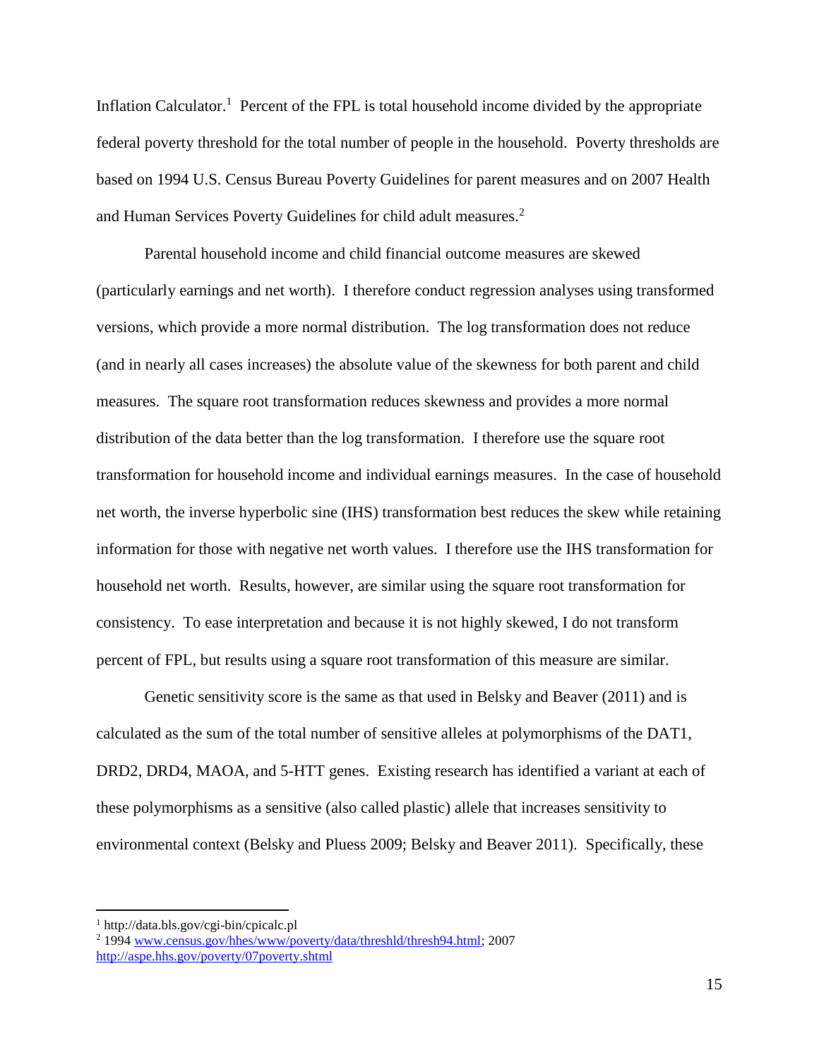Inflation Calculator.[1] Percent of the FPL is total household income divided by the appropriate federal poverty threshold for the total number of people in the household. Poverty thresholds are based on 1994 U.S. Census Bureau Poverty Guidelines for parent measures and on 2007 Health and Human Services Poverty Guidelines for child adult measures.[2]

Parental household income and child financial outcome measures are skewed (particularly earnings and net worth). I therefore conduct regression analyses using transformed versions, which provide a more normal distribution. The log transformation does not reduce (and in nearly all cases increases) the absolute value of the skewness for both parent and child measures. The square root transformation reduces skewness and provides a more normal distribution of the data better than the log transformation. I therefore use the square root transformation for household income and individual earnings measures. In the case of household net worth, the inverse hyperbolic sine (IHS) transformation best reduces the skew while retaining information for those with negative net worth values. I therefore use the IHS transformation for household net worth. Results, however, are similar using the square root transformation for consistency. To ease interpretation and because it is not highly skewed, I do not transform percent of FPL, but results using a square root transformation of this measure are similar.

Genetic sensitivity score is the same as that used in Belsky and Beaver (2011) and is calculated as the sum of the total number of sensitive alleles at polymorphisms of the DAT1, DRD2, DRD4, MAOA, and 5-HTT genes. Existing research has identified a variant at each of these polymorphisms as a sensitive (also called plastic) allele that increases sensitivity to environmental context (Belsky and Pluess 2009; Belsky and Beaver 2011). Specifically, these

---

[1] http://data.bls.gov/cgi-bin/cpicalc.pl

[2] 1994 www.census.gov/hhes/www/poverty/data/threshld/thresh94.html; 2007 http://aspe.hhs.gov/poverty/07poverty.shtml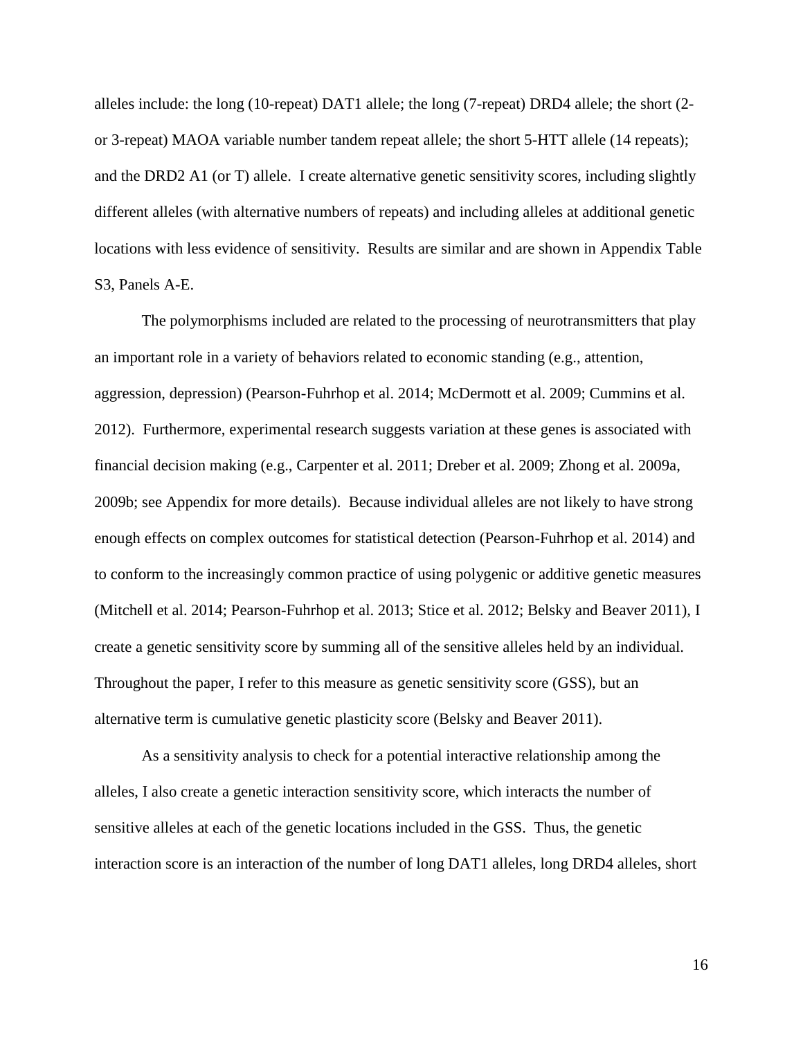alleles include: the long (10-repeat) DAT1 allele; the long (7-repeat) DRD4 allele; the short (2- or 3-repeat) MAOA variable number tandem repeat allele; the short 5-HTT allele (14 repeats); and the DRD2 A1 (or T) allele. I create alternative genetic sensitivity scores, including slightly different alleles (with alternative numbers of repeats) and including alleles at additional genetic locations with less evidence of sensitivity. Results are similar and are shown in Appendix Table S3, Panels A-E.

The polymorphisms included are related to the processing of neurotransmitters that play an important role in a variety of behaviors related to economic standing (e.g., attention, aggression, depression) (Pearson-Fuhrhop et al. 2014; McDermott et al. 2009; Cummins et al. 2012). Furthermore, experimental research suggests variation at these genes is associated with financial decision making (e.g., Carpenter et al. 2011; Dreber et al. 2009; Zhong et al. 2009a, 2009b; see Appendix for more details). Because individual alleles are not likely to have strong enough effects on complex outcomes for statistical detection (Pearson-Fuhrhop et al. 2014) and to conform to the increasingly common practice of using polygenic or additive genetic measures (Mitchell et al. 2014; Pearson-Fuhrhop et al. 2013; Stice et al. 2012; Belsky and Beaver 2011), I create a genetic sensitivity score by summing all of the sensitive alleles held by an individual. Throughout the paper, I refer to this measure as genetic sensitivity score (GSS), but an alternative term is cumulative genetic plasticity score (Belsky and Beaver 2011).

As a sensitivity analysis to check for a potential interactive relationship among the alleles, I also create a genetic interaction sensitivity score, which interacts the number of sensitive alleles at each of the genetic locations included in the GSS. Thus, the genetic interaction score is an interaction of the number of long DAT1 alleles, long DRD4 alleles, short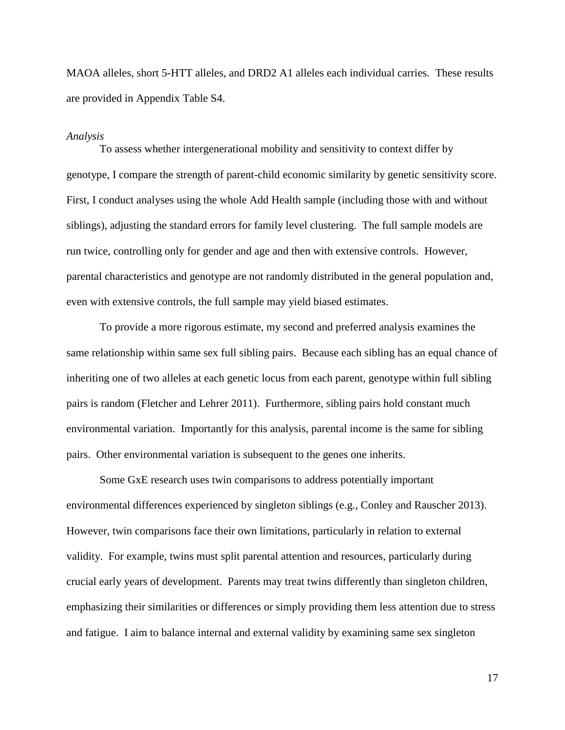MAOA alleles, short 5-HTT alleles, and DRD2 A1 alleles each individual carries. These results are provided in Appendix Table S4.

*Analysis*

To assess whether intergenerational mobility and sensitivity to context differ by genotype, I compare the strength of parent-child economic similarity by genetic sensitivity score. First, I conduct analyses using the whole Add Health sample (including those with and without siblings), adjusting the standard errors for family level clustering. The full sample models are run twice, controlling only for gender and age and then with extensive controls. However, parental characteristics and genotype are not randomly distributed in the general population and, even with extensive controls, the full sample may yield biased estimates.

To provide a more rigorous estimate, my second and preferred analysis examines the same relationship within same sex full sibling pairs. Because each sibling has an equal chance of inheriting one of two alleles at each genetic locus from each parent, genotype within full sibling pairs is random (Fletcher and Lehrer 2011). Furthermore, sibling pairs hold constant much environmental variation. Importantly for this analysis, parental income is the same for sibling pairs. Other environmental variation is subsequent to the genes one inherits.

Some GxE research uses twin comparisons to address potentially important environmental differences experienced by singleton siblings (e.g., Conley and Rauscher 2013). However, twin comparisons face their own limitations, particularly in relation to external validity. For example, twins must split parental attention and resources, particularly during crucial early years of development. Parents may treat twins differently than singleton children, emphasizing their similarities or differences or simply providing them less attention due to stress and fatigue. I aim to balance internal and external validity by examining same sex singleton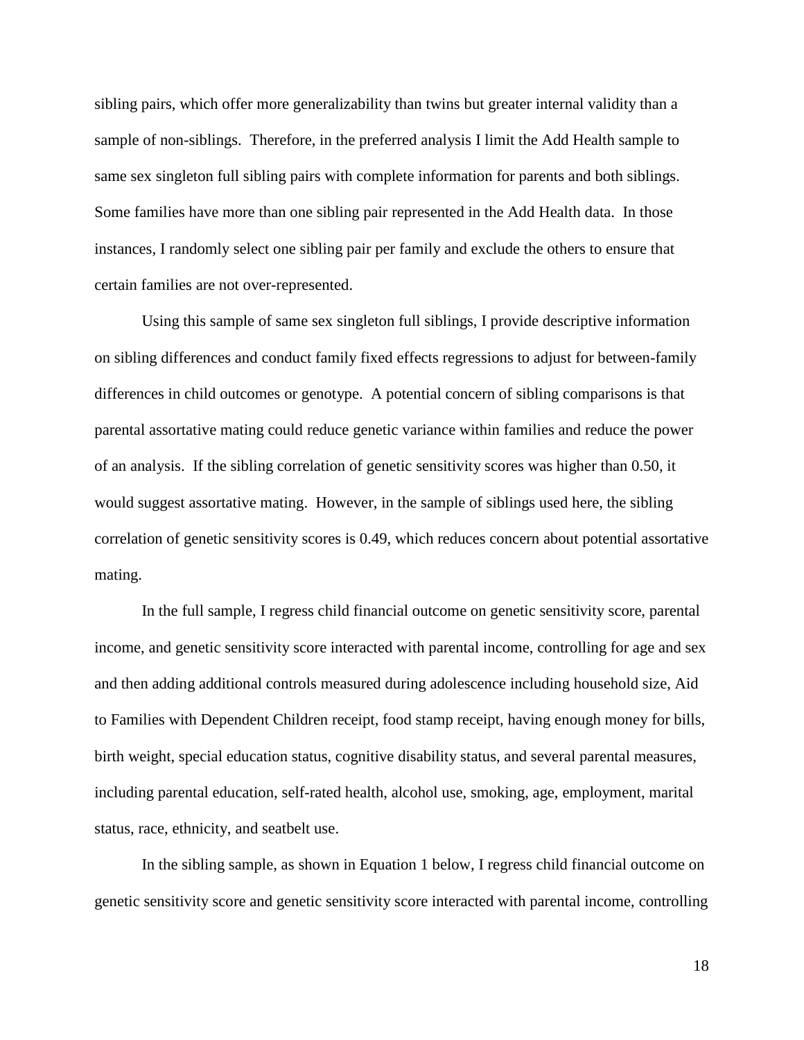sibling pairs, which offer more generalizability than twins but greater internal validity than a sample of non-siblings. Therefore, in the preferred analysis I limit the Add Health sample to same sex singleton full sibling pairs with complete information for parents and both siblings. Some families have more than one sibling pair represented in the Add Health data. In those instances, I randomly select one sibling pair per family and exclude the others to ensure that certain families are not over-represented.

Using this sample of same sex singleton full siblings, I provide descriptive information on sibling differences and conduct family fixed effects regressions to adjust for between-family differences in child outcomes or genotype. A potential concern of sibling comparisons is that parental assortative mating could reduce genetic variance within families and reduce the power of an analysis. If the sibling correlation of genetic sensitivity scores was higher than 0.50, it would suggest assortative mating. However, in the sample of siblings used here, the sibling correlation of genetic sensitivity scores is 0.49, which reduces concern about potential assortative mating.

In the full sample, I regress child financial outcome on genetic sensitivity score, parental income, and genetic sensitivity score interacted with parental income, controlling for age and sex and then adding additional controls measured during adolescence including household size, Aid to Families with Dependent Children receipt, food stamp receipt, having enough money for bills, birth weight, special education status, cognitive disability status, and several parental measures, including parental education, self-rated health, alcohol use, smoking, age, employment, marital status, race, ethnicity, and seatbelt use.

In the sibling sample, as shown in Equation 1 below, I regress child financial outcome on genetic sensitivity score and genetic sensitivity score interacted with parental income, controlling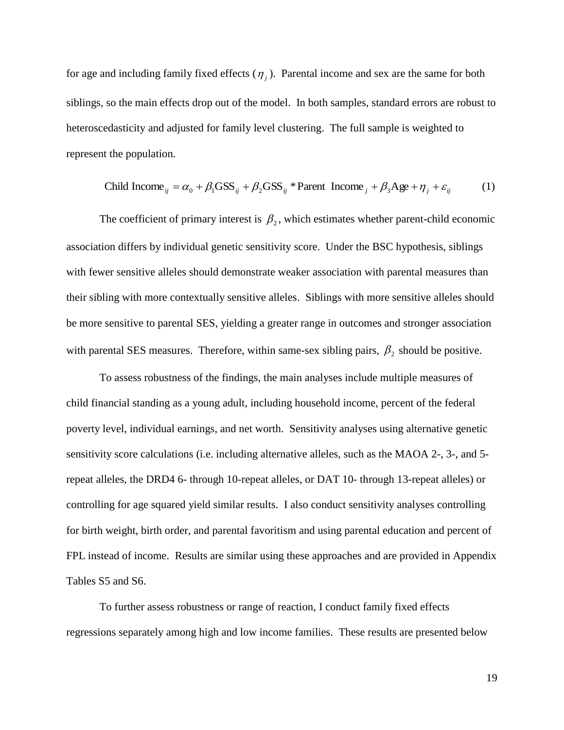for age and including family fixed effects ($\eta_j$). Parental income and sex are the same for both siblings, so the main effects drop out of the model. In both samples, standard errors are robust to heteroscedasticity and adjusted for family level clustering. The full sample is weighted to represent the population.

$$\text{Child Income}_{ij} = \alpha_0 + \beta_1 \text{GSS}_{ij} + \beta_2 \text{GSS}_{ij} * \text{Parent Income}_j + \beta_3 \text{Age} + \eta_j + \varepsilon_{ij} \qquad (1)$$

The coefficient of primary interest is $\beta_2$, which estimates whether parent-child economic association differs by individual genetic sensitivity score. Under the BSC hypothesis, siblings with fewer sensitive alleles should demonstrate weaker association with parental measures than their sibling with more contextually sensitive alleles. Siblings with more sensitive alleles should be more sensitive to parental SES, yielding a greater range in outcomes and stronger association with parental SES measures. Therefore, within same-sex sibling pairs, $\beta_2$ should be positive.

To assess robustness of the findings, the main analyses include multiple measures of child financial standing as a young adult, including household income, percent of the federal poverty level, individual earnings, and net worth. Sensitivity analyses using alternative genetic sensitivity score calculations (i.e. including alternative alleles, such as the MAOA 2-, 3-, and 5-repeat alleles, the DRD4 6- through 10-repeat alleles, or DAT 10- through 13-repeat alleles) or controlling for age squared yield similar results. I also conduct sensitivity analyses controlling for birth weight, birth order, and parental favoritism and using parental education and percent of FPL instead of income. Results are similar using these approaches and are provided in Appendix Tables S5 and S6.

To further assess robustness or range of reaction, I conduct family fixed effects regressions separately among high and low income families. These results are presented below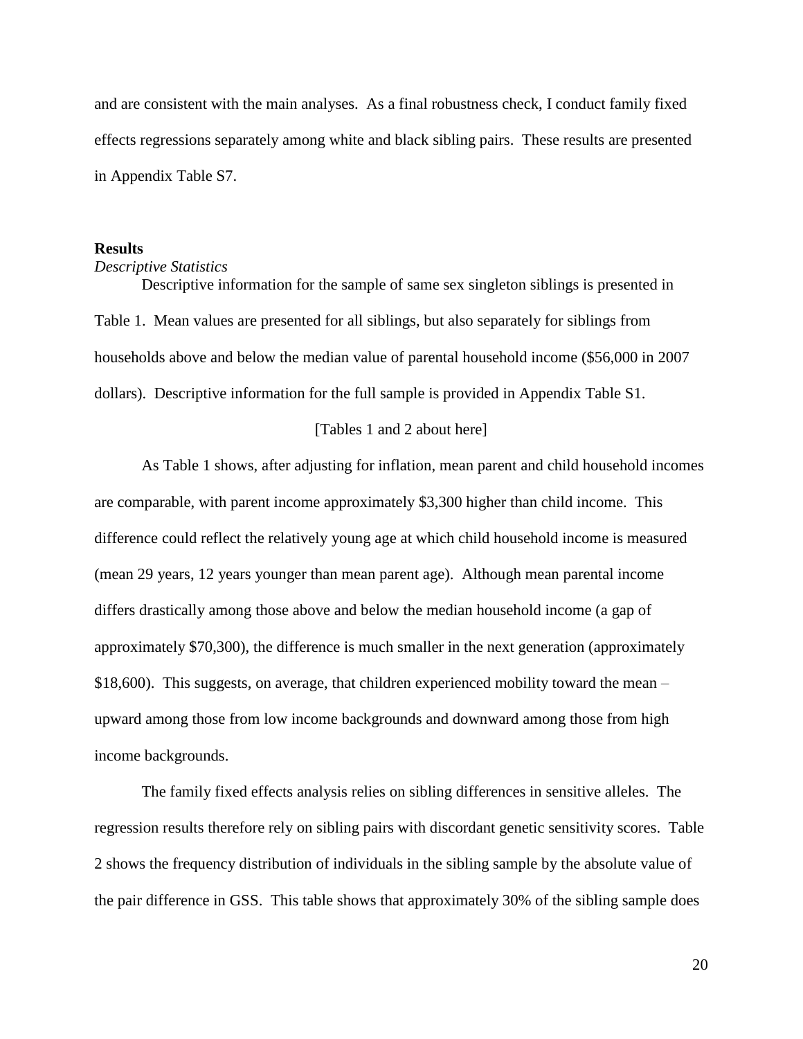and are consistent with the main analyses. As a final robustness check, I conduct family fixed effects regressions separately among white and black sibling pairs. These results are presented in Appendix Table S7.

## Results

*Descriptive Statistics*

Descriptive information for the sample of same sex singleton siblings is presented in Table 1. Mean values are presented for all siblings, but also separately for siblings from households above and below the median value of parental household income ($56,000 in 2007 dollars). Descriptive information for the full sample is provided in Appendix Table S1.

[Tables 1 and 2 about here]

As Table 1 shows, after adjusting for inflation, mean parent and child household incomes are comparable, with parent income approximately $3,300 higher than child income. This difference could reflect the relatively young age at which child household income is measured (mean 29 years, 12 years younger than mean parent age). Although mean parental income differs drastically among those above and below the median household income (a gap of approximately $70,300), the difference is much smaller in the next generation (approximately $18,600). This suggests, on average, that children experienced mobility toward the mean – upward among those from low income backgrounds and downward among those from high income backgrounds.

The family fixed effects analysis relies on sibling differences in sensitive alleles. The regression results therefore rely on sibling pairs with discordant genetic sensitivity scores. Table 2 shows the frequency distribution of individuals in the sibling sample by the absolute value of the pair difference in GSS. This table shows that approximately 30% of the sibling sample does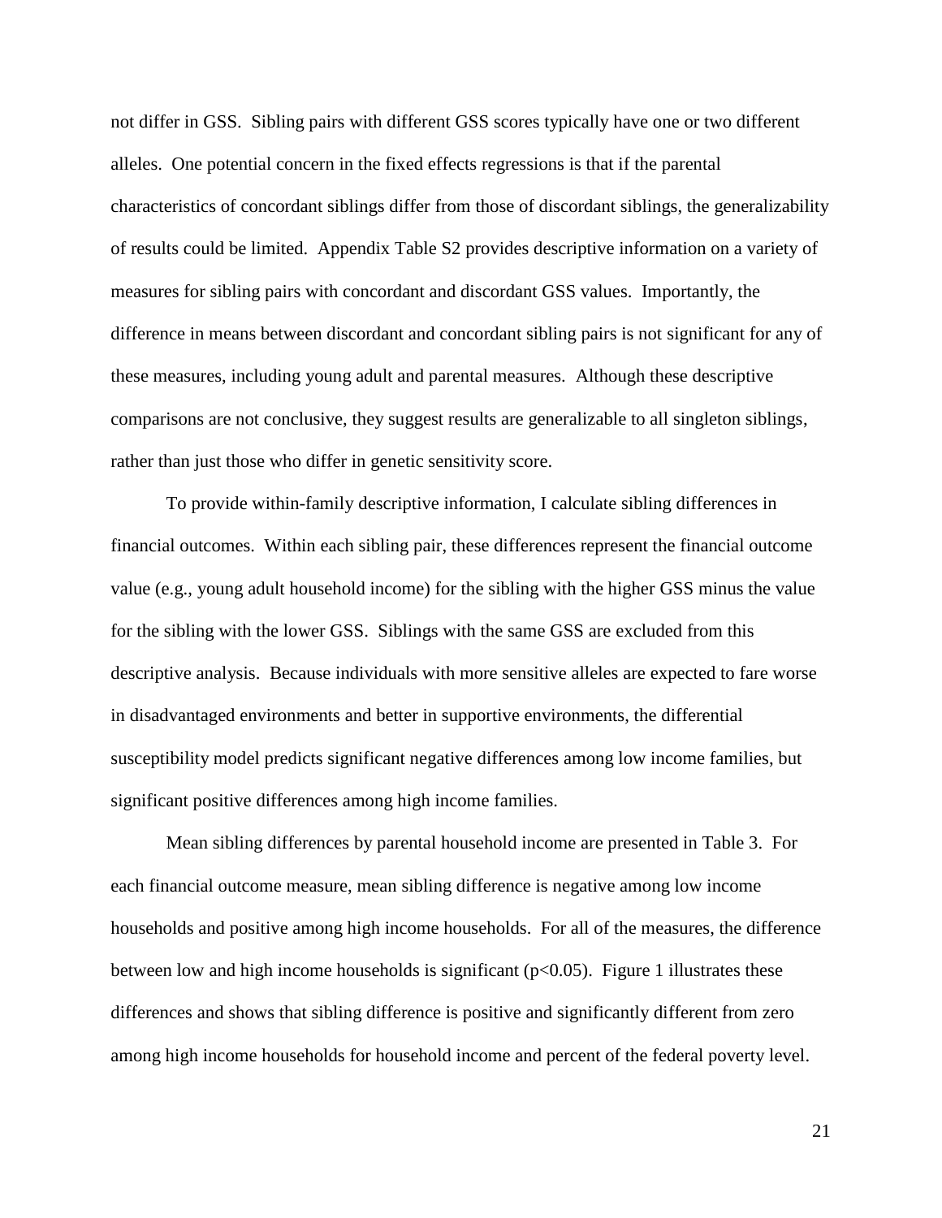not differ in GSS. Sibling pairs with different GSS scores typically have one or two different alleles. One potential concern in the fixed effects regressions is that if the parental characteristics of concordant siblings differ from those of discordant siblings, the generalizability of results could be limited. Appendix Table S2 provides descriptive information on a variety of measures for sibling pairs with concordant and discordant GSS values. Importantly, the difference in means between discordant and concordant sibling pairs is not significant for any of these measures, including young adult and parental measures. Although these descriptive comparisons are not conclusive, they suggest results are generalizable to all singleton siblings, rather than just those who differ in genetic sensitivity score.

To provide within-family descriptive information, I calculate sibling differences in financial outcomes. Within each sibling pair, these differences represent the financial outcome value (e.g., young adult household income) for the sibling with the higher GSS minus the value for the sibling with the lower GSS. Siblings with the same GSS are excluded from this descriptive analysis. Because individuals with more sensitive alleles are expected to fare worse in disadvantaged environments and better in supportive environments, the differential susceptibility model predicts significant negative differences among low income families, but significant positive differences among high income families.

Mean sibling differences by parental household income are presented in Table 3. For each financial outcome measure, mean sibling difference is negative among low income households and positive among high income households. For all of the measures, the difference between low and high income households is significant ($p<0.05$). Figure 1 illustrates these differences and shows that sibling difference is positive and significantly different from zero among high income households for household income and percent of the federal poverty level.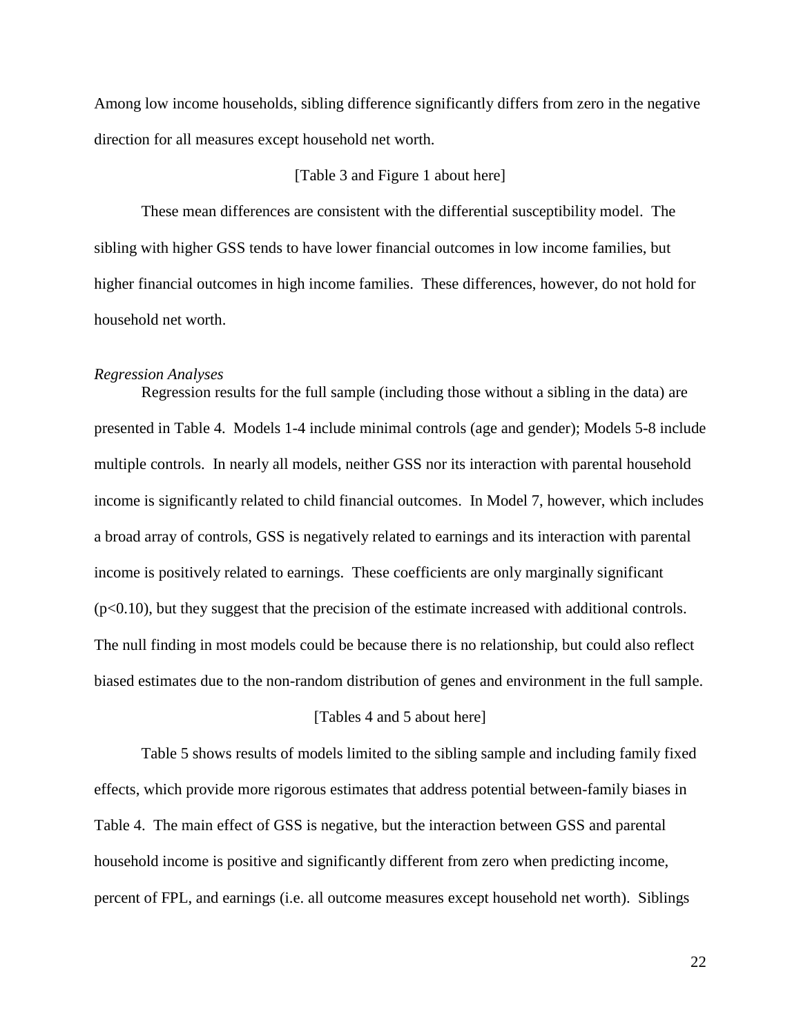Among low income households, sibling difference significantly differs from zero in the negative direction for all measures except household net worth.

[Table 3 and Figure 1 about here]

These mean differences are consistent with the differential susceptibility model. The sibling with higher GSS tends to have lower financial outcomes in low income families, but higher financial outcomes in high income families. These differences, however, do not hold for household net worth.

*Regression Analyses*

Regression results for the full sample (including those without a sibling in the data) are presented in Table 4. Models 1-4 include minimal controls (age and gender); Models 5-8 include multiple controls. In nearly all models, neither GSS nor its interaction with parental household income is significantly related to child financial outcomes. In Model 7, however, which includes a broad array of controls, GSS is negatively related to earnings and its interaction with parental income is positively related to earnings. These coefficients are only marginally significant ($p<0.10$), but they suggest that the precision of the estimate increased with additional controls. The null finding in most models could be because there is no relationship, but could also reflect biased estimates due to the non-random distribution of genes and environment in the full sample.

[Tables 4 and 5 about here]

Table 5 shows results of models limited to the sibling sample and including family fixed effects, which provide more rigorous estimates that address potential between-family biases in Table 4. The main effect of GSS is negative, but the interaction between GSS and parental household income is positive and significantly different from zero when predicting income, percent of FPL, and earnings (i.e. all outcome measures except household net worth). Siblings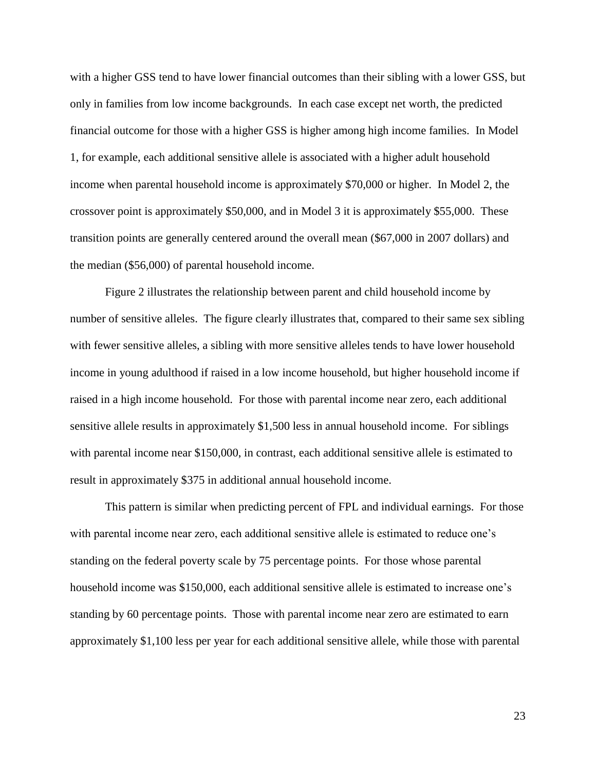with a higher GSS tend to have lower financial outcomes than their sibling with a lower GSS, but only in families from low income backgrounds. In each case except net worth, the predicted financial outcome for those with a higher GSS is higher among high income families. In Model 1, for example, each additional sensitive allele is associated with a higher adult household income when parental household income is approximately $70,000 or higher. In Model 2, the crossover point is approximately $50,000, and in Model 3 it is approximately $55,000. These transition points are generally centered around the overall mean ($67,000 in 2007 dollars) and the median ($56,000) of parental household income.

Figure 2 illustrates the relationship between parent and child household income by number of sensitive alleles. The figure clearly illustrates that, compared to their same sex sibling with fewer sensitive alleles, a sibling with more sensitive alleles tends to have lower household income in young adulthood if raised in a low income household, but higher household income if raised in a high income household. For those with parental income near zero, each additional sensitive allele results in approximately $1,500 less in annual household income. For siblings with parental income near $150,000, in contrast, each additional sensitive allele is estimated to result in approximately $375 in additional annual household income.

This pattern is similar when predicting percent of FPL and individual earnings. For those with parental income near zero, each additional sensitive allele is estimated to reduce one's standing on the federal poverty scale by 75 percentage points. For those whose parental household income was $150,000, each additional sensitive allele is estimated to increase one's standing by 60 percentage points. Those with parental income near zero are estimated to earn approximately $1,100 less per year for each additional sensitive allele, while those with parental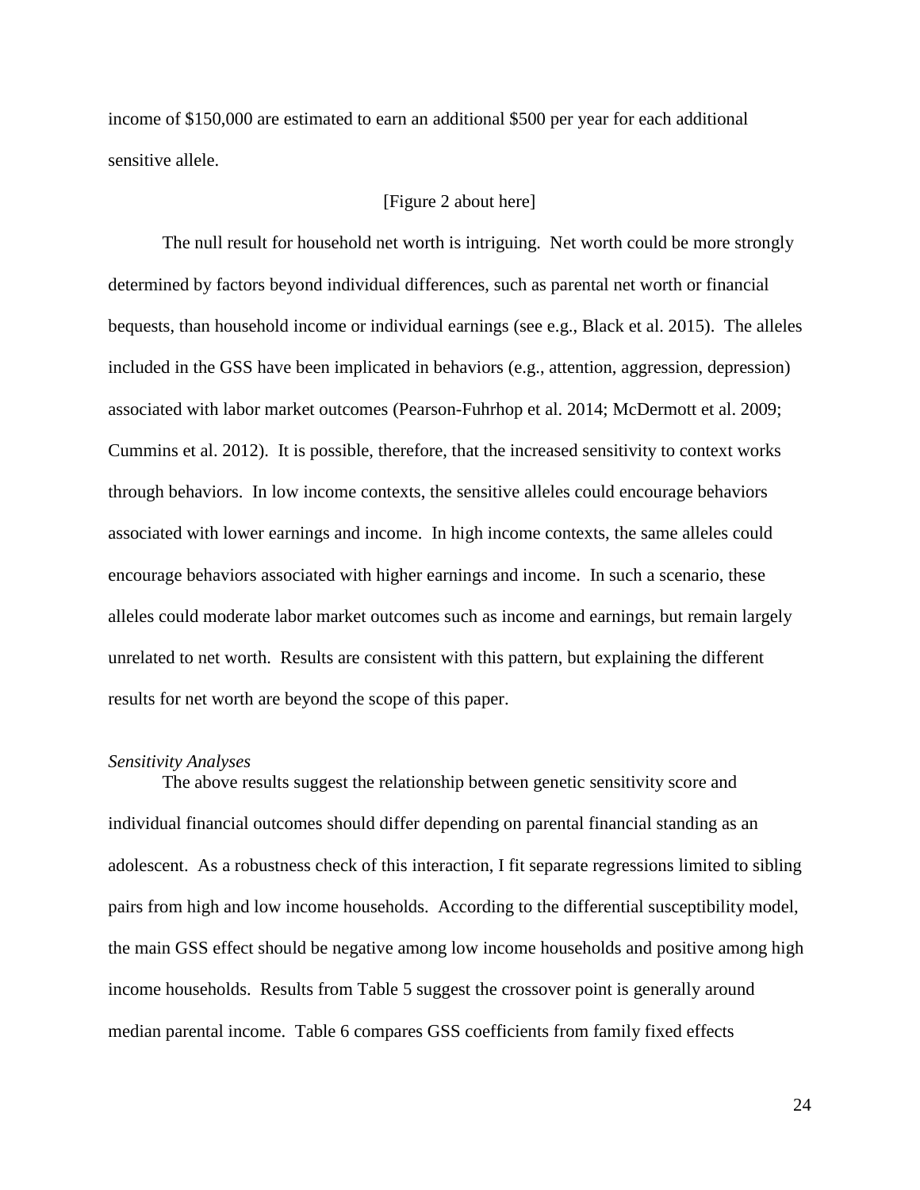income of $150,000 are estimated to earn an additional $500 per year for each additional sensitive allele.

[Figure 2 about here]

The null result for household net worth is intriguing. Net worth could be more strongly determined by factors beyond individual differences, such as parental net worth or financial bequests, than household income or individual earnings (see e.g., Black et al. 2015). The alleles included in the GSS have been implicated in behaviors (e.g., attention, aggression, depression) associated with labor market outcomes (Pearson-Fuhrhop et al. 2014; McDermott et al. 2009; Cummins et al. 2012). It is possible, therefore, that the increased sensitivity to context works through behaviors. In low income contexts, the sensitive alleles could encourage behaviors associated with lower earnings and income. In high income contexts, the same alleles could encourage behaviors associated with higher earnings and income. In such a scenario, these alleles could moderate labor market outcomes such as income and earnings, but remain largely unrelated to net worth. Results are consistent with this pattern, but explaining the different results for net worth are beyond the scope of this paper.

*Sensitivity Analyses*

The above results suggest the relationship between genetic sensitivity score and individual financial outcomes should differ depending on parental financial standing as an adolescent. As a robustness check of this interaction, I fit separate regressions limited to sibling pairs from high and low income households. According to the differential susceptibility model, the main GSS effect should be negative among low income households and positive among high income households. Results from Table 5 suggest the crossover point is generally around median parental income. Table 6 compares GSS coefficients from family fixed effects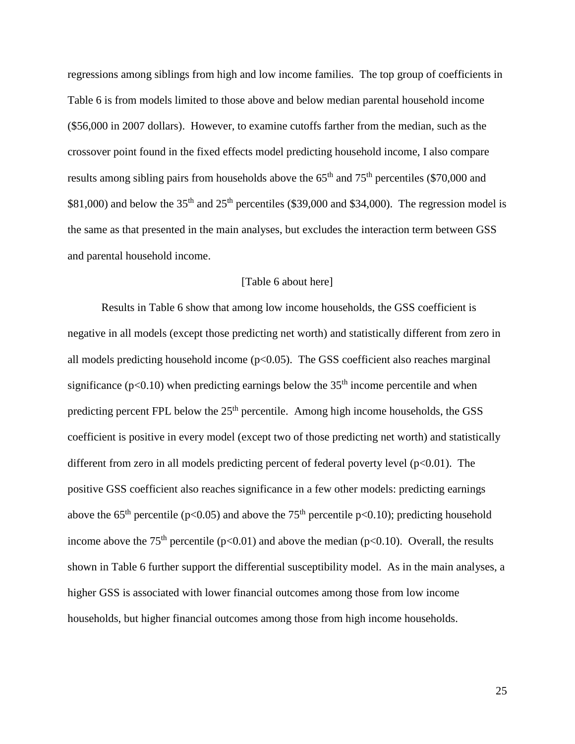regressions among siblings from high and low income families. The top group of coefficients in Table 6 is from models limited to those above and below median parental household income ($56,000 in 2007 dollars). However, to examine cutoffs farther from the median, such as the crossover point found in the fixed effects model predicting household income, I also compare results among sibling pairs from households above the 65th and 75th percentiles ($70,000 and $81,000) and below the 35th and 25th percentiles ($39,000 and $34,000). The regression model is the same as that presented in the main analyses, but excludes the interaction term between GSS and parental household income.

[Table 6 about here]

Results in Table 6 show that among low income households, the GSS coefficient is negative in all models (except those predicting net worth) and statistically different from zero in all models predicting household income ($p<0.05$). The GSS coefficient also reaches marginal significance ($p<0.10$) when predicting earnings below the 35th income percentile and when predicting percent FPL below the 25th percentile. Among high income households, the GSS coefficient is positive in every model (except two of those predicting net worth) and statistically different from zero in all models predicting percent of federal poverty level ($p<0.01$). The positive GSS coefficient also reaches significance in a few other models: predicting earnings above the 65th percentile ($p<0.05$) and above the 75th percentile $p<0.10$); predicting household income above the 75th percentile ($p<0.01$) and above the median ($p<0.10$). Overall, the results shown in Table 6 further support the differential susceptibility model. As in the main analyses, a higher GSS is associated with lower financial outcomes among those from low income households, but higher financial outcomes among those from high income households.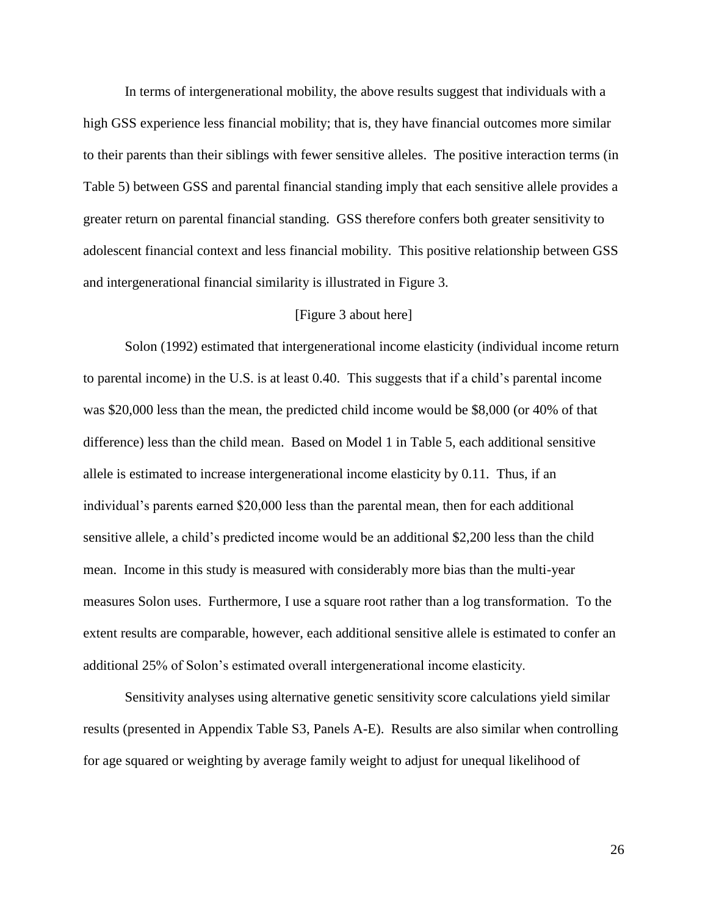In terms of intergenerational mobility, the above results suggest that individuals with a high GSS experience less financial mobility; that is, they have financial outcomes more similar to their parents than their siblings with fewer sensitive alleles. The positive interaction terms (in Table 5) between GSS and parental financial standing imply that each sensitive allele provides a greater return on parental financial standing. GSS therefore confers both greater sensitivity to adolescent financial context and less financial mobility. This positive relationship between GSS and intergenerational financial similarity is illustrated in Figure 3.

[Figure 3 about here]

Solon (1992) estimated that intergenerational income elasticity (individual income return to parental income) in the U.S. is at least 0.40. This suggests that if a child's parental income was $20,000 less than the mean, the predicted child income would be $8,000 (or 40% of that difference) less than the child mean. Based on Model 1 in Table 5, each additional sensitive allele is estimated to increase intergenerational income elasticity by 0.11. Thus, if an individual's parents earned $20,000 less than the parental mean, then for each additional sensitive allele, a child's predicted income would be an additional $2,200 less than the child mean. Income in this study is measured with considerably more bias than the multi-year measures Solon uses. Furthermore, I use a square root rather than a log transformation. To the extent results are comparable, however, each additional sensitive allele is estimated to confer an additional 25% of Solon's estimated overall intergenerational income elasticity.

Sensitivity analyses using alternative genetic sensitivity score calculations yield similar results (presented in Appendix Table S3, Panels A-E). Results are also similar when controlling for age squared or weighting by average family weight to adjust for unequal likelihood of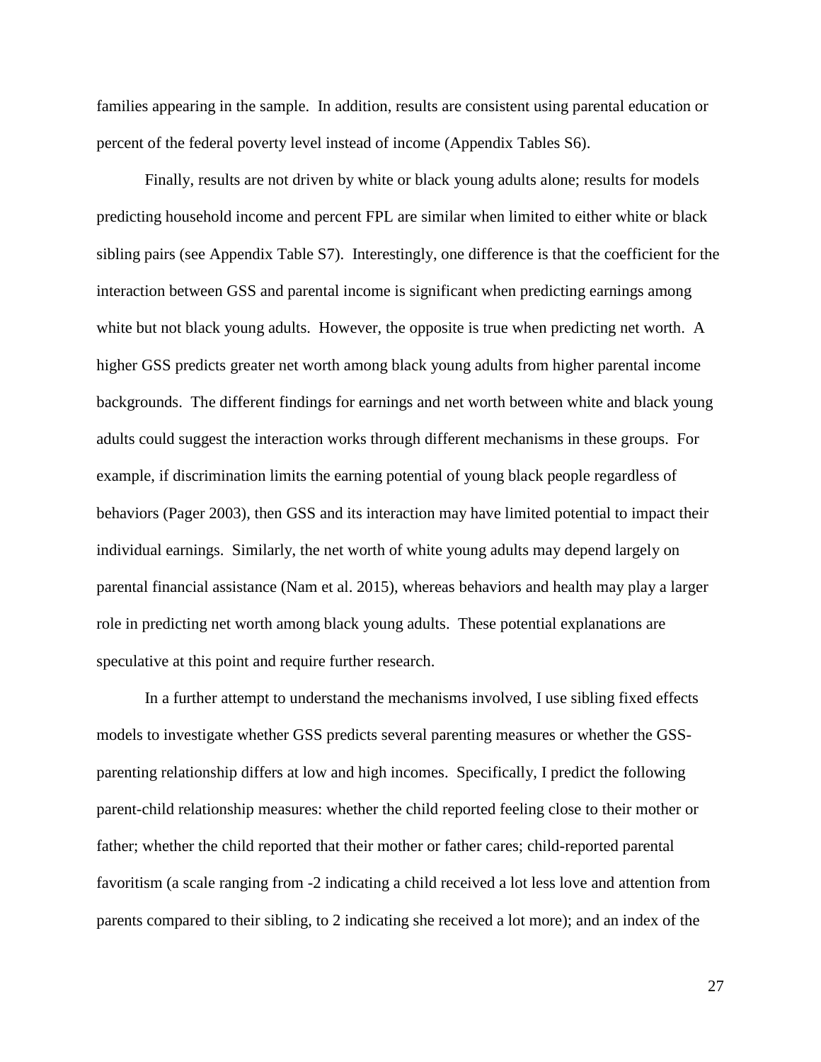families appearing in the sample. In addition, results are consistent using parental education or percent of the federal poverty level instead of income (Appendix Tables S6).

Finally, results are not driven by white or black young adults alone; results for models predicting household income and percent FPL are similar when limited to either white or black sibling pairs (see Appendix Table S7). Interestingly, one difference is that the coefficient for the interaction between GSS and parental income is significant when predicting earnings among white but not black young adults. However, the opposite is true when predicting net worth. A higher GSS predicts greater net worth among black young adults from higher parental income backgrounds. The different findings for earnings and net worth between white and black young adults could suggest the interaction works through different mechanisms in these groups. For example, if discrimination limits the earning potential of young black people regardless of behaviors (Pager 2003), then GSS and its interaction may have limited potential to impact their individual earnings. Similarly, the net worth of white young adults may depend largely on parental financial assistance (Nam et al. 2015), whereas behaviors and health may play a larger role in predicting net worth among black young adults. These potential explanations are speculative at this point and require further research.

In a further attempt to understand the mechanisms involved, I use sibling fixed effects models to investigate whether GSS predicts several parenting measures or whether the GSS-parenting relationship differs at low and high incomes. Specifically, I predict the following parent-child relationship measures: whether the child reported feeling close to their mother or father; whether the child reported that their mother or father cares; child-reported parental favoritism (a scale ranging from -2 indicating a child received a lot less love and attention from parents compared to their sibling, to 2 indicating she received a lot more); and an index of the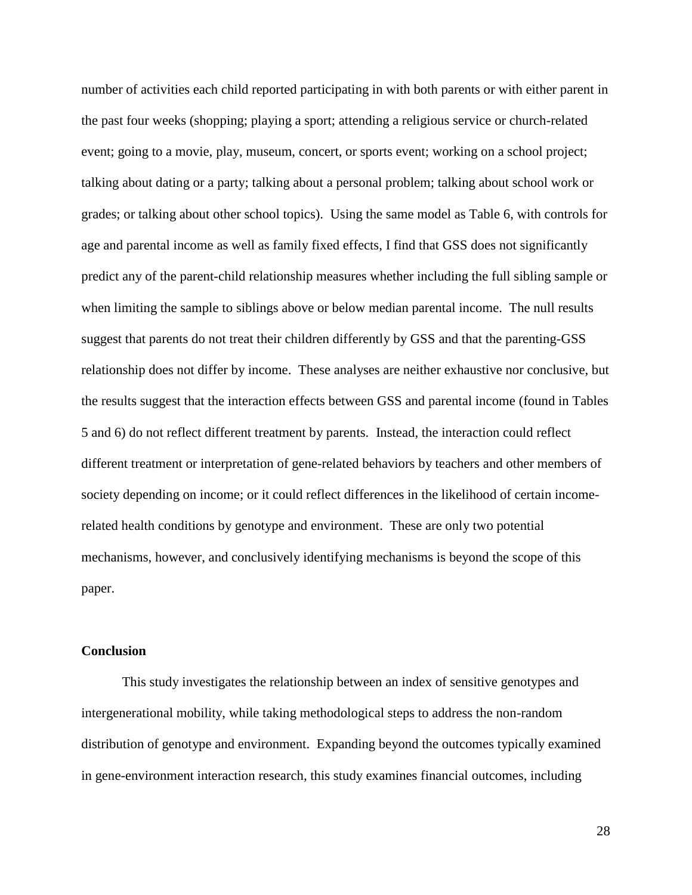number of activities each child reported participating in with both parents or with either parent in the past four weeks (shopping; playing a sport; attending a religious service or church-related event; going to a movie, play, museum, concert, or sports event; working on a school project; talking about dating or a party; talking about a personal problem; talking about school work or grades; or talking about other school topics). Using the same model as Table 6, with controls for age and parental income as well as family fixed effects, I find that GSS does not significantly predict any of the parent-child relationship measures whether including the full sibling sample or when limiting the sample to siblings above or below median parental income. The null results suggest that parents do not treat their children differently by GSS and that the parenting-GSS relationship does not differ by income. These analyses are neither exhaustive nor conclusive, but the results suggest that the interaction effects between GSS and parental income (found in Tables 5 and 6) do not reflect different treatment by parents. Instead, the interaction could reflect different treatment or interpretation of gene-related behaviors by teachers and other members of society depending on income; or it could reflect differences in the likelihood of certain income-related health conditions by genotype and environment. These are only two potential mechanisms, however, and conclusively identifying mechanisms is beyond the scope of this paper.

## Conclusion

This study investigates the relationship between an index of sensitive genotypes and intergenerational mobility, while taking methodological steps to address the non-random distribution of genotype and environment. Expanding beyond the outcomes typically examined in gene-environment interaction research, this study examines financial outcomes, including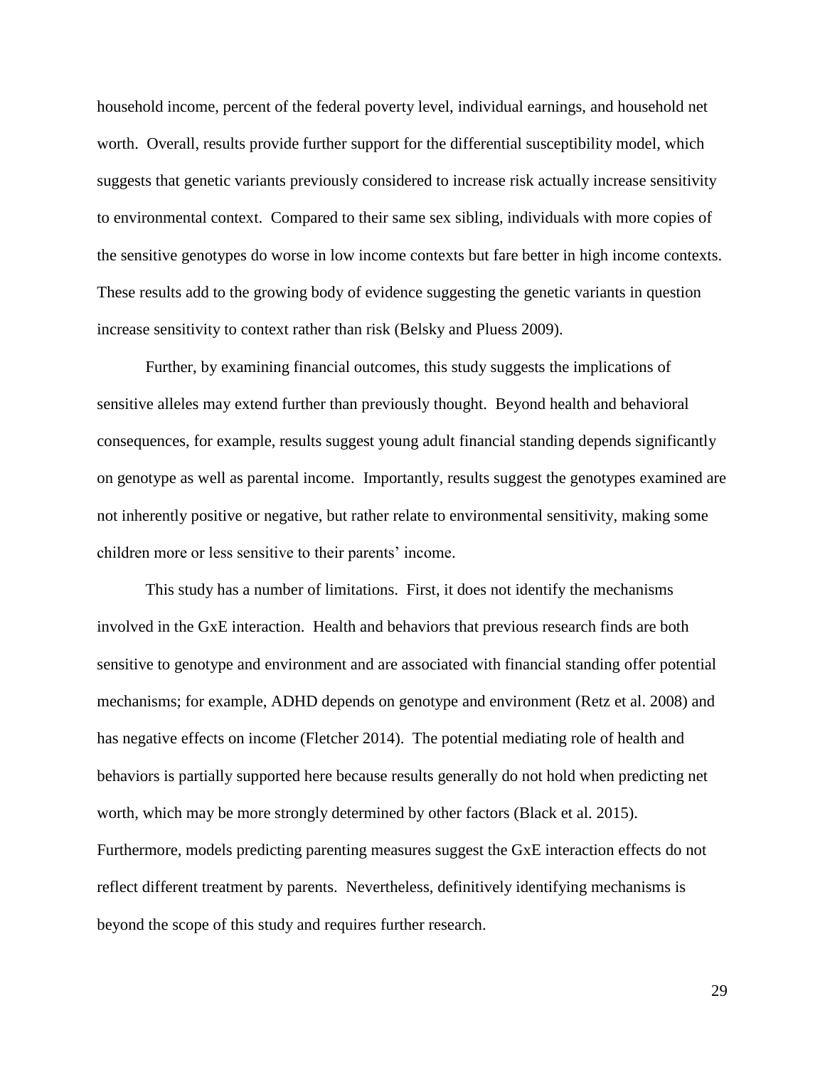household income, percent of the federal poverty level, individual earnings, and household net worth. Overall, results provide further support for the differential susceptibility model, which suggests that genetic variants previously considered to increase risk actually increase sensitivity to environmental context. Compared to their same sex sibling, individuals with more copies of the sensitive genotypes do worse in low income contexts but fare better in high income contexts. These results add to the growing body of evidence suggesting the genetic variants in question increase sensitivity to context rather than risk (Belsky and Pluess 2009).

Further, by examining financial outcomes, this study suggests the implications of sensitive alleles may extend further than previously thought. Beyond health and behavioral consequences, for example, results suggest young adult financial standing depends significantly on genotype as well as parental income. Importantly, results suggest the genotypes examined are not inherently positive or negative, but rather relate to environmental sensitivity, making some children more or less sensitive to their parents' income.

This study has a number of limitations. First, it does not identify the mechanisms involved in the GxE interaction. Health and behaviors that previous research finds are both sensitive to genotype and environment and are associated with financial standing offer potential mechanisms; for example, ADHD depends on genotype and environment (Retz et al. 2008) and has negative effects on income (Fletcher 2014). The potential mediating role of health and behaviors is partially supported here because results generally do not hold when predicting net worth, which may be more strongly determined by other factors (Black et al. 2015). Furthermore, models predicting parenting measures suggest the GxE interaction effects do not reflect different treatment by parents. Nevertheless, definitively identifying mechanisms is beyond the scope of this study and requires further research.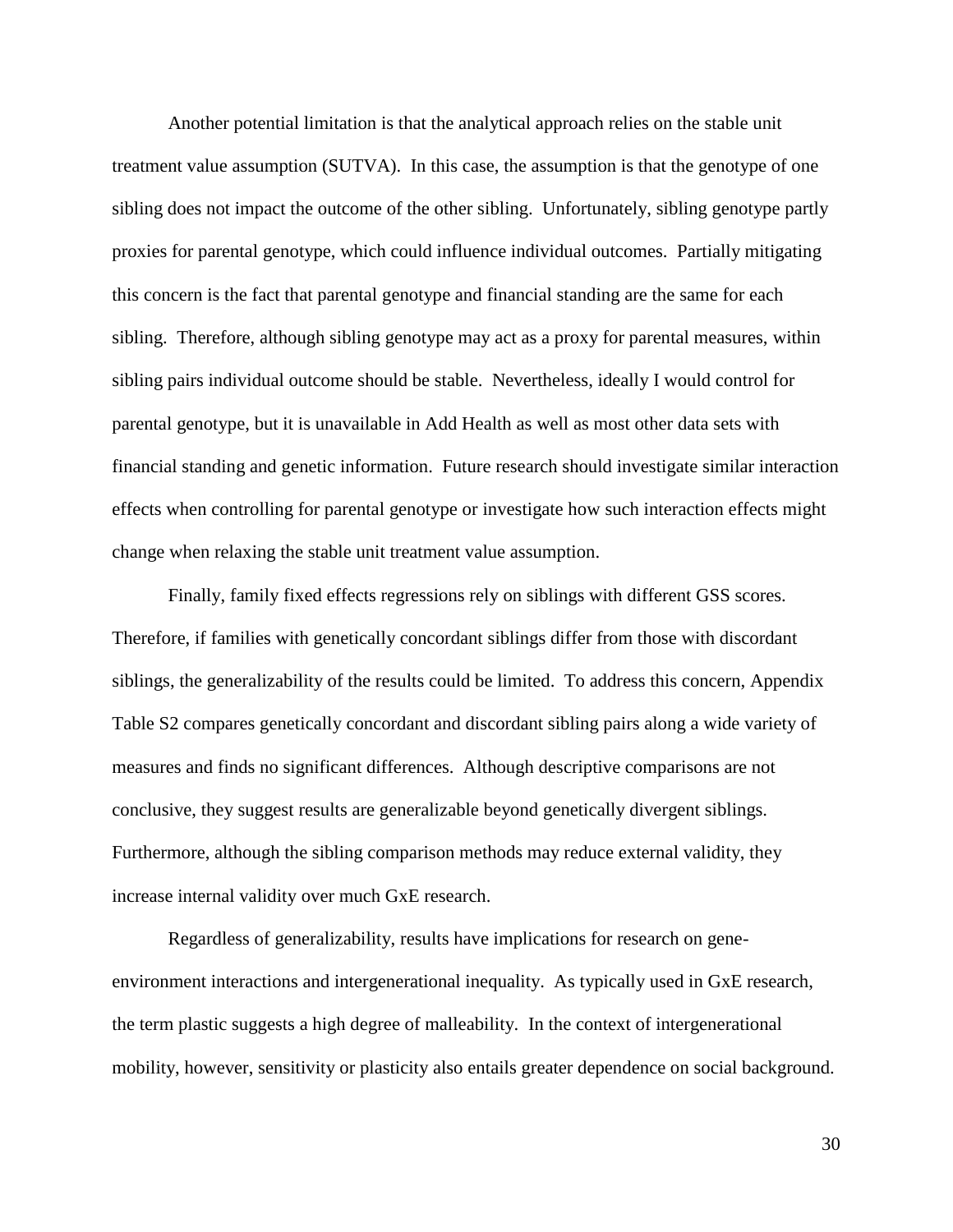Another potential limitation is that the analytical approach relies on the stable unit treatment value assumption (SUTVA). In this case, the assumption is that the genotype of one sibling does not impact the outcome of the other sibling. Unfortunately, sibling genotype partly proxies for parental genotype, which could influence individual outcomes. Partially mitigating this concern is the fact that parental genotype and financial standing are the same for each sibling. Therefore, although sibling genotype may act as a proxy for parental measures, within sibling pairs individual outcome should be stable. Nevertheless, ideally I would control for parental genotype, but it is unavailable in Add Health as well as most other data sets with financial standing and genetic information. Future research should investigate similar interaction effects when controlling for parental genotype or investigate how such interaction effects might change when relaxing the stable unit treatment value assumption.

Finally, family fixed effects regressions rely on siblings with different GSS scores. Therefore, if families with genetically concordant siblings differ from those with discordant siblings, the generalizability of the results could be limited. To address this concern, Appendix Table S2 compares genetically concordant and discordant sibling pairs along a wide variety of measures and finds no significant differences. Although descriptive comparisons are not conclusive, they suggest results are generalizable beyond genetically divergent siblings. Furthermore, although the sibling comparison methods may reduce external validity, they increase internal validity over much GxE research.

Regardless of generalizability, results have implications for research on gene-environment interactions and intergenerational inequality. As typically used in GxE research, the term plastic suggests a high degree of malleability. In the context of intergenerational mobility, however, sensitivity or plasticity also entails greater dependence on social background.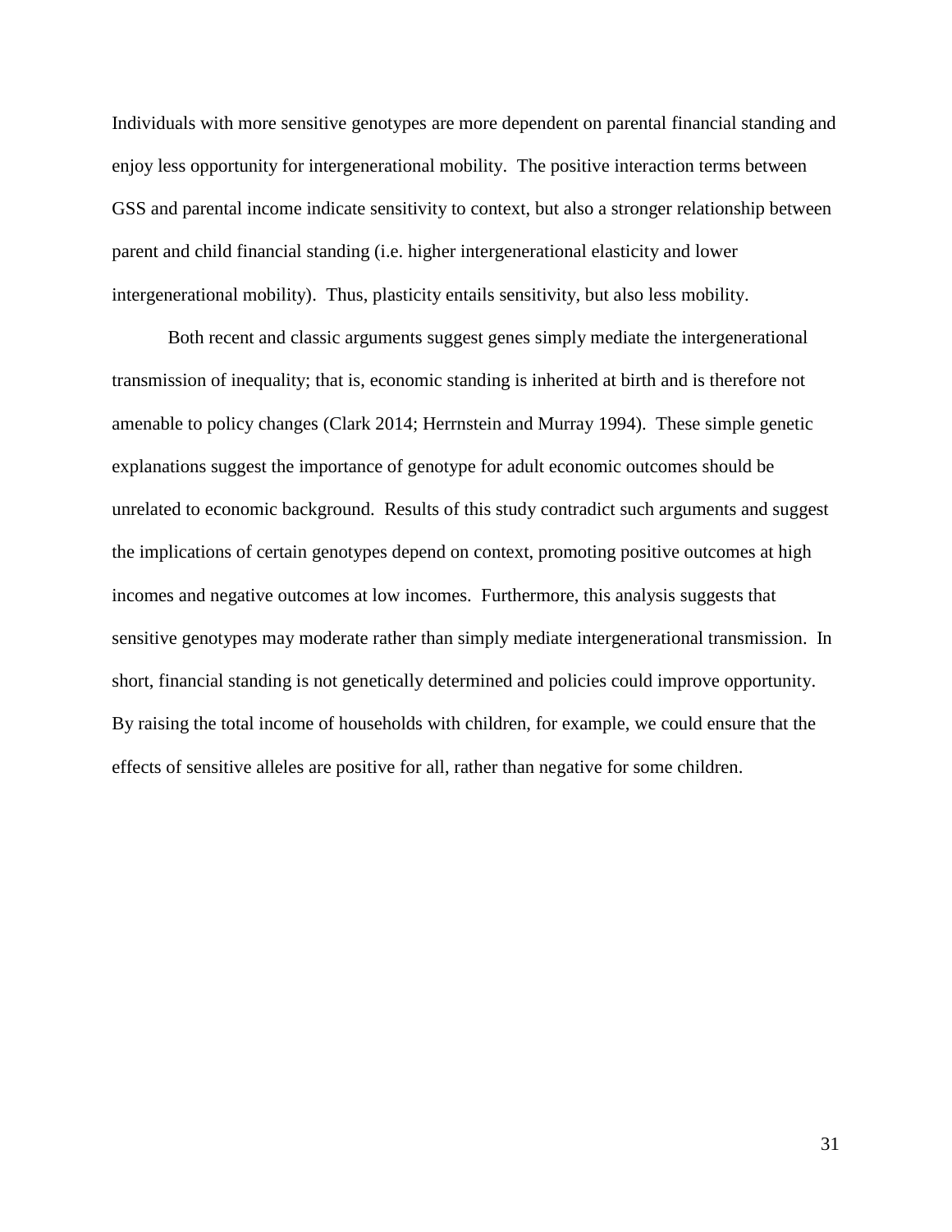Individuals with more sensitive genotypes are more dependent on parental financial standing and enjoy less opportunity for intergenerational mobility. The positive interaction terms between GSS and parental income indicate sensitivity to context, but also a stronger relationship between parent and child financial standing (i.e. higher intergenerational elasticity and lower intergenerational mobility). Thus, plasticity entails sensitivity, but also less mobility.

Both recent and classic arguments suggest genes simply mediate the intergenerational transmission of inequality; that is, economic standing is inherited at birth and is therefore not amenable to policy changes (Clark 2014; Herrnstein and Murray 1994). These simple genetic explanations suggest the importance of genotype for adult economic outcomes should be unrelated to economic background. Results of this study contradict such arguments and suggest the implications of certain genotypes depend on context, promoting positive outcomes at high incomes and negative outcomes at low incomes. Furthermore, this analysis suggests that sensitive genotypes may moderate rather than simply mediate intergenerational transmission. In short, financial standing is not genetically determined and policies could improve opportunity. By raising the total income of households with children, for example, we could ensure that the effects of sensitive alleles are positive for all, rather than negative for some children.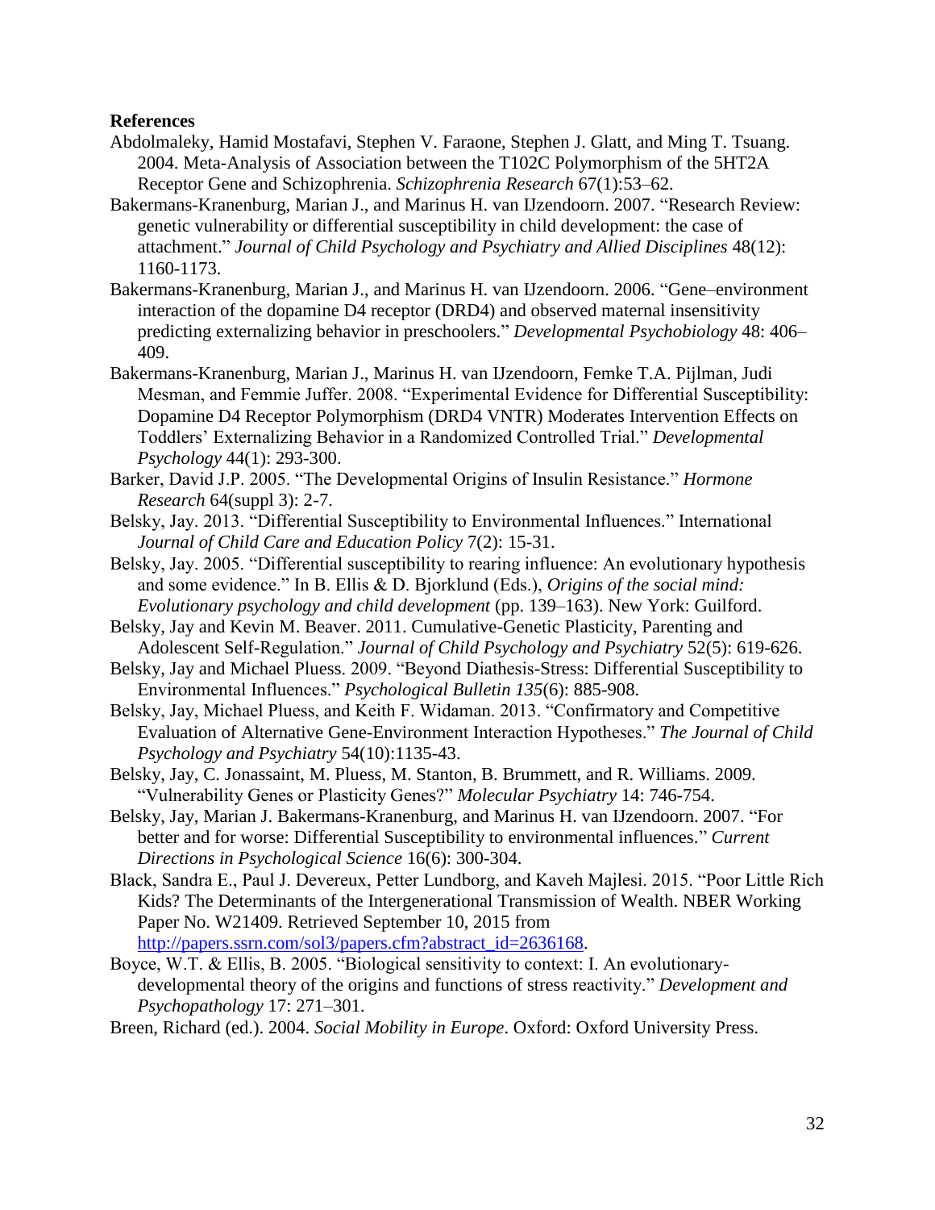**References**

Abdolmaleky, Hamid Mostafavi, Stephen V. Faraone, Stephen J. Glatt, and Ming T. Tsuang. 2004. Meta-Analysis of Association between the T102C Polymorphism of the 5HT2A Receptor Gene and Schizophrenia. *Schizophrenia Research* 67(1):53–62.

Bakermans-Kranenburg, Marian J., and Marinus H. van IJzendoorn. 2007. "Research Review: genetic vulnerability or differential susceptibility in child development: the case of attachment." *Journal of Child Psychology and Psychiatry and Allied Disciplines* 48(12): 1160-1173.

Bakermans-Kranenburg, Marian J., and Marinus H. van IJzendoorn. 2006. "Gene–environment interaction of the dopamine D4 receptor (DRD4) and observed maternal insensitivity predicting externalizing behavior in preschoolers." *Developmental Psychobiology* 48: 406–409.

Bakermans-Kranenburg, Marian J., Marinus H. van IJzendoorn, Femke T.A. Pijlman, Judi Mesman, and Femmie Juffer. 2008. "Experimental Evidence for Differential Susceptibility: Dopamine D4 Receptor Polymorphism (DRD4 VNTR) Moderates Intervention Effects on Toddlers' Externalizing Behavior in a Randomized Controlled Trial." *Developmental Psychology* 44(1): 293-300.

Barker, David J.P. 2005. "The Developmental Origins of Insulin Resistance." *Hormone Research* 64(suppl 3): 2-7.

Belsky, Jay. 2013. "Differential Susceptibility to Environmental Influences." International *Journal of Child Care and Education Policy* 7(2): 15-31.

Belsky, Jay. 2005. "Differential susceptibility to rearing influence: An evolutionary hypothesis and some evidence." In B. Ellis & D. Bjorklund (Eds.), *Origins of the social mind: Evolutionary psychology and child development* (pp. 139–163). New York: Guilford.

Belsky, Jay and Kevin M. Beaver. 2011. Cumulative-Genetic Plasticity, Parenting and Adolescent Self-Regulation." *Journal of Child Psychology and Psychiatry* 52(5): 619-626.

Belsky, Jay and Michael Pluess. 2009. "Beyond Diathesis-Stress: Differential Susceptibility to Environmental Influences." *Psychological Bulletin 135*(6): 885-908.

Belsky, Jay, Michael Pluess, and Keith F. Widaman. 2013. "Confirmatory and Competitive Evaluation of Alternative Gene-Environment Interaction Hypotheses." *The Journal of Child Psychology and Psychiatry* 54(10):1135-43.

Belsky, Jay, C. Jonassaint, M. Pluess, M. Stanton, B. Brummett, and R. Williams. 2009. "Vulnerability Genes or Plasticity Genes?" *Molecular Psychiatry* 14: 746-754.

Belsky, Jay, Marian J. Bakermans-Kranenburg, and Marinus H. van IJzendoorn. 2007. "For better and for worse: Differential Susceptibility to environmental influences." *Current Directions in Psychological Science* 16(6): 300-304.

Black, Sandra E., Paul J. Devereux, Petter Lundborg, and Kaveh Majlesi. 2015. "Poor Little Rich Kids? The Determinants of the Intergenerational Transmission of Wealth. NBER Working Paper No. W21409. Retrieved September 10, 2015 from http://papers.ssrn.com/sol3/papers.cfm?abstract_id=2636168.

Boyce, W.T. & Ellis, B. 2005. "Biological sensitivity to context: I. An evolutionary-developmental theory of the origins and functions of stress reactivity." *Development and Psychopathology* 17: 271–301.

Breen, Richard (ed.). 2004. *Social Mobility in Europe*. Oxford: Oxford University Press.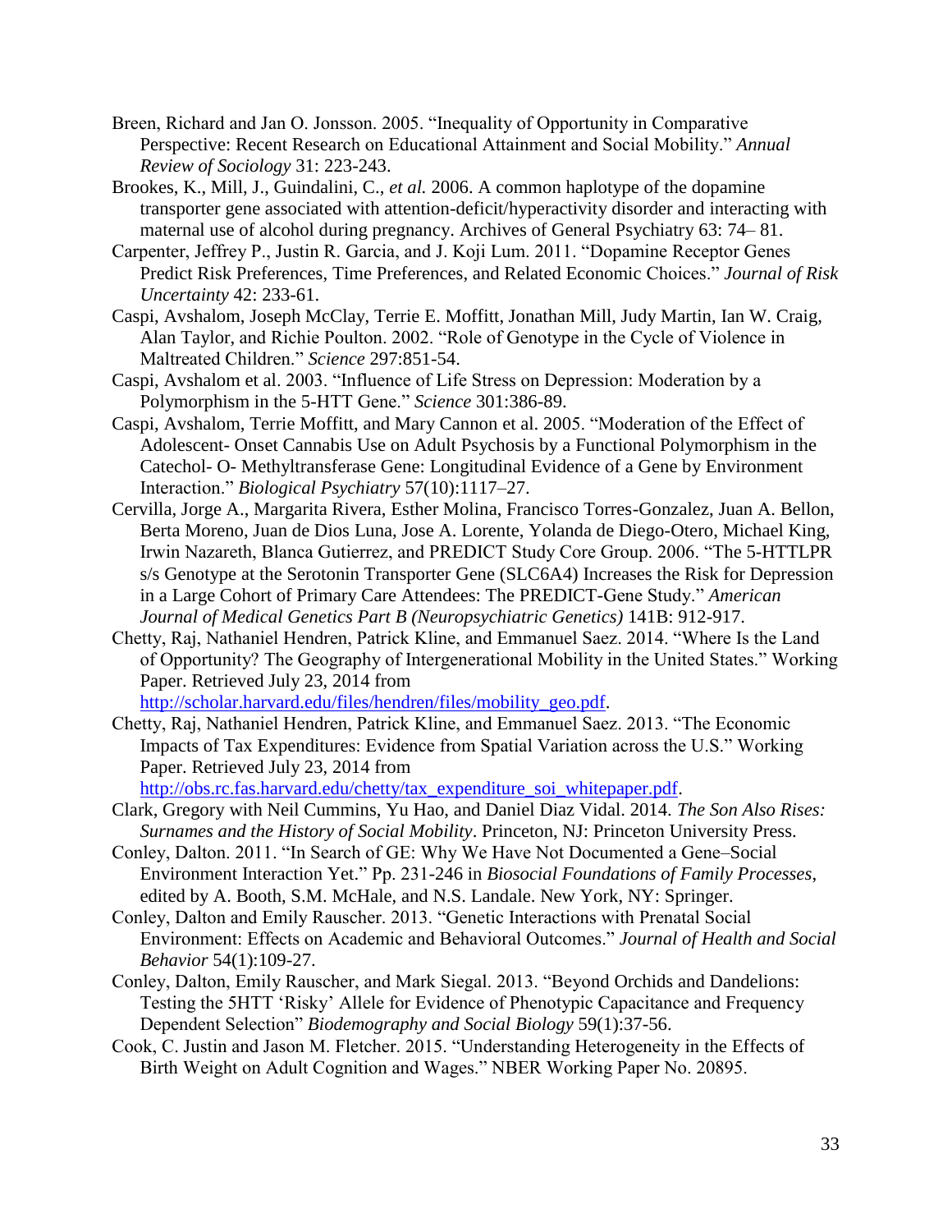Breen, Richard and Jan O. Jonsson. 2005. "Inequality of Opportunity in Comparative Perspective: Recent Research on Educational Attainment and Social Mobility." *Annual Review of Sociology* 31: 223-243.

Brookes, K., Mill, J., Guindalini, C., *et al.* 2006. A common haplotype of the dopamine transporter gene associated with attention-deficit/hyperactivity disorder and interacting with maternal use of alcohol during pregnancy. Archives of General Psychiatry 63: 74– 81.

Carpenter, Jeffrey P., Justin R. Garcia, and J. Koji Lum. 2011. "Dopamine Receptor Genes Predict Risk Preferences, Time Preferences, and Related Economic Choices." *Journal of Risk Uncertainty* 42: 233-61.

Caspi, Avshalom, Joseph McClay, Terrie E. Moffitt, Jonathan Mill, Judy Martin, Ian W. Craig, Alan Taylor, and Richie Poulton. 2002. "Role of Genotype in the Cycle of Violence in Maltreated Children." *Science* 297:851-54.

Caspi, Avshalom et al. 2003. "Influence of Life Stress on Depression: Moderation by a Polymorphism in the 5-HTT Gene." *Science* 301:386-89.

Caspi, Avshalom, Terrie Moffitt, and Mary Cannon et al. 2005. "Moderation of the Effect of Adolescent- Onset Cannabis Use on Adult Psychosis by a Functional Polymorphism in the Catechol- O- Methyltransferase Gene: Longitudinal Evidence of a Gene by Environment Interaction." *Biological Psychiatry* 57(10):1117–27.

Cervilla, Jorge A., Margarita Rivera, Esther Molina, Francisco Torres-Gonzalez, Juan A. Bellon, Berta Moreno, Juan de Dios Luna, Jose A. Lorente, Yolanda de Diego-Otero, Michael King, Irwin Nazareth, Blanca Gutierrez, and PREDICT Study Core Group. 2006. "The 5-HTTLPR s/s Genotype at the Serotonin Transporter Gene (SLC6A4) Increases the Risk for Depression in a Large Cohort of Primary Care Attendees: The PREDICT-Gene Study." *American Journal of Medical Genetics Part B (Neuropsychiatric Genetics)* 141B: 912-917.

Chetty, Raj, Nathaniel Hendren, Patrick Kline, and Emmanuel Saez. 2014. "Where Is the Land of Opportunity? The Geography of Intergenerational Mobility in the United States." Working Paper. Retrieved July 23, 2014 from http://scholar.harvard.edu/files/hendren/files/mobility_geo.pdf.

Chetty, Raj, Nathaniel Hendren, Patrick Kline, and Emmanuel Saez. 2013. "The Economic Impacts of Tax Expenditures: Evidence from Spatial Variation across the U.S." Working Paper. Retrieved July 23, 2014 from http://obs.rc.fas.harvard.edu/chetty/tax_expenditure_soi_whitepaper.pdf.

Clark, Gregory with Neil Cummins, Yu Hao, and Daniel Diaz Vidal. 2014. *The Son Also Rises: Surnames and the History of Social Mobility*. Princeton, NJ: Princeton University Press.

Conley, Dalton. 2011. "In Search of GE: Why We Have Not Documented a Gene–Social Environment Interaction Yet." Pp. 231-246 in *Biosocial Foundations of Family Processes*, edited by A. Booth, S.M. McHale, and N.S. Landale. New York, NY: Springer.

Conley, Dalton and Emily Rauscher. 2013. "Genetic Interactions with Prenatal Social Environment: Effects on Academic and Behavioral Outcomes." *Journal of Health and Social Behavior* 54(1):109-27.

Conley, Dalton, Emily Rauscher, and Mark Siegal. 2013. "Beyond Orchids and Dandelions: Testing the 5HTT 'Risky' Allele for Evidence of Phenotypic Capacitance and Frequency Dependent Selection" *Biodemography and Social Biology* 59(1):37-56.

Cook, C. Justin and Jason M. Fletcher. 2015. "Understanding Heterogeneity in the Effects of Birth Weight on Adult Cognition and Wages." NBER Working Paper No. 20895.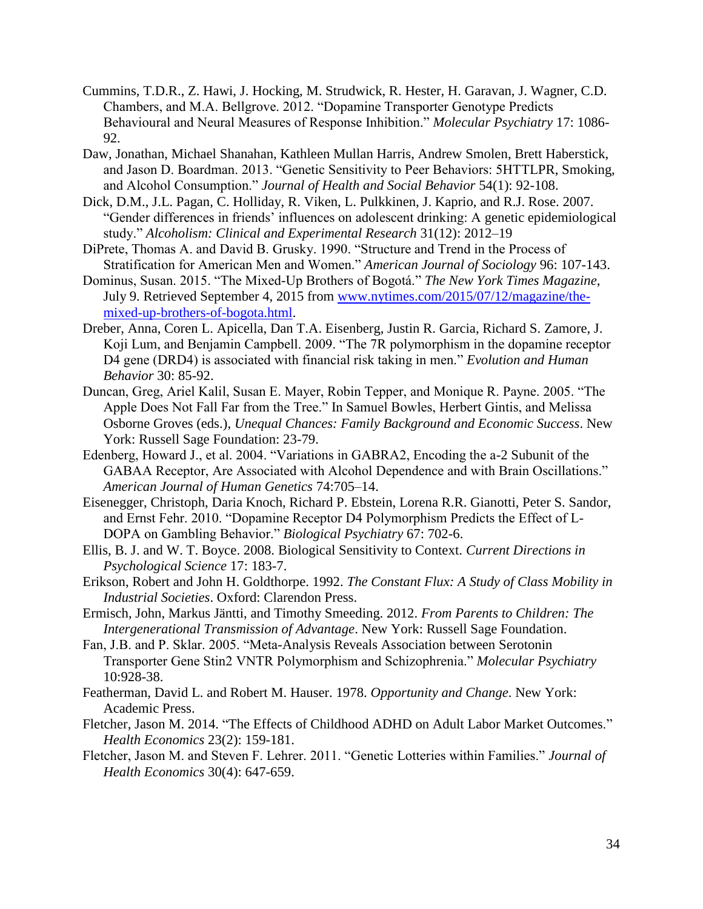Cummins, T.D.R., Z. Hawi, J. Hocking, M. Strudwick, R. Hester, H. Garavan, J. Wagner, C.D. Chambers, and M.A. Bellgrove. 2012. "Dopamine Transporter Genotype Predicts Behavioural and Neural Measures of Response Inhibition." *Molecular Psychiatry* 17: 1086-92.

Daw, Jonathan, Michael Shanahan, Kathleen Mullan Harris, Andrew Smolen, Brett Haberstick, and Jason D. Boardman. 2013. "Genetic Sensitivity to Peer Behaviors: 5HTTLPR, Smoking, and Alcohol Consumption." *Journal of Health and Social Behavior* 54(1): 92-108.

Dick, D.M., J.L. Pagan, C. Holliday, R. Viken, L. Pulkkinen, J. Kaprio, and R.J. Rose. 2007. "Gender differences in friends' influences on adolescent drinking: A genetic epidemiological study." *Alcoholism: Clinical and Experimental Research* 31(12): 2012–19

DiPrete, Thomas A. and David B. Grusky. 1990. "Structure and Trend in the Process of Stratification for American Men and Women." *American Journal of Sociology* 96: 107-143.

Dominus, Susan. 2015. "The Mixed-Up Brothers of Bogotá." *The New York Times Magazine*, July 9. Retrieved September 4, 2015 from www.nytimes.com/2015/07/12/magazine/the-mixed-up-brothers-of-bogota.html.

Dreber, Anna, Coren L. Apicella, Dan T.A. Eisenberg, Justin R. Garcia, Richard S. Zamore, J. Koji Lum, and Benjamin Campbell. 2009. "The 7R polymorphism in the dopamine receptor D4 gene (DRD4) is associated with financial risk taking in men." *Evolution and Human Behavior* 30: 85-92.

Duncan, Greg, Ariel Kalil, Susan E. Mayer, Robin Tepper, and Monique R. Payne. 2005. "The Apple Does Not Fall Far from the Tree." In Samuel Bowles, Herbert Gintis, and Melissa Osborne Groves (eds.), *Unequal Chances: Family Background and Economic Success*. New York: Russell Sage Foundation: 23-79.

Edenberg, Howard J., et al. 2004. "Variations in GABRA2, Encoding the a-2 Subunit of the GABAA Receptor, Are Associated with Alcohol Dependence and with Brain Oscillations." *American Journal of Human Genetics* 74:705–14.

Eisenegger, Christoph, Daria Knoch, Richard P. Ebstein, Lorena R.R. Gianotti, Peter S. Sandor, and Ernst Fehr. 2010. "Dopamine Receptor D4 Polymorphism Predicts the Effect of L-DOPA on Gambling Behavior." *Biological Psychiatry* 67: 702-6.

Ellis, B. J. and W. T. Boyce. 2008. Biological Sensitivity to Context. *Current Directions in Psychological Science* 17: 183-7.

Erikson, Robert and John H. Goldthorpe. 1992. *The Constant Flux: A Study of Class Mobility in Industrial Societies*. Oxford: Clarendon Press.

Ermisch, John, Markus Jäntti, and Timothy Smeeding. 2012. *From Parents to Children: The Intergenerational Transmission of Advantage*. New York: Russell Sage Foundation.

Fan, J.B. and P. Sklar. 2005. "Meta-Analysis Reveals Association between Serotonin Transporter Gene Stin2 VNTR Polymorphism and Schizophrenia." *Molecular Psychiatry* 10:928-38.

Featherman, David L. and Robert M. Hauser. 1978. *Opportunity and Change*. New York: Academic Press.

Fletcher, Jason M. 2014. "The Effects of Childhood ADHD on Adult Labor Market Outcomes." *Health Economics* 23(2): 159-181.

Fletcher, Jason M. and Steven F. Lehrer. 2011. "Genetic Lotteries within Families." *Journal of Health Economics* 30(4): 647-659.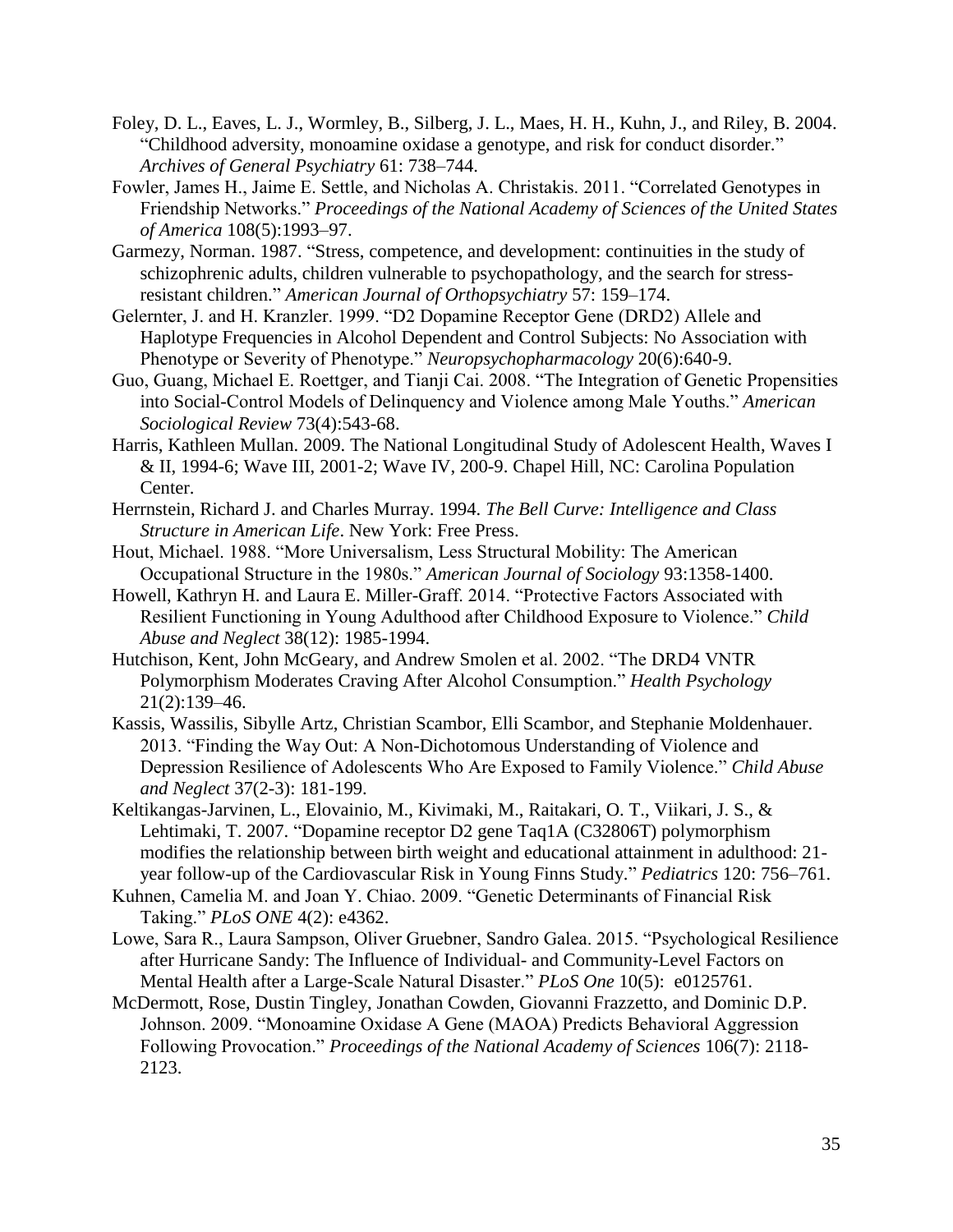Foley, D. L., Eaves, L. J., Wormley, B., Silberg, J. L., Maes, H. H., Kuhn, J., and Riley, B. 2004. "Childhood adversity, monoamine oxidase a genotype, and risk for conduct disorder." *Archives of General Psychiatry* 61: 738–744.

Fowler, James H., Jaime E. Settle, and Nicholas A. Christakis. 2011. "Correlated Genotypes in Friendship Networks." *Proceedings of the National Academy of Sciences of the United States of America* 108(5):1993–97.

Garmezy, Norman. 1987. "Stress, competence, and development: continuities in the study of schizophrenic adults, children vulnerable to psychopathology, and the search for stress-resistant children." *American Journal of Orthopsychiatry* 57: 159–174.

Gelernter, J. and H. Kranzler. 1999. "D2 Dopamine Receptor Gene (DRD2) Allele and Haplotype Frequencies in Alcohol Dependent and Control Subjects: No Association with Phenotype or Severity of Phenotype." *Neuropsychopharmacology* 20(6):640-9.

Guo, Guang, Michael E. Roettger, and Tianji Cai. 2008. "The Integration of Genetic Propensities into Social-Control Models of Delinquency and Violence among Male Youths." *American Sociological Review* 73(4):543-68.

Harris, Kathleen Mullan. 2009. The National Longitudinal Study of Adolescent Health, Waves I & II, 1994-6; Wave III, 2001-2; Wave IV, 200-9. Chapel Hill, NC: Carolina Population Center.

Herrnstein, Richard J. and Charles Murray. 1994. *The Bell Curve: Intelligence and Class Structure in American Life*. New York: Free Press.

Hout, Michael. 1988. "More Universalism, Less Structural Mobility: The American Occupational Structure in the 1980s." *American Journal of Sociology* 93:1358-1400.

Howell, Kathryn H. and Laura E. Miller-Graff. 2014. "Protective Factors Associated with Resilient Functioning in Young Adulthood after Childhood Exposure to Violence." *Child Abuse and Neglect* 38(12): 1985-1994.

Hutchison, Kent, John McGeary, and Andrew Smolen et al. 2002. "The DRD4 VNTR Polymorphism Moderates Craving After Alcohol Consumption." *Health Psychology* 21(2):139–46.

Kassis, Wassilis, Sibylle Artz, Christian Scambor, Elli Scambor, and Stephanie Moldenhauer. 2013. "Finding the Way Out: A Non-Dichotomous Understanding of Violence and Depression Resilience of Adolescents Who Are Exposed to Family Violence." *Child Abuse and Neglect* 37(2-3): 181-199.

Keltikangas-Jarvinen, L., Elovainio, M., Kivimaki, M., Raitakari, O. T., Viikari, J. S., & Lehtimaki, T. 2007. "Dopamine receptor D2 gene Taq1A (C32806T) polymorphism modifies the relationship between birth weight and educational attainment in adulthood: 21-year follow-up of the Cardiovascular Risk in Young Finns Study." *Pediatrics* 120: 756–761.

Kuhnen, Camelia M. and Joan Y. Chiao. 2009. "Genetic Determinants of Financial Risk Taking." *PLoS ONE* 4(2): e4362.

Lowe, Sara R., Laura Sampson, Oliver Gruebner, Sandro Galea. 2015. "Psychological Resilience after Hurricane Sandy: The Influence of Individual- and Community-Level Factors on Mental Health after a Large-Scale Natural Disaster." *PLoS One* 10(5): e0125761.

McDermott, Rose, Dustin Tingley, Jonathan Cowden, Giovanni Frazzetto, and Dominic D.P. Johnson. 2009. "Monoamine Oxidase A Gene (MAOA) Predicts Behavioral Aggression Following Provocation." *Proceedings of the National Academy of Sciences* 106(7): 2118-2123.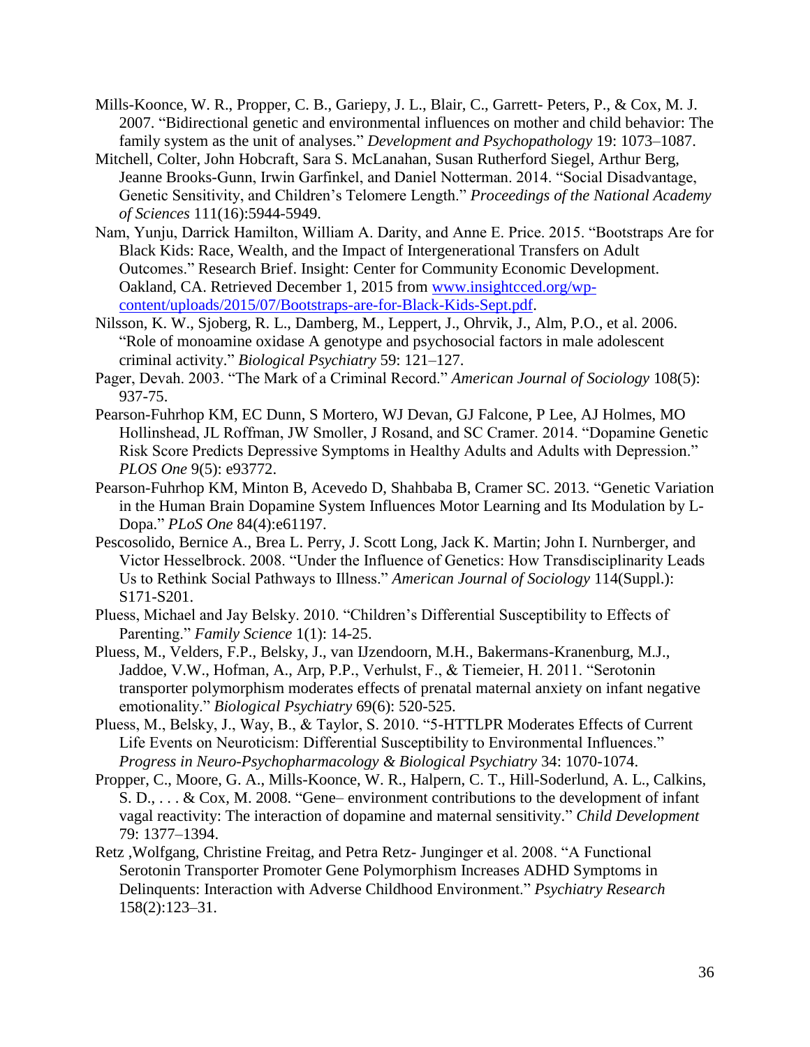Mills-Koonce, W. R., Propper, C. B., Gariepy, J. L., Blair, C., Garrett- Peters, P., & Cox, M. J. 2007. "Bidirectional genetic and environmental influences on mother and child behavior: The family system as the unit of analyses." *Development and Psychopathology* 19: 1073–1087.

Mitchell, Colter, John Hobcraft, Sara S. McLanahan, Susan Rutherford Siegel, Arthur Berg, Jeanne Brooks-Gunn, Irwin Garfinkel, and Daniel Notterman. 2014. "Social Disadvantage, Genetic Sensitivity, and Children's Telomere Length." *Proceedings of the National Academy of Sciences* 111(16):5944-5949.

Nam, Yunju, Darrick Hamilton, William A. Darity, and Anne E. Price. 2015. "Bootstraps Are for Black Kids: Race, Wealth, and the Impact of Intergenerational Transfers on Adult Outcomes." Research Brief. Insight: Center for Community Economic Development. Oakland, CA. Retrieved December 1, 2015 from [www.insightcced.org/wp-content/uploads/2015/07/Bootstraps-are-for-Black-Kids-Sept.pdf](www.insightcced.org/wp-content/uploads/2015/07/Bootstraps-are-for-Black-Kids-Sept.pdf).

Nilsson, K. W., Sjoberg, R. L., Damberg, M., Leppert, J., Ohrvik, J., Alm, P.O., et al. 2006. "Role of monoamine oxidase A genotype and psychosocial factors in male adolescent criminal activity." *Biological Psychiatry* 59: 121–127.

Pager, Devah. 2003. "The Mark of a Criminal Record." *American Journal of Sociology* 108(5): 937-75.

Pearson-Fuhrhop KM, EC Dunn, S Mortero, WJ Devan, GJ Falcone, P Lee, AJ Holmes, MO Hollinshead, JL Roffman, JW Smoller, J Rosand, and SC Cramer. 2014. "Dopamine Genetic Risk Score Predicts Depressive Symptoms in Healthy Adults and Adults with Depression." *PLOS One* 9(5): e93772.

Pearson-Fuhrhop KM, Minton B, Acevedo D, Shahbaba B, Cramer SC. 2013. "Genetic Variation in the Human Brain Dopamine System Influences Motor Learning and Its Modulation by L-Dopa." *PLoS One* 84(4):e61197.

Pescosolido, Bernice A., Brea L. Perry, J. Scott Long, Jack K. Martin; John I. Nurnberger, and Victor Hesselbrock. 2008. "Under the Influence of Genetics: How Transdisciplinarity Leads Us to Rethink Social Pathways to Illness." *American Journal of Sociology* 114(Suppl.): S171-S201.

Pluess, Michael and Jay Belsky. 2010. "Children's Differential Susceptibility to Effects of Parenting." *Family Science* 1(1): 14-25.

Pluess, M., Velders, F.P., Belsky, J., van IJzendoorn, M.H., Bakermans-Kranenburg, M.J., Jaddoe, V.W., Hofman, A., Arp, P.P., Verhulst, F., & Tiemeier, H. 2011. "Serotonin transporter polymorphism moderates effects of prenatal maternal anxiety on infant negative emotionality." *Biological Psychiatry* 69(6): 520-525.

Pluess, M., Belsky, J., Way, B., & Taylor, S. 2010. "5-HTTLPR Moderates Effects of Current Life Events on Neuroticism: Differential Susceptibility to Environmental Influences." *Progress in Neuro-Psychopharmacology & Biological Psychiatry* 34: 1070-1074.

Propper, C., Moore, G. A., Mills-Koonce, W. R., Halpern, C. T., Hill-Soderlund, A. L., Calkins, S. D., . . . & Cox, M. 2008. "Gene– environment contributions to the development of infant vagal reactivity: The interaction of dopamine and maternal sensitivity." *Child Development* 79: 1377–1394.

Retz ,Wolfgang, Christine Freitag, and Petra Retz- Junginger et al. 2008. "A Functional Serotonin Transporter Promoter Gene Polymorphism Increases ADHD Symptoms in Delinquents: Interaction with Adverse Childhood Environment." *Psychiatry Research* 158(2):123–31.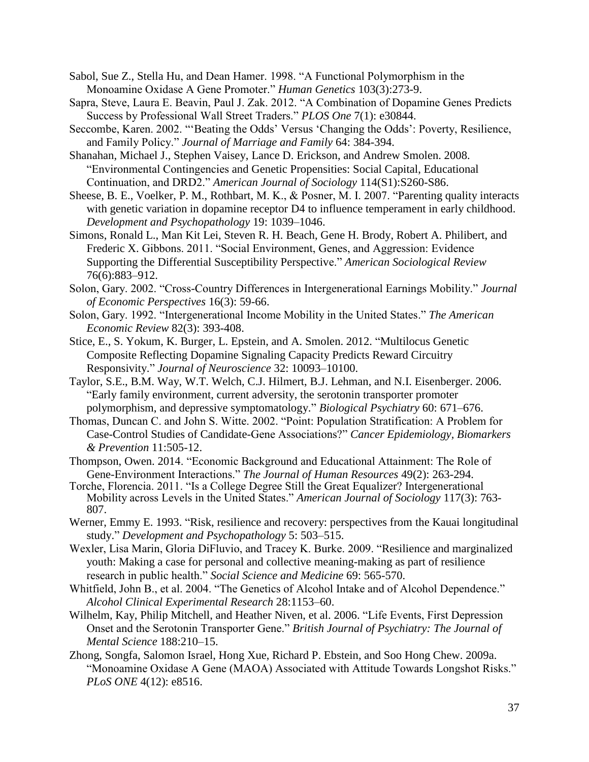Sabol, Sue Z., Stella Hu, and Dean Hamer. 1998. "A Functional Polymorphism in the Monoamine Oxidase A Gene Promoter." *Human Genetics* 103(3):273-9.

Sapra, Steve, Laura E. Beavin, Paul J. Zak. 2012. "A Combination of Dopamine Genes Predicts Success by Professional Wall Street Traders." *PLOS One* 7(1): e30844.

Seccombe, Karen. 2002. "'Beating the Odds' Versus 'Changing the Odds': Poverty, Resilience, and Family Policy." *Journal of Marriage and Family* 64: 384-394.

Shanahan, Michael J., Stephen Vaisey, Lance D. Erickson, and Andrew Smolen. 2008. "Environmental Contingencies and Genetic Propensities: Social Capital, Educational Continuation, and DRD2." *American Journal of Sociology* 114(S1):S260-S86.

Sheese, B. E., Voelker, P. M., Rothbart, M. K., & Posner, M. I. 2007. "Parenting quality interacts with genetic variation in dopamine receptor D4 to influence temperament in early childhood. *Development and Psychopathology* 19: 1039–1046.

Simons, Ronald L., Man Kit Lei, Steven R. H. Beach, Gene H. Brody, Robert A. Philibert, and Frederic X. Gibbons. 2011. "Social Environment, Genes, and Aggression: Evidence Supporting the Differential Susceptibility Perspective." *American Sociological Review* 76(6):883–912.

Solon, Gary. 2002. "Cross-Country Differences in Intergenerational Earnings Mobility." *Journal of Economic Perspectives* 16(3): 59-66.

Solon, Gary. 1992. "Intergenerational Income Mobility in the United States." *The American Economic Review* 82(3): 393-408.

Stice, E., S. Yokum, K. Burger, L. Epstein, and A. Smolen. 2012. "Multilocus Genetic Composite Reflecting Dopamine Signaling Capacity Predicts Reward Circuitry Responsivity." *Journal of Neuroscience* 32: 10093–10100.

Taylor, S.E., B.M. Way, W.T. Welch, C.J. Hilmert, B.J. Lehman, and N.I. Eisenberger. 2006. "Early family environment, current adversity, the serotonin transporter promoter polymorphism, and depressive symptomatology." *Biological Psychiatry* 60: 671–676.

Thomas, Duncan C. and John S. Witte. 2002. "Point: Population Stratification: A Problem for Case-Control Studies of Candidate-Gene Associations?" *Cancer Epidemiology, Biomarkers & Prevention* 11:505-12.

Thompson, Owen. 2014. "Economic Background and Educational Attainment: The Role of Gene-Environment Interactions." *The Journal of Human Resources* 49(2): 263-294.

Torche, Florencia. 2011. "Is a College Degree Still the Great Equalizer? Intergenerational Mobility across Levels in the United States." *American Journal of Sociology* 117(3): 763-807.

Werner, Emmy E. 1993. "Risk, resilience and recovery: perspectives from the Kauai longitudinal study." *Development and Psychopathology* 5: 503–515.

Wexler, Lisa Marin, Gloria DiFluvio, and Tracey K. Burke. 2009. "Resilience and marginalized youth: Making a case for personal and collective meaning-making as part of resilience research in public health." *Social Science and Medicine* 69: 565-570.

Whitfield, John B., et al. 2004. "The Genetics of Alcohol Intake and of Alcohol Dependence." *Alcohol Clinical Experimental Research* 28:1153–60.

Wilhelm, Kay, Philip Mitchell, and Heather Niven, et al. 2006. "Life Events, First Depression Onset and the Serotonin Transporter Gene." *British Journal of Psychiatry: The Journal of Mental Science* 188:210–15.

Zhong, Songfa, Salomon Israel, Hong Xue, Richard P. Ebstein, and Soo Hong Chew. 2009a. "Monoamine Oxidase A Gene (MAOA) Associated with Attitude Towards Longshot Risks." *PLoS ONE* 4(12): e8516.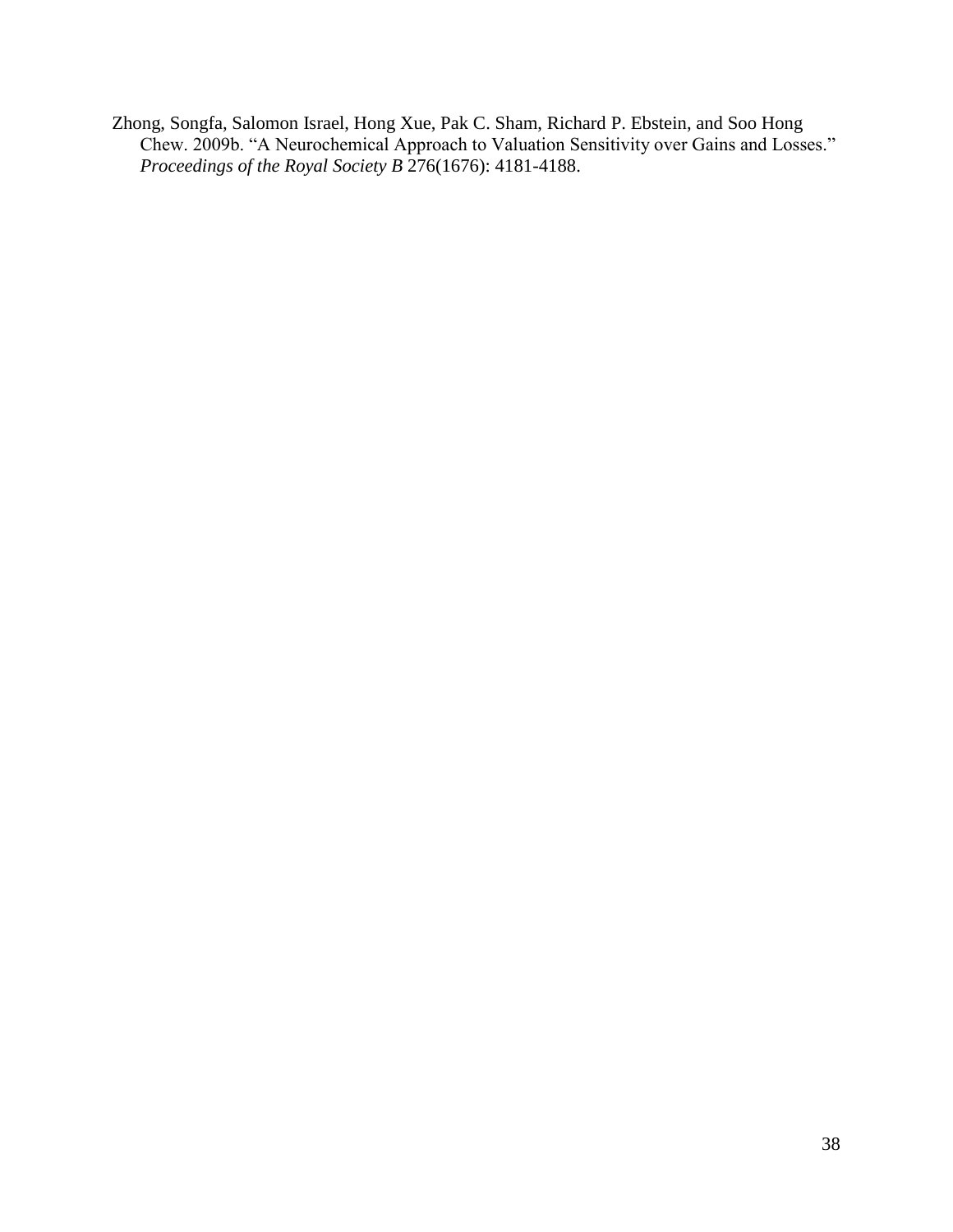Zhong, Songfa, Salomon Israel, Hong Xue, Pak C. Sham, Richard P. Ebstein, and Soo Hong Chew. 2009b. "A Neurochemical Approach to Valuation Sensitivity over Gains and Losses." *Proceedings of the Royal Society B* 276(1676): 4181-4188.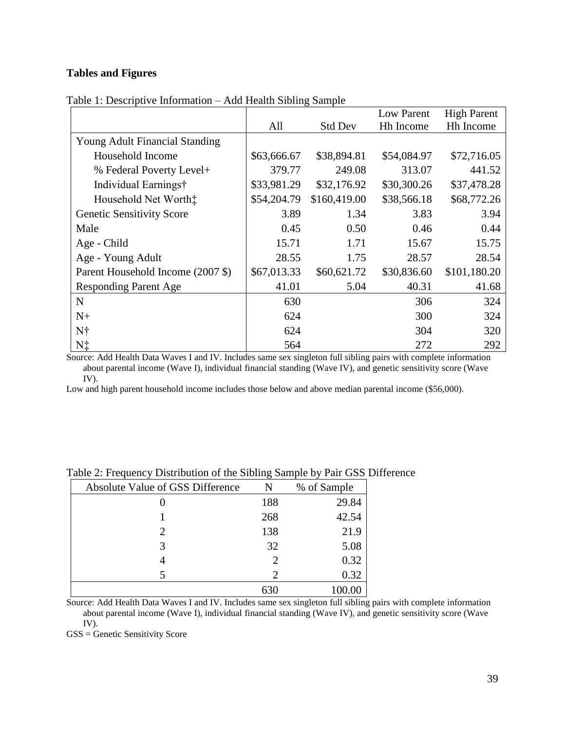**Tables and Figures**

Table 1: Descriptive Information – Add Health Sibling Sample

| | All | Std Dev | Low Parent Hh Income | High Parent Hh Income |
|---|---|---|---|---|
| Young Adult Financial Standing | | | | |
| Household Income | $63,666.67 | $38,894.81 | $54,084.97 | $72,716.05 |
| % Federal Poverty Level+ | 379.77 | 249.08 | 313.07 | 441.52 |
| Individual Earnings† | $33,981.29 | $32,176.92 | $30,300.26 | $37,478.28 |
| Household Net Worth‡ | $54,204.79 | $160,419.00 | $38,566.18 | $68,772.26 |
| Genetic Sensitivity Score | 3.89 | 1.34 | 3.83 | 3.94 |
| Male | 0.45 | 0.50 | 0.46 | 0.44 |
| Age - Child | 15.71 | 1.71 | 15.67 | 15.75 |
| Age - Young Adult | 28.55 | 1.75 | 28.57 | 28.54 |
| Parent Household Income (2007 $) | $67,013.33 | $60,621.72 | $30,836.60 | $101,180.20 |
| Responding Parent Age | 41.01 | 5.04 | 40.31 | 41.68 |
| N | 630 | | 306 | 324 |
| N+ | 624 | | 300 | 324 |
| N† | 624 | | 304 | 320 |
| N‡ | 564 | | 272 | 292 |

Source: Add Health Data Waves I and IV. Includes same sex singleton full sibling pairs with complete information about parental income (Wave I), individual financial standing (Wave IV), and genetic sensitivity score (Wave IV).

Low and high parent household income includes those below and above median parental income ($56,000).

Table 2: Frequency Distribution of the Sibling Sample by Pair GSS Difference

| Absolute Value of GSS Difference | N | % of Sample |
|---|---|---|
| 0 | 188 | 29.84 |
| 1 | 268 | 42.54 |
| 2 | 138 | 21.9 |
| 3 | 32 | 5.08 |
| 4 | 2 | 0.32 |
| 5 | 2 | 0.32 |
| | 630 | 100.00 |

Source: Add Health Data Waves I and IV. Includes same sex singleton full sibling pairs with complete information about parental income (Wave I), individual financial standing (Wave IV), and genetic sensitivity score (Wave IV).

GSS = Genetic Sensitivity Score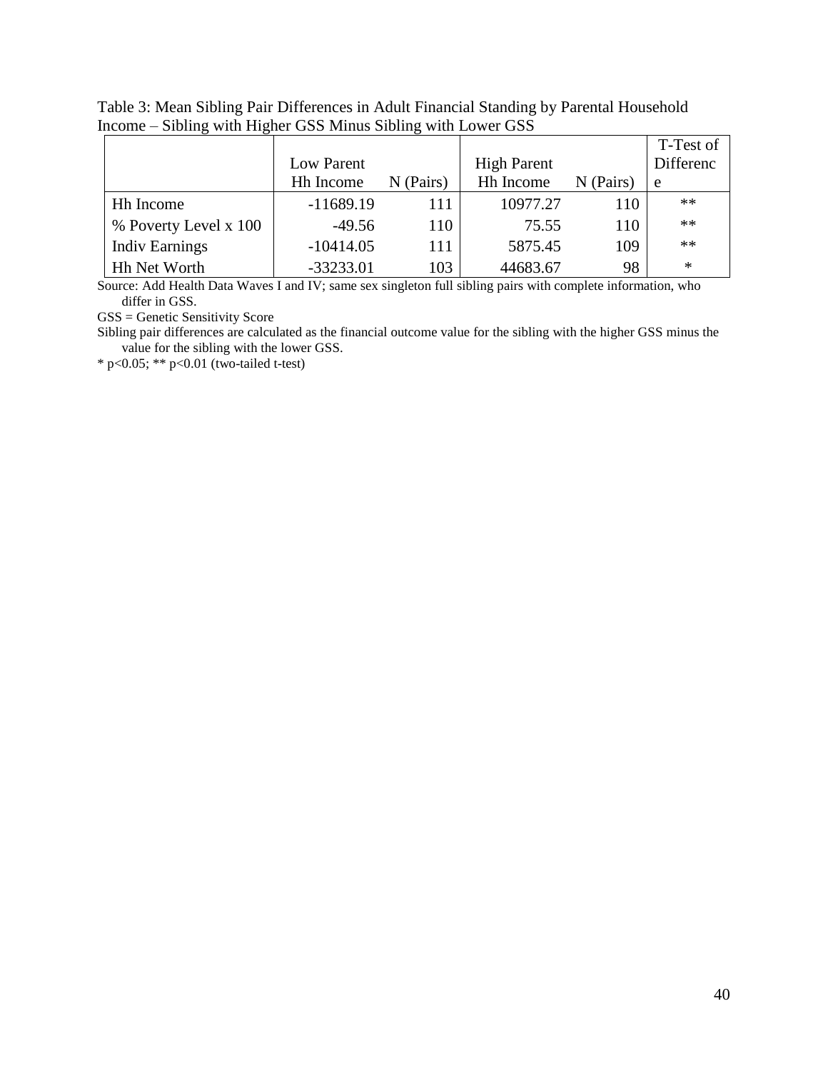Table 3: Mean Sibling Pair Differences in Adult Financial Standing by Parental Household Income – Sibling with Higher GSS Minus Sibling with Lower GSS

| | Low Parent Hh Income | N (Pairs) | High Parent Hh Income | N (Pairs) | T-Test of Difference |
|---|---|---|---|---|---|
| Hh Income | -11689.19 | 111 | 10977.27 | 110 | ** |
| % Poverty Level x 100 | -49.56 | 110 | 75.55 | 110 | ** |
| Indiv Earnings | -10414.05 | 111 | 5875.45 | 109 | ** |
| Hh Net Worth | -33233.01 | 103 | 44683.67 | 98 | * |

Source: Add Health Data Waves I and IV; same sex singleton full sibling pairs with complete information, who differ in GSS.

GSS = Genetic Sensitivity Score

Sibling pair differences are calculated as the financial outcome value for the sibling with the higher GSS minus the value for the sibling with the lower GSS.

* $p<0.05$; ** $p<0.01$ (two-tailed t-test)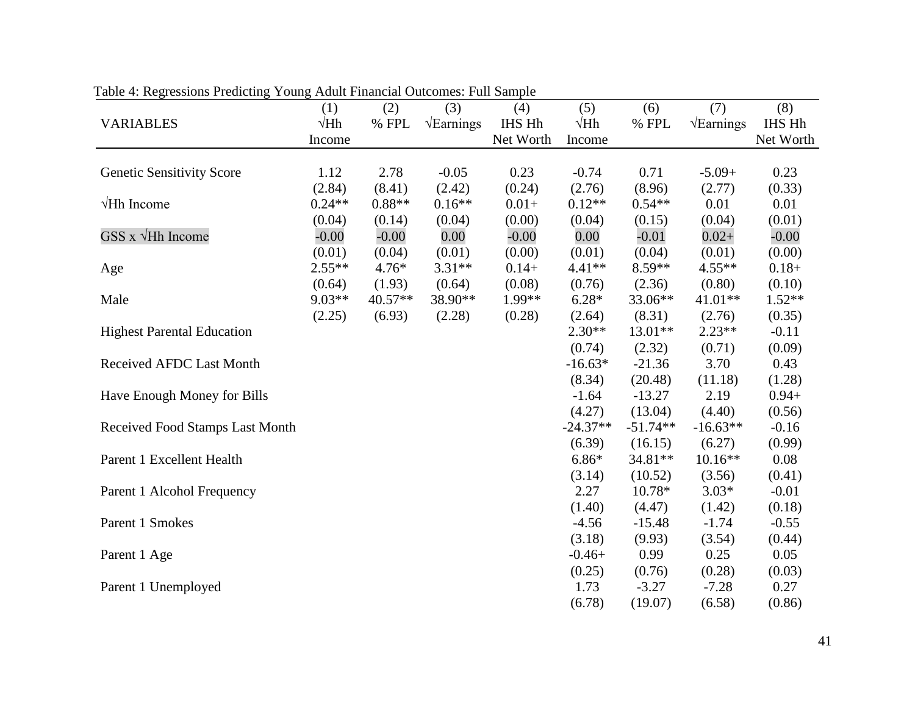Table 4: Regressions Predicting Young Adult Financial Outcomes: Full Sample

| VARIABLES | (1) √Hh Income | (2) % FPL | (3) √Earnings | (4) IHS Hh Net Worth | (5) √Hh Income | (6) % FPL | (7) √Earnings | (8) IHS Hh Net Worth |
|---|---|---|---|---|---|---|---|---|
| Genetic Sensitivity Score | 1.12 | 2.78 | -0.05 | 0.23 | -0.74 | 0.71 | -5.09+ | 0.23 |
| | (2.84) | (8.41) | (2.42) | (0.24) | (2.76) | (8.96) | (2.77) | (0.33) |
| √Hh Income | 0.24** | 0.88** | 0.16** | 0.01+ | 0.12** | 0.54** | 0.01 | 0.01 |
| | (0.04) | (0.14) | (0.04) | (0.00) | (0.04) | (0.15) | (0.04) | (0.01) |
| GSS x √Hh Income | -0.00 | -0.00 | 0.00 | -0.00 | 0.00 | -0.01 | 0.02+ | -0.00 |
| | (0.01) | (0.04) | (0.01) | (0.00) | (0.01) | (0.04) | (0.01) | (0.00) |
| Age | 2.55** | 4.76* | 3.31** | 0.14+ | 4.41** | 8.59** | 4.55** | 0.18+ |
| | (0.64) | (1.93) | (0.64) | (0.08) | (0.76) | (2.36) | (0.80) | (0.10) |
| Male | 9.03** | 40.57** | 38.90** | 1.99** | 6.28* | 33.06** | 41.01** | 1.52** |
| | (2.25) | (6.93) | (2.28) | (0.28) | (2.64) | (8.31) | (2.76) | (0.35) |
| Highest Parental Education | | | | | 2.30** | 13.01** | 2.23** | -0.11 |
| | | | | | (0.74) | (2.32) | (0.71) | (0.09) |
| Received AFDC Last Month | | | | | -16.63* | -21.36 | 3.70 | 0.43 |
| | | | | | (8.34) | (20.48) | (11.18) | (1.28) |
| Have Enough Money for Bills | | | | | -1.64 | -13.27 | 2.19 | 0.94+ |
| | | | | | (4.27) | (13.04) | (4.40) | (0.56) |
| Received Food Stamps Last Month | | | | | -24.37** | -51.74** | -16.63** | -0.16 |
| | | | | | (6.39) | (16.15) | (6.27) | (0.99) |
| Parent 1 Excellent Health | | | | | 6.86* | 34.81** | 10.16** | 0.08 |
| | | | | | (3.14) | (10.52) | (3.56) | (0.41) |
| Parent 1 Alcohol Frequency | | | | | 2.27 | 10.78* | 3.03* | -0.01 |
| | | | | | (1.40) | (4.47) | (1.42) | (0.18) |
| Parent 1 Smokes | | | | | -4.56 | -15.48 | -1.74 | -0.55 |
| | | | | | (3.18) | (9.93) | (3.54) | (0.44) |
| Parent 1 Age | | | | | -0.46+ | 0.99 | 0.25 | 0.05 |
| | | | | | (0.25) | (0.76) | (0.28) | (0.03) |
| Parent 1 Unemployed | | | | | 1.73 | -3.27 | -7.28 | 0.27 |
| | | | | | (6.78) | (19.07) | (6.58) | (0.86) |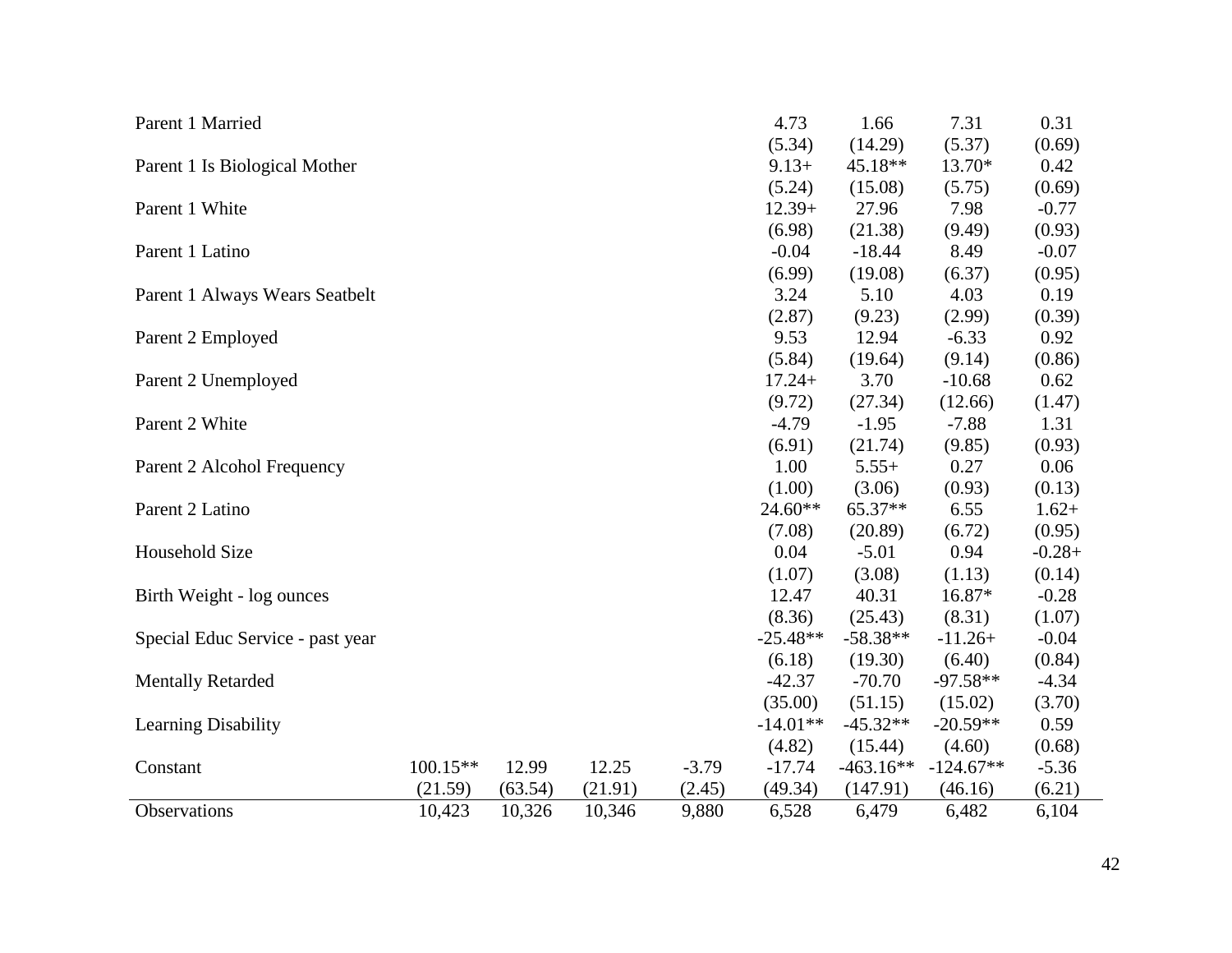| | | | | | | | | |
|---|---|---|---|---|---|---|---|---|
| Parent 1 Married | | | | | 4.73 | 1.66 | 7.31 | 0.31 |
| | | | | | (5.34) | (14.29) | (5.37) | (0.69) |
| Parent 1 Is Biological Mother | | | | | 9.13+ | 45.18** | 13.70* | 0.42 |
| | | | | | (5.24) | (15.08) | (5.75) | (0.69) |
| Parent 1 White | | | | | 12.39+ | 27.96 | 7.98 | -0.77 |
| | | | | | (6.98) | (21.38) | (9.49) | (0.93) |
| Parent 1 Latino | | | | | -0.04 | -18.44 | 8.49 | -0.07 |
| | | | | | (6.99) | (19.08) | (6.37) | (0.95) |
| Parent 1 Always Wears Seatbelt | | | | | 3.24 | 5.10 | 4.03 | 0.19 |
| | | | | | (2.87) | (9.23) | (2.99) | (0.39) |
| Parent 2 Employed | | | | | 9.53 | 12.94 | -6.33 | 0.92 |
| | | | | | (5.84) | (19.64) | (9.14) | (0.86) |
| Parent 2 Unemployed | | | | | 17.24+ | 3.70 | -10.68 | 0.62 |
| | | | | | (9.72) | (27.34) | (12.66) | (1.47) |
| Parent 2 White | | | | | -4.79 | -1.95 | -7.88 | 1.31 |
| | | | | | (6.91) | (21.74) | (9.85) | (0.93) |
| Parent 2 Alcohol Frequency | | | | | 1.00 | 5.55+ | 0.27 | 0.06 |
| | | | | | (1.00) | (3.06) | (0.93) | (0.13) |
| Parent 2 Latino | | | | | 24.60** | 65.37** | 6.55 | 1.62+ |
| | | | | | (7.08) | (20.89) | (6.72) | (0.95) |
| Household Size | | | | | 0.04 | -5.01 | 0.94 | -0.28+ |
| | | | | | (1.07) | (3.08) | (1.13) | (0.14) |
| Birth Weight - log ounces | | | | | 12.47 | 40.31 | 16.87* | -0.28 |
| | | | | | (8.36) | (25.43) | (8.31) | (1.07) |
| Special Educ Service - past year | | | | | -25.48** | -58.38** | -11.26+ | -0.04 |
| | | | | | (6.18) | (19.30) | (6.40) | (0.84) |
| Mentally Retarded | | | | | -42.37 | -70.70 | -97.58** | -4.34 |
| | | | | | (35.00) | (51.15) | (15.02) | (3.70) |
| Learning Disability | | | | | -14.01** | -45.32** | -20.59** | 0.59 |
| | | | | | (4.82) | (15.44) | (4.60) | (0.68) |
| Constant | 100.15** | 12.99 | 12.25 | -3.79 | -17.74 | -463.16** | -124.67** | -5.36 |
| | (21.59) | (63.54) | (21.91) | (2.45) | (49.34) | (147.91) | (46.16) | (6.21) |
| Observations | 10,423 | 10,326 | 10,346 | 9,880 | 6,528 | 6,479 | 6,482 | 6,104 |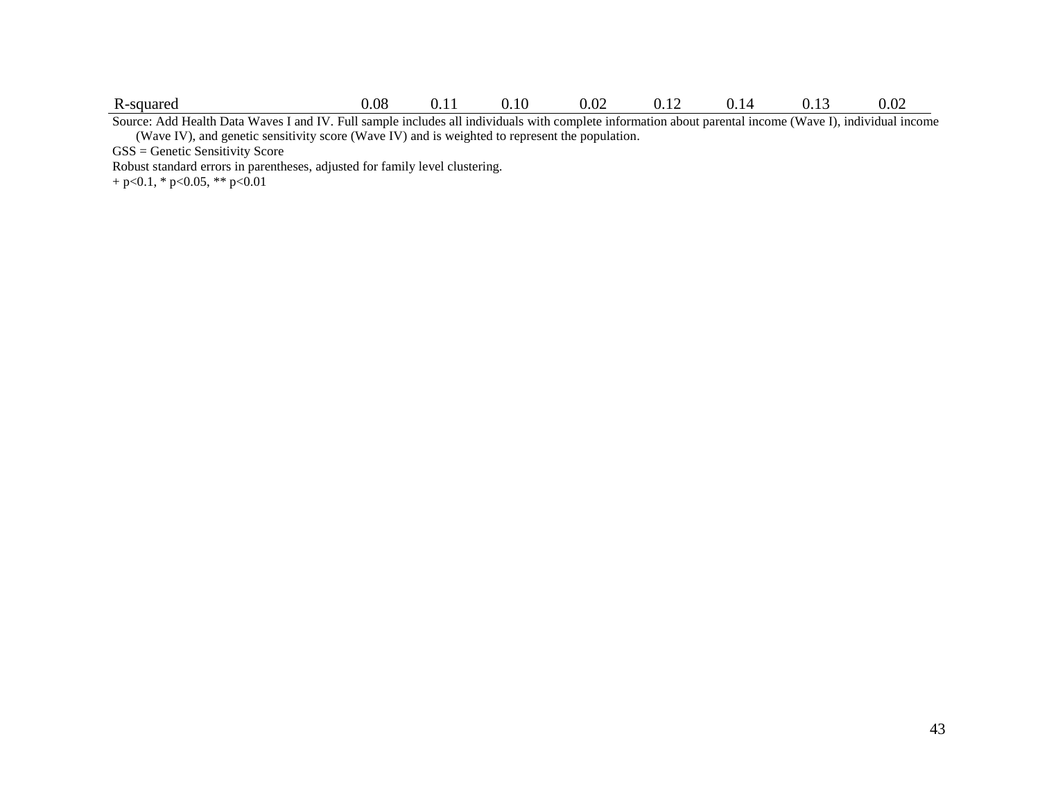| R-squared | 0.08 | 0.11 | 0.10 | 0.02 | 0.12 | 0.14 | 0.13 | 0.02 |
|---|---|---|---|---|---|---|---|---|

Source: Add Health Data Waves I and IV. Full sample includes all individuals with complete information about parental income (Wave I), individual income (Wave IV), and genetic sensitivity score (Wave IV) and is weighted to represent the population.

GSS = Genetic Sensitivity Score

Robust standard errors in parentheses, adjusted for family level clustering.

+ p<0.1, * p<0.05, ** p<0.01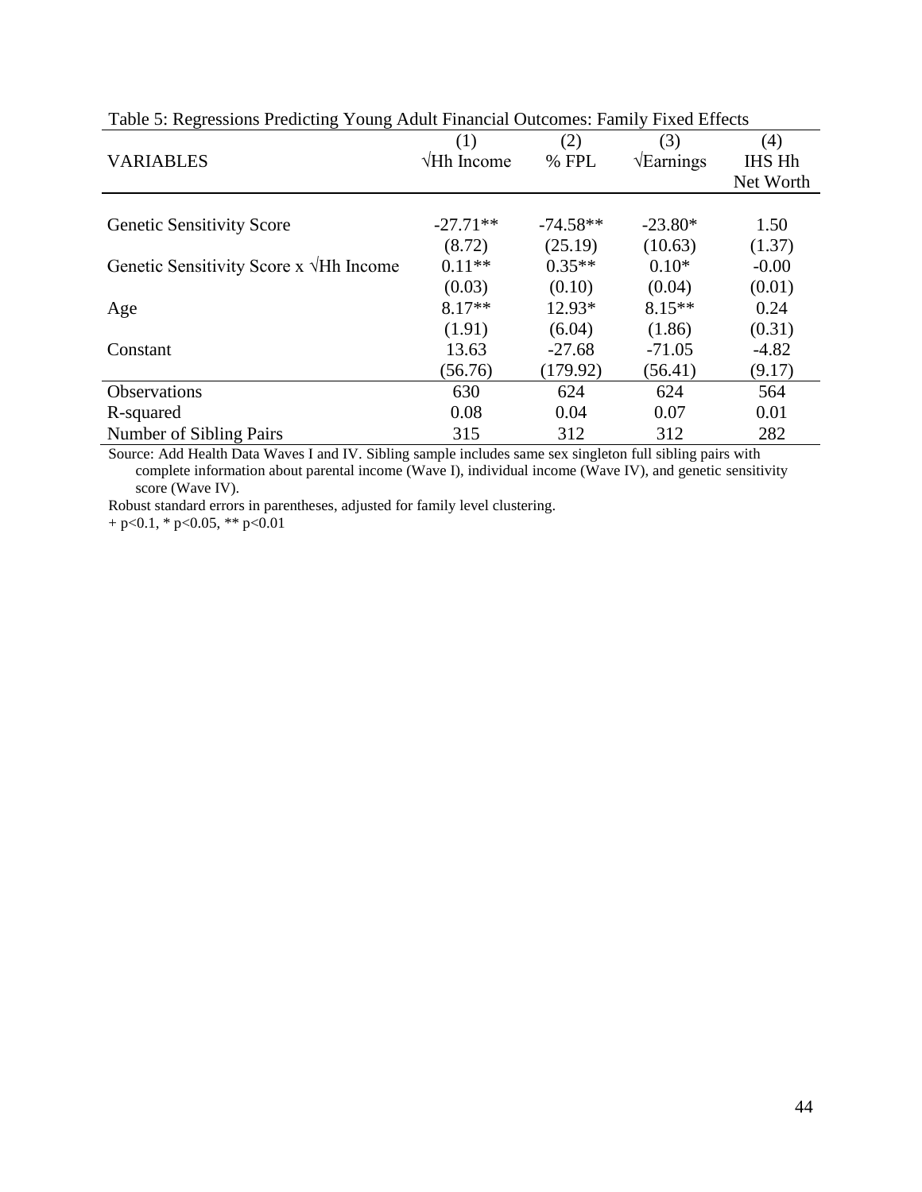Table 5: Regressions Predicting Young Adult Financial Outcomes: Family Fixed Effects

| VARIABLES | (1)<br>√Hh Income | (2)<br>% FPL | (3)<br>√Earnings | (4)<br>IHS Hh Net Worth |
|---|---|---|---|---|
| Genetic Sensitivity Score | -27.71** | -74.58** | -23.80* | 1.50 |
| | (8.72) | (25.19) | (10.63) | (1.37) |
| Genetic Sensitivity Score x √Hh Income | 0.11** | 0.35** | 0.10* | -0.00 |
| | (0.03) | (0.10) | (0.04) | (0.01) |
| Age | 8.17** | 12.93* | 8.15** | 0.24 |
| | (1.91) | (6.04) | (1.86) | (0.31) |
| Constant | 13.63 | -27.68 | -71.05 | -4.82 |
| | (56.76) | (179.92) | (56.41) | (9.17) |
| Observations | 630 | 624 | 624 | 564 |
| R-squared | 0.08 | 0.04 | 0.07 | 0.01 |
| Number of Sibling Pairs | 315 | 312 | 312 | 282 |

Source: Add Health Data Waves I and IV. Sibling sample includes same sex singleton full sibling pairs with complete information about parental income (Wave I), individual income (Wave IV), and genetic sensitivity score (Wave IV).

Robust standard errors in parentheses, adjusted for family level clustering.

+ $p<0.1$, * $p<0.05$, ** $p<0.01$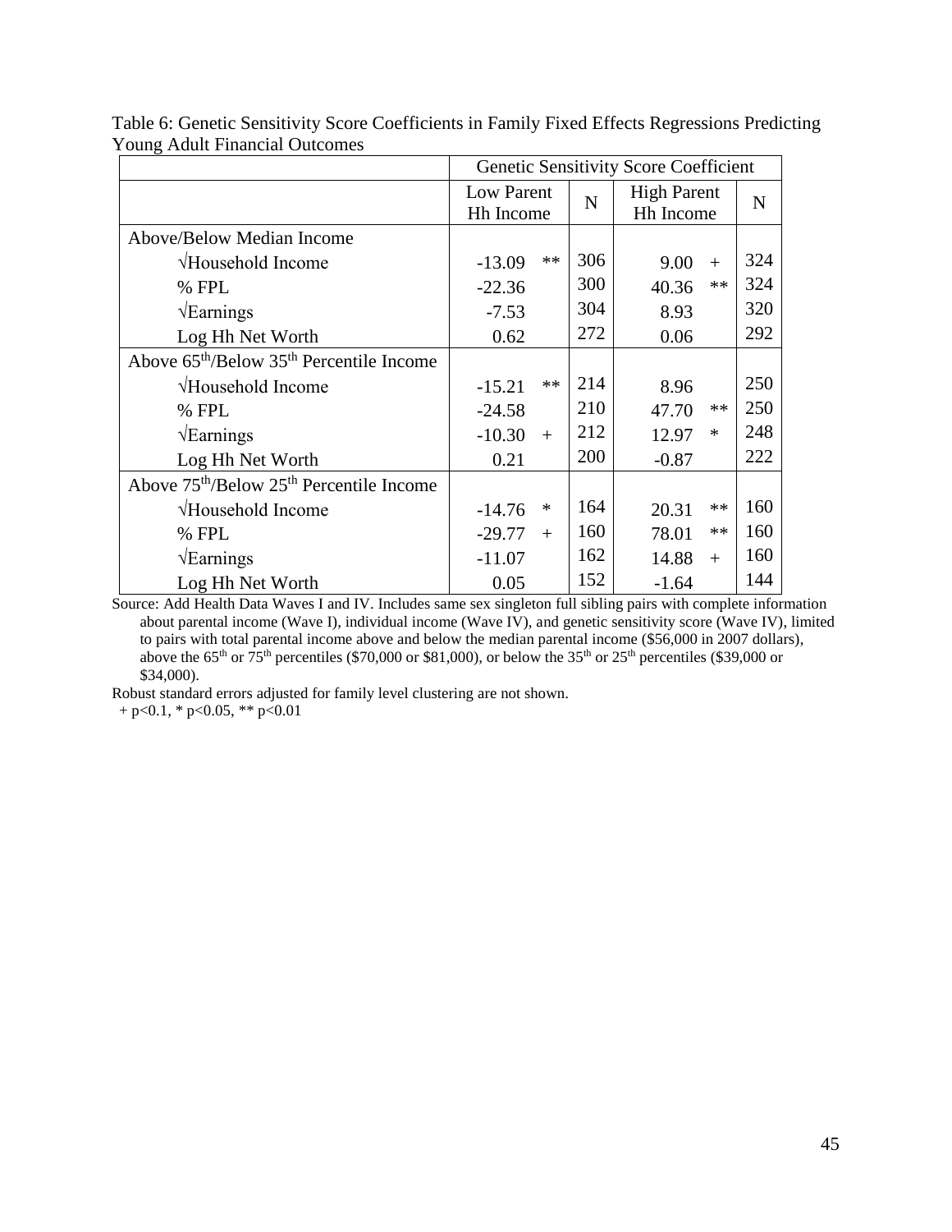Table 6: Genetic Sensitivity Score Coefficients in Family Fixed Effects Regressions Predicting Young Adult Financial Outcomes

| | Genetic Sensitivity Score Coefficient | | | | | |
|---|---|---|---|---|---|---|
| | Low Parent Hh Income | | N | High Parent Hh Income | | N |
| Above/Below Median Income | | | | | | |
| √Household Income | -13.09 | ** | 306 | 9.00 | + | 324 |
| % FPL | -22.36 | | 300 | 40.36 | ** | 324 |
| √Earnings | -7.53 | | 304 | 8.93 | | 320 |
| Log Hh Net Worth | 0.62 | | 272 | 0.06 | | 292 |
| Above 65th/Below 35th Percentile Income | | | | | | |
| √Household Income | -15.21 | ** | 214 | 8.96 | | 250 |
| % FPL | -24.58 | | 210 | 47.70 | ** | 250 |
| √Earnings | -10.30 | + | 212 | 12.97 | * | 248 |
| Log Hh Net Worth | 0.21 | | 200 | -0.87 | | 222 |
| Above 75th/Below 25th Percentile Income | | | | | | |
| √Household Income | -14.76 | * | 164 | 20.31 | ** | 160 |
| % FPL | -29.77 | + | 160 | 78.01 | ** | 160 |
| √Earnings | -11.07 | | 162 | 14.88 | + | 160 |
| Log Hh Net Worth | 0.05 | | 152 | -1.64 | | 144 |

Source: Add Health Data Waves I and IV. Includes same sex singleton full sibling pairs with complete information about parental income (Wave I), individual income (Wave IV), and genetic sensitivity score (Wave IV), limited to pairs with total parental income above and below the median parental income ($56,000 in 2007 dollars), above the 65th or 75th percentiles ($70,000 or $81,000), or below the 35th or 25th percentiles ($39,000 or $34,000).

Robust standard errors adjusted for family level clustering are not shown.

+ $p<0.1$, * $p<0.05$, ** $p<0.01$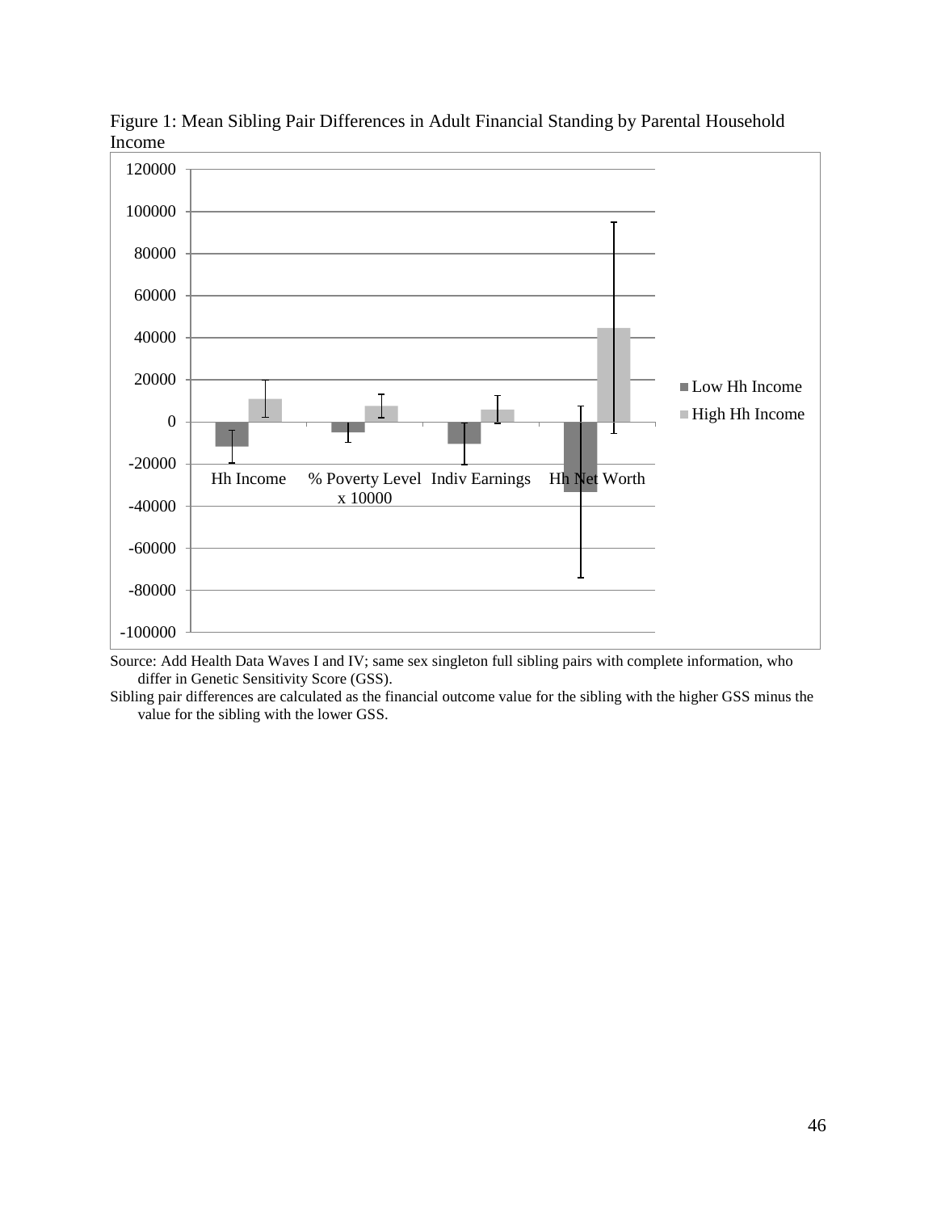Figure 1: Mean Sibling Pair Differences in Adult Financial Standing by Parental Household Income

Source: Add Health Data Waves I and IV; same sex singleton full sibling pairs with complete information, who differ in Genetic Sensitivity Score (GSS).

Sibling pair differences are calculated as the financial outcome value for the sibling with the higher GSS minus the value for the sibling with the lower GSS.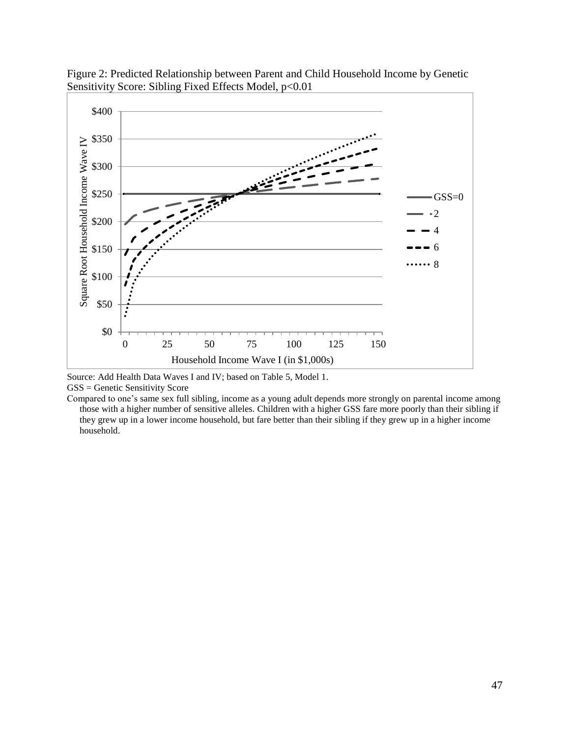Figure 2: Predicted Relationship between Parent and Child Household Income by Genetic Sensitivity Score: Sibling Fixed Effects Model, $p<0.01$

Source: Add Health Data Waves I and IV; based on Table 5, Model 1.

GSS = Genetic Sensitivity Score

Compared to one's same sex full sibling, income as a young adult depends more strongly on parental income among those with a higher number of sensitive alleles. Children with a higher GSS fare more poorly than their sibling if they grew up in a lower income household, but fare better than their sibling if they grew up in a higher income household.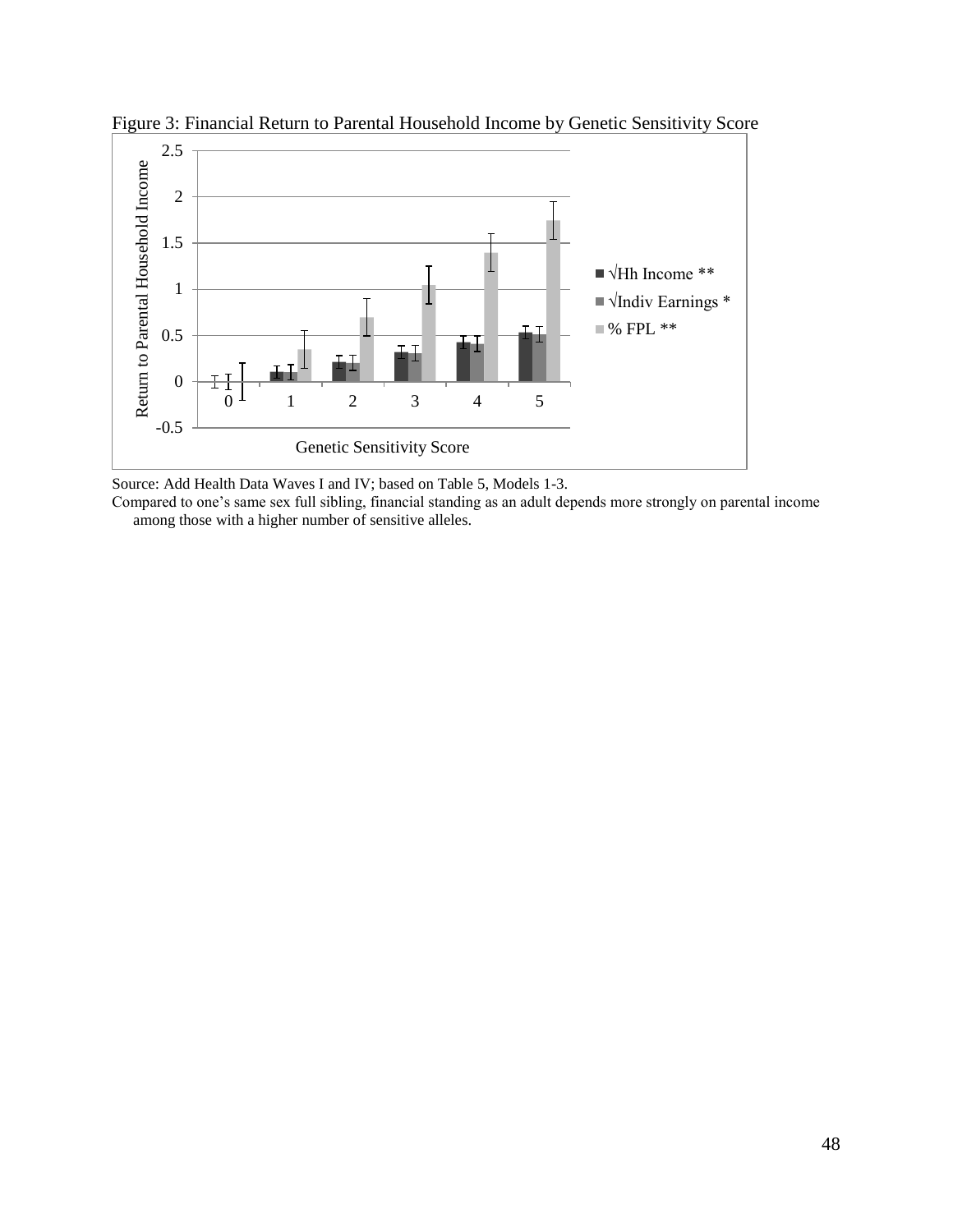Figure 3: Financial Return to Parental Household Income by Genetic Sensitivity Score

Source: Add Health Data Waves I and IV; based on Table 5, Models 1-3.

Compared to one's same sex full sibling, financial standing as an adult depends more strongly on parental income among those with a higher number of sensitive alleles.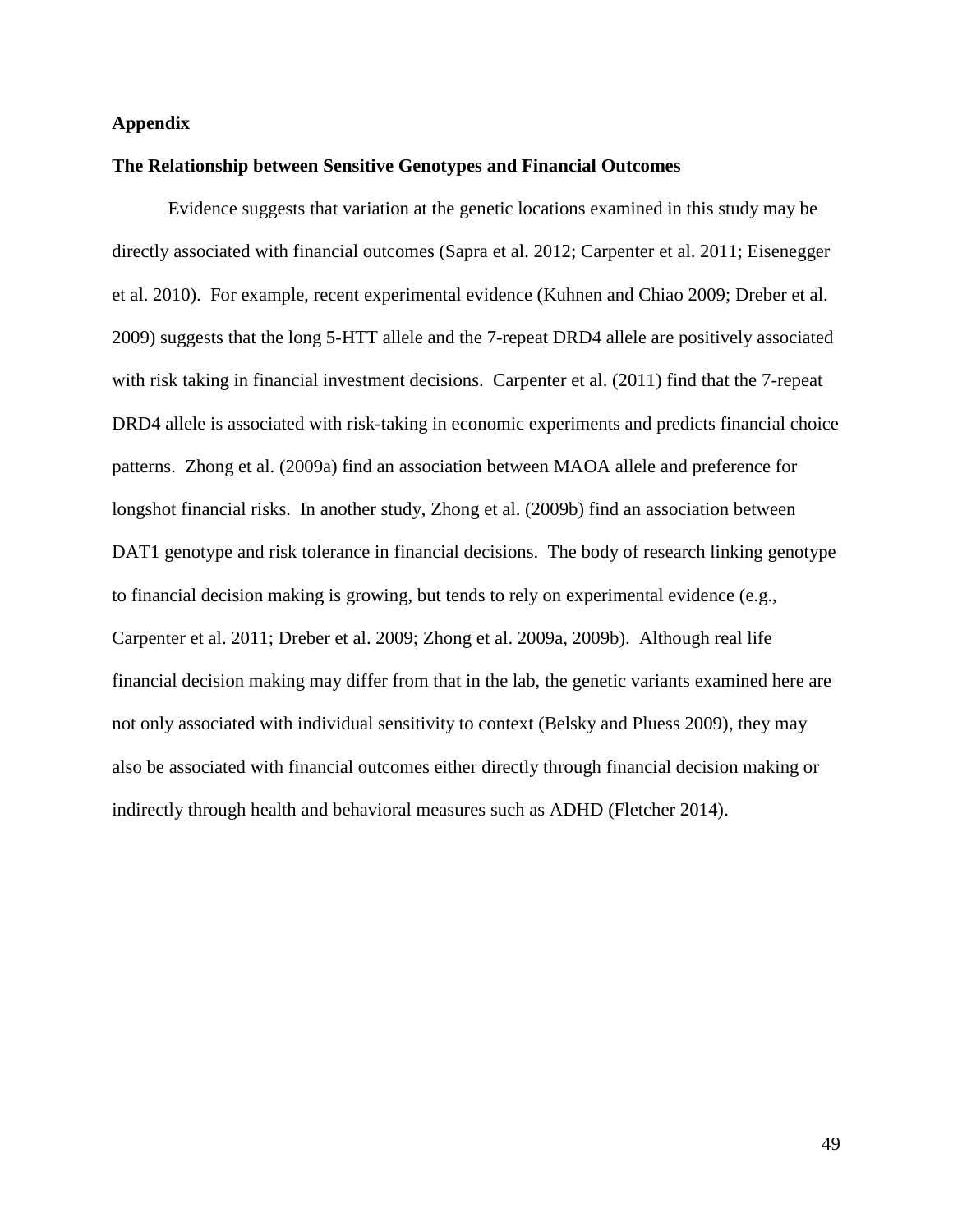# Appendix

## The Relationship between Sensitive Genotypes and Financial Outcomes

Evidence suggests that variation at the genetic locations examined in this study may be directly associated with financial outcomes (Sapra et al. 2012; Carpenter et al. 2011; Eisenegger et al. 2010). For example, recent experimental evidence (Kuhnen and Chiao 2009; Dreber et al. 2009) suggests that the long 5-HTT allele and the 7-repeat DRD4 allele are positively associated with risk taking in financial investment decisions. Carpenter et al. (2011) find that the 7-repeat DRD4 allele is associated with risk-taking in economic experiments and predicts financial choice patterns. Zhong et al. (2009a) find an association between MAOA allele and preference for longshot financial risks. In another study, Zhong et al. (2009b) find an association between DAT1 genotype and risk tolerance in financial decisions. The body of research linking genotype to financial decision making is growing, but tends to rely on experimental evidence (e.g., Carpenter et al. 2011; Dreber et al. 2009; Zhong et al. 2009a, 2009b). Although real life financial decision making may differ from that in the lab, the genetic variants examined here are not only associated with individual sensitivity to context (Belsky and Pluess 2009), they may also be associated with financial outcomes either directly through financial decision making or indirectly through health and behavioral measures such as ADHD (Fletcher 2014).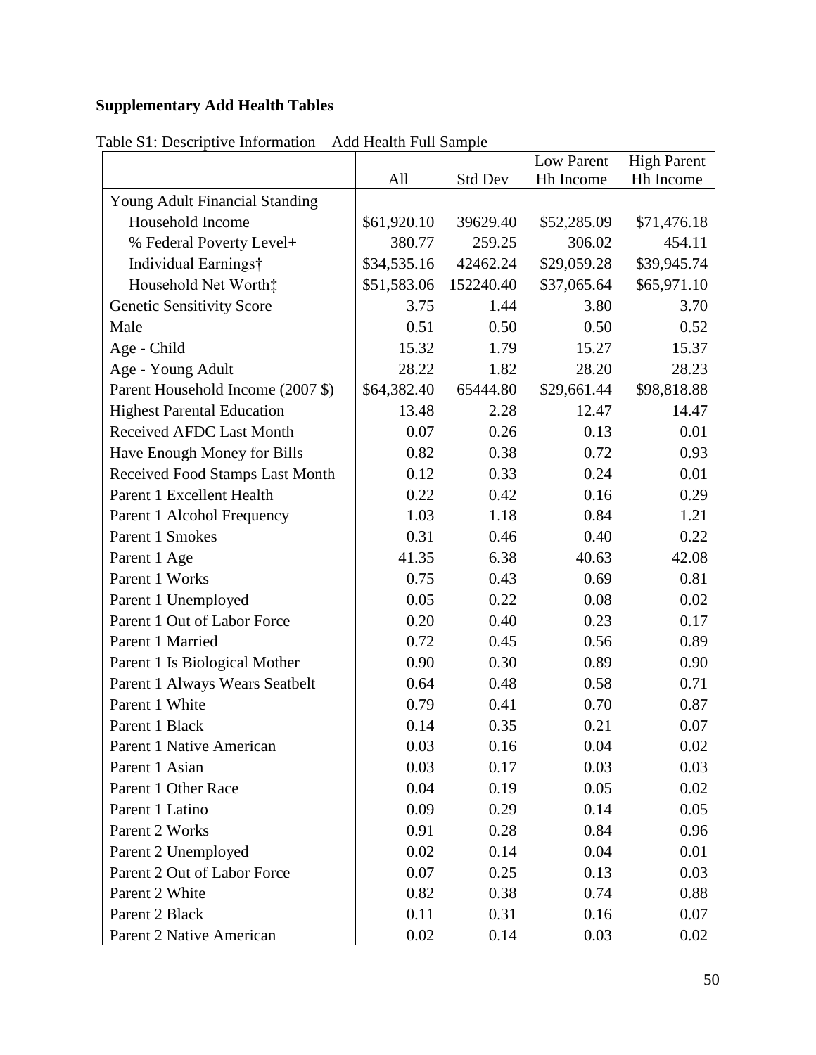**Supplementary Add Health Tables**

Table S1: Descriptive Information – Add Health Full Sample

| | All | Std Dev | Low Parent Hh Income | High Parent Hh Income |
|---|---|---|---|---|
| Young Adult Financial Standing | | | | |
| Household Income | \$61,920.10 | 39629.40 | \$52,285.09 | \$71,476.18 |
| % Federal Poverty Level+ | 380.77 | 259.25 | 306.02 | 454.11 |
| Individual Earnings† | \$34,535.16 | 42462.24 | \$29,059.28 | \$39,945.74 |
| Household Net Worth‡ | \$51,583.06 | 152240.40 | \$37,065.64 | \$65,971.10 |
| Genetic Sensitivity Score | 3.75 | 1.44 | 3.80 | 3.70 |
| Male | 0.51 | 0.50 | 0.50 | 0.52 |
| Age - Child | 15.32 | 1.79 | 15.27 | 15.37 |
| Age - Young Adult | 28.22 | 1.82 | 28.20 | 28.23 |
| Parent Household Income (2007 \$) | \$64,382.40 | 65444.80 | \$29,661.44 | \$98,818.88 |
| Highest Parental Education | 13.48 | 2.28 | 12.47 | 14.47 |
| Received AFDC Last Month | 0.07 | 0.26 | 0.13 | 0.01 |
| Have Enough Money for Bills | 0.82 | 0.38 | 0.72 | 0.93 |
| Received Food Stamps Last Month | 0.12 | 0.33 | 0.24 | 0.01 |
| Parent 1 Excellent Health | 0.22 | 0.42 | 0.16 | 0.29 |
| Parent 1 Alcohol Frequency | 1.03 | 1.18 | 0.84 | 1.21 |
| Parent 1 Smokes | 0.31 | 0.46 | 0.40 | 0.22 |
| Parent 1 Age | 41.35 | 6.38 | 40.63 | 42.08 |
| Parent 1 Works | 0.75 | 0.43 | 0.69 | 0.81 |
| Parent 1 Unemployed | 0.05 | 0.22 | 0.08 | 0.02 |
| Parent 1 Out of Labor Force | 0.20 | 0.40 | 0.23 | 0.17 |
| Parent 1 Married | 0.72 | 0.45 | 0.56 | 0.89 |
| Parent 1 Is Biological Mother | 0.90 | 0.30 | 0.89 | 0.90 |
| Parent 1 Always Wears Seatbelt | 0.64 | 0.48 | 0.58 | 0.71 |
| Parent 1 White | 0.79 | 0.41 | 0.70 | 0.87 |
| Parent 1 Black | 0.14 | 0.35 | 0.21 | 0.07 |
| Parent 1 Native American | 0.03 | 0.16 | 0.04 | 0.02 |
| Parent 1 Asian | 0.03 | 0.17 | 0.03 | 0.03 |
| Parent 1 Other Race | 0.04 | 0.19 | 0.05 | 0.02 |
| Parent 1 Latino | 0.09 | 0.29 | 0.14 | 0.05 |
| Parent 2 Works | 0.91 | 0.28 | 0.84 | 0.96 |
| Parent 2 Unemployed | 0.02 | 0.14 | 0.04 | 0.01 |
| Parent 2 Out of Labor Force | 0.07 | 0.25 | 0.13 | 0.03 |
| Parent 2 White | 0.82 | 0.38 | 0.74 | 0.88 |
| Parent 2 Black | 0.11 | 0.31 | 0.16 | 0.07 |
| Parent 2 Native American | 0.02 | 0.14 | 0.03 | 0.02 |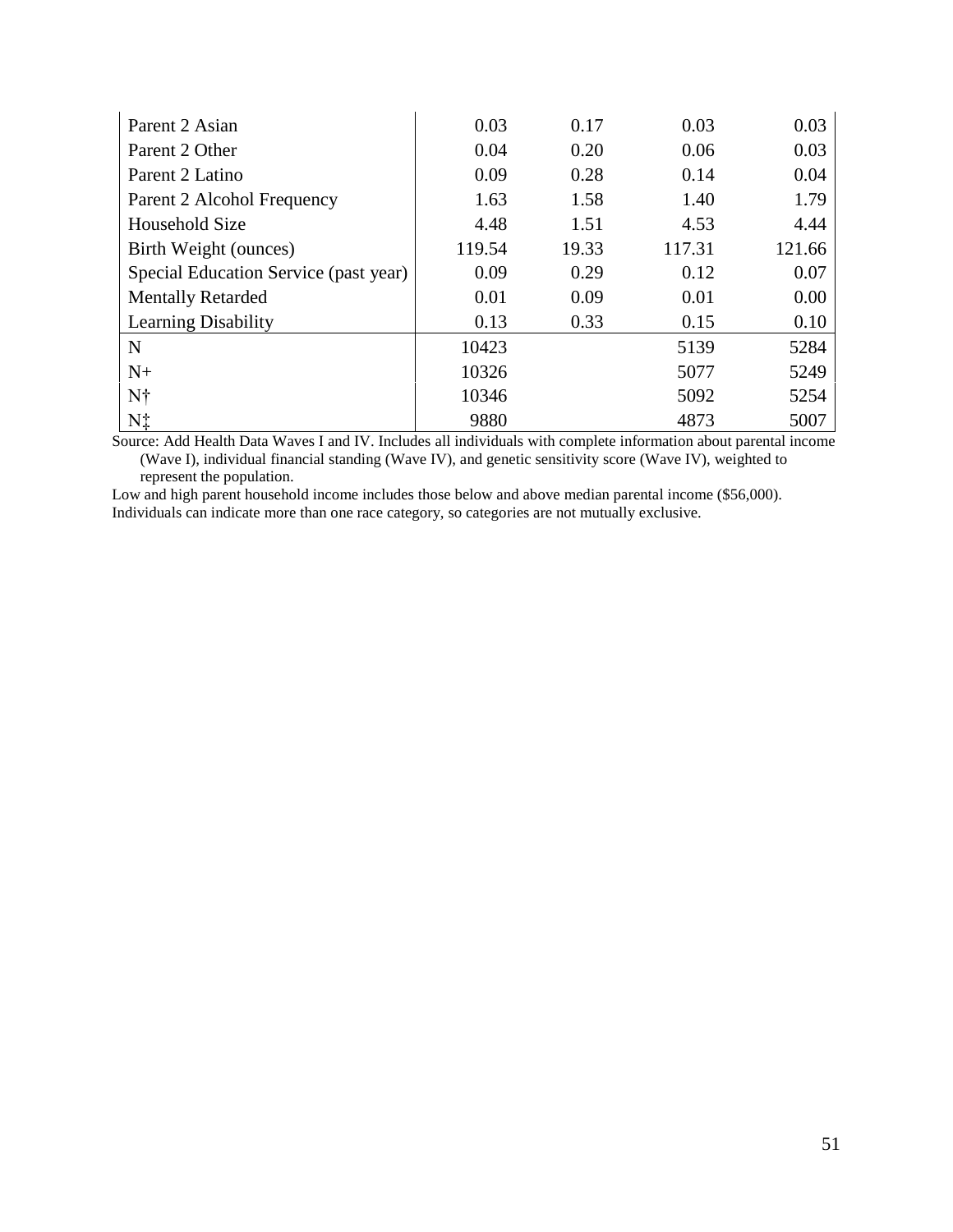| | | | | |
|---|---|---|---|---|
| Parent 2 Asian | 0.03 | 0.17 | 0.03 | 0.03 |
| Parent 2 Other | 0.04 | 0.20 | 0.06 | 0.03 |
| Parent 2 Latino | 0.09 | 0.28 | 0.14 | 0.04 |
| Parent 2 Alcohol Frequency | 1.63 | 1.58 | 1.40 | 1.79 |
| Household Size | 4.48 | 1.51 | 4.53 | 4.44 |
| Birth Weight (ounces) | 119.54 | 19.33 | 117.31 | 121.66 |
| Special Education Service (past year) | 0.09 | 0.29 | 0.12 | 0.07 |
| Mentally Retarded | 0.01 | 0.09 | 0.01 | 0.00 |
| Learning Disability | 0.13 | 0.33 | 0.15 | 0.10 |
| N | 10423 | | 5139 | 5284 |
| N+ | 10326 | | 5077 | 5249 |
| N† | 10346 | | 5092 | 5254 |
| N‡ | 9880 | | 4873 | 5007 |

Source: Add Health Data Waves I and IV. Includes all individuals with complete information about parental income (Wave I), individual financial standing (Wave IV), and genetic sensitivity score (Wave IV), weighted to represent the population.

Low and high parent household income includes those below and above median parental income ($56,000).

Individuals can indicate more than one race category, so categories are not mutually exclusive.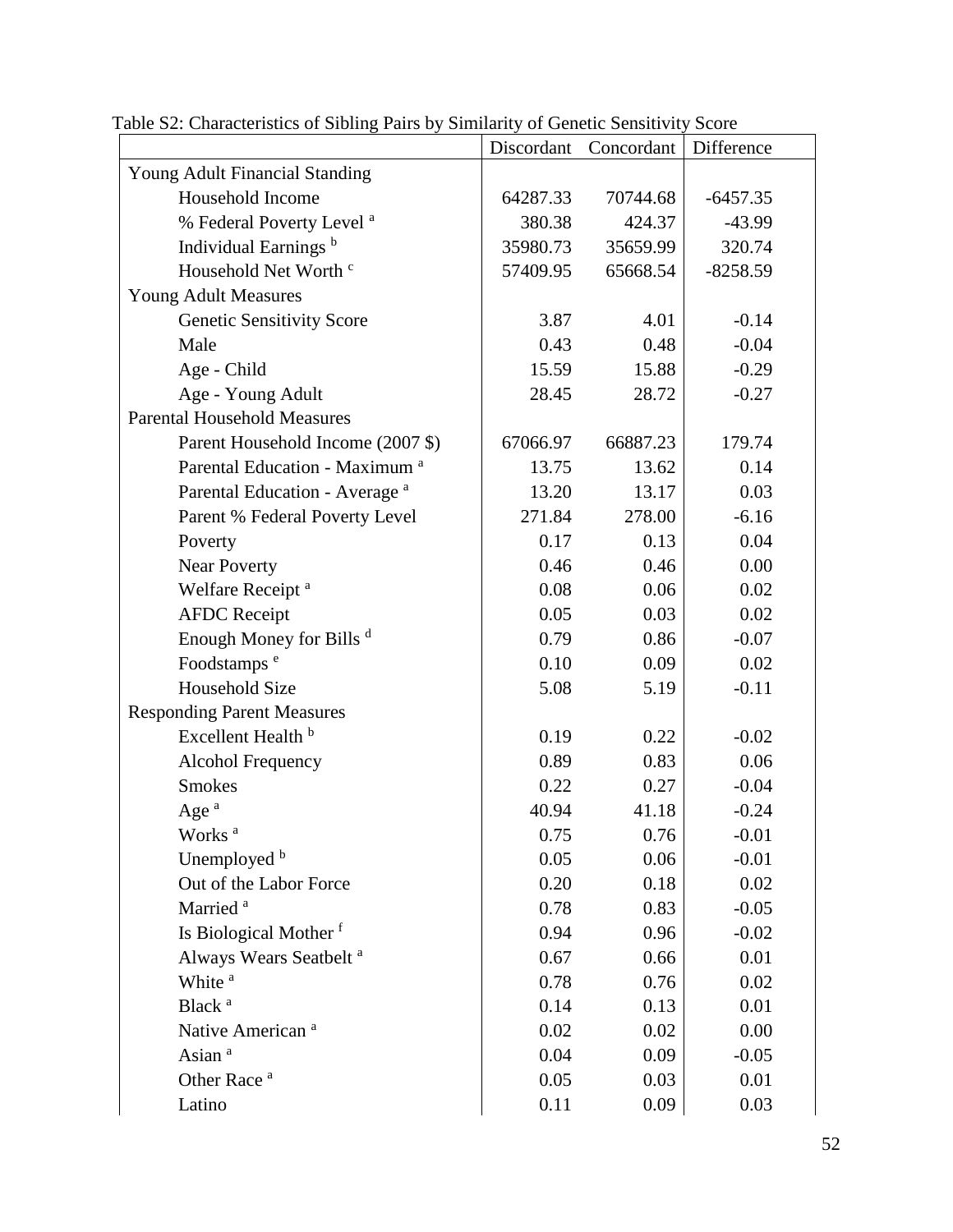Table S2: Characteristics of Sibling Pairs by Similarity of Genetic Sensitivity Score

| | Discordant | Concordant | Difference |
|---|---|---|---|
| Young Adult Financial Standing | | | |
| Household Income | 64287.33 | 70744.68 | -6457.35 |
| % Federal Poverty Level [a] | 380.38 | 424.37 | -43.99 |
| Individual Earnings [b] | 35980.73 | 35659.99 | 320.74 |
| Household Net Worth [c] | 57409.95 | 65668.54 | -8258.59 |
| Young Adult Measures | | | |
| Genetic Sensitivity Score | 3.87 | 4.01 | -0.14 |
| Male | 0.43 | 0.48 | -0.04 |
| Age - Child | 15.59 | 15.88 | -0.29 |
| Age - Young Adult | 28.45 | 28.72 | -0.27 |
| Parental Household Measures | | | |
| Parent Household Income (2007 $) | 67066.97 | 66887.23 | 179.74 |
| Parental Education - Maximum [a] | 13.75 | 13.62 | 0.14 |
| Parental Education - Average [a] | 13.20 | 13.17 | 0.03 |
| Parent % Federal Poverty Level | 271.84 | 278.00 | -6.16 |
| Poverty | 0.17 | 0.13 | 0.04 |
| Near Poverty | 0.46 | 0.46 | 0.00 |
| Welfare Receipt [a] | 0.08 | 0.06 | 0.02 |
| AFDC Receipt | 0.05 | 0.03 | 0.02 |
| Enough Money for Bills [d] | 0.79 | 0.86 | -0.07 |
| Foodstamps [e] | 0.10 | 0.09 | 0.02 |
| Household Size | 5.08 | 5.19 | -0.11 |
| Responding Parent Measures | | | |
| Excellent Health [b] | 0.19 | 0.22 | -0.02 |
| Alcohol Frequency | 0.89 | 0.83 | 0.06 |
| Smokes | 0.22 | 0.27 | -0.04 |
| Age [a] | 40.94 | 41.18 | -0.24 |
| Works [a] | 0.75 | 0.76 | -0.01 |
| Unemployed [b] | 0.05 | 0.06 | -0.01 |
| Out of the Labor Force | 0.20 | 0.18 | 0.02 |
| Married [a] | 0.78 | 0.83 | -0.05 |
| Is Biological Mother [f] | 0.94 | 0.96 | -0.02 |
| Always Wears Seatbelt [a] | 0.67 | 0.66 | 0.01 |
| White [a] | 0.78 | 0.76 | 0.02 |
| Black [a] | 0.14 | 0.13 | 0.01 |
| Native American [a] | 0.02 | 0.02 | 0.00 |
| Asian [a] | 0.04 | 0.09 | -0.05 |
| Other Race [a] | 0.05 | 0.03 | 0.01 |
| Latino | 0.11 | 0.09 | 0.03 |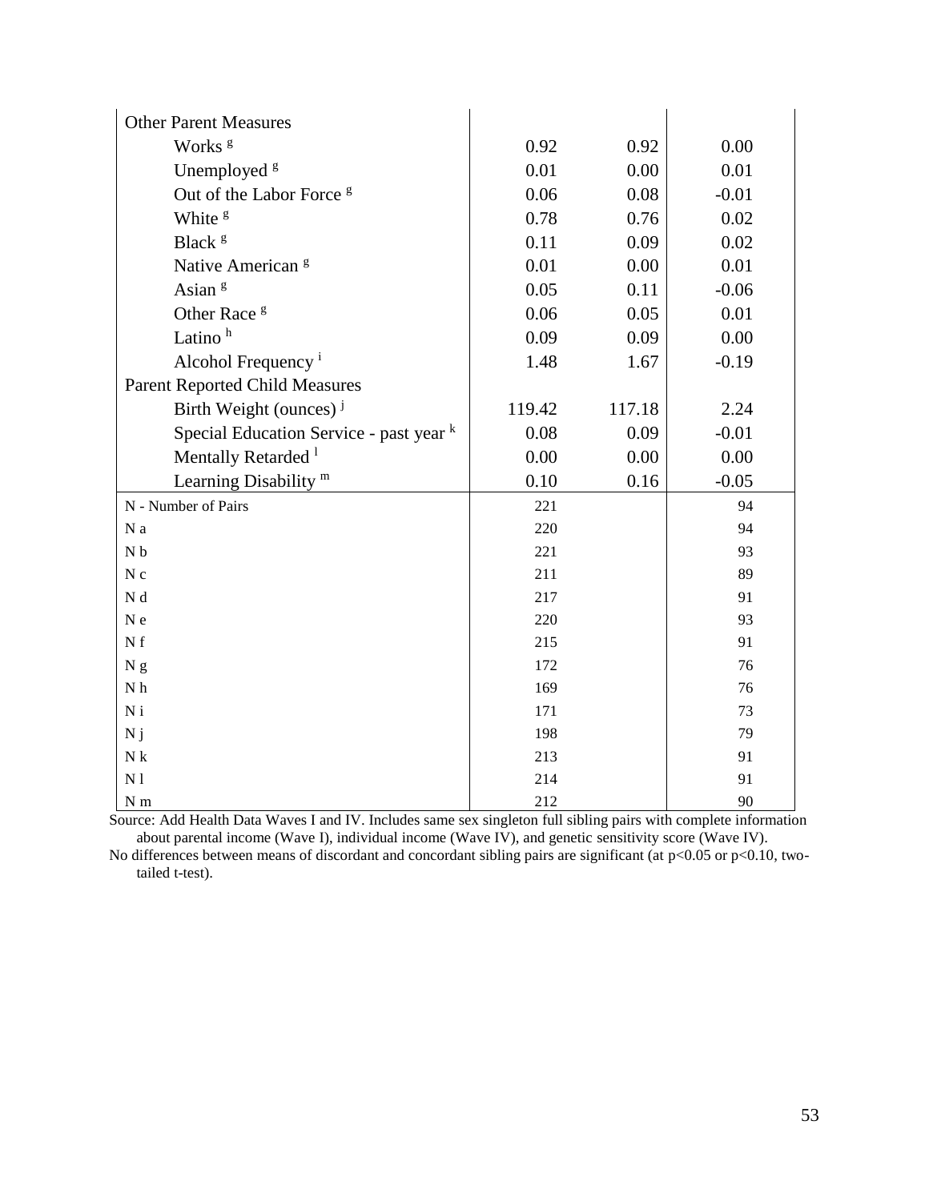| | | | |
|---|---|---|---|
| Other Parent Measures | | | |
| Works [g] | 0.92 | 0.92 | 0.00 |
| Unemployed [g] | 0.01 | 0.00 | 0.01 |
| Out of the Labor Force [g] | 0.06 | 0.08 | -0.01 |
| White [g] | 0.78 | 0.76 | 0.02 |
| Black [g] | 0.11 | 0.09 | 0.02 |
| Native American [g] | 0.01 | 0.00 | 0.01 |
| Asian [g] | 0.05 | 0.11 | -0.06 |
| Other Race [g] | 0.06 | 0.05 | 0.01 |
| Latino [h] | 0.09 | 0.09 | 0.00 |
| Alcohol Frequency [i] | 1.48 | 1.67 | -0.19 |
| Parent Reported Child Measures | | | |
| Birth Weight (ounces) [j] | 119.42 | 117.18 | 2.24 |
| Special Education Service - past year [k] | 0.08 | 0.09 | -0.01 |
| Mentally Retarded [l] | 0.00 | 0.00 | 0.00 |
| Learning Disability [m] | 0.10 | 0.16 | -0.05 |
| N - Number of Pairs | 221 | | 94 |
| N a | 220 | | 94 |
| N b | 221 | | 93 |
| N c | 211 | | 89 |
| N d | 217 | | 91 |
| N e | 220 | | 93 |
| N f | 215 | | 91 |
| N g | 172 | | 76 |
| N h | 169 | | 76 |
| N i | 171 | | 73 |
| N j | 198 | | 79 |
| N k | 213 | | 91 |
| N l | 214 | | 91 |
| N m | 212 | | 90 |

Source: Add Health Data Waves I and IV. Includes same sex singleton full sibling pairs with complete information about parental income (Wave I), individual income (Wave IV), and genetic sensitivity score (Wave IV).
No differences between means of discordant and concordant sibling pairs are significant (at $p<0.05$ or $p<0.10$, two-tailed t-test).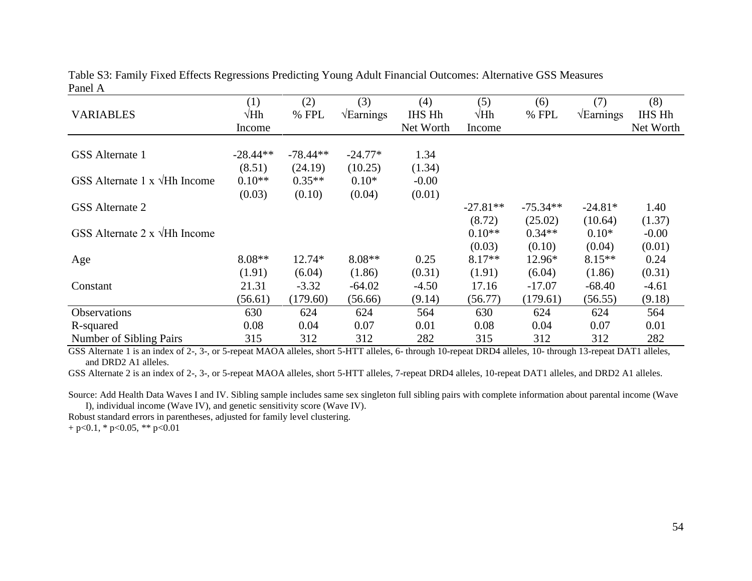Table S3: Family Fixed Effects Regressions Predicting Young Adult Financial Outcomes: Alternative GSS Measures

Panel A

| VARIABLES | (1) √Hh Income | (2) % FPL | (3) √Earnings | (4) IHS Hh Net Worth | (5) √Hh Income | (6) % FPL | (7) √Earnings | (8) IHS Hh Net Worth |
|---|---|---|---|---|---|---|---|---|
| GSS Alternate 1 | -28.44** | -78.44** | -24.77* | 1.34 | | | | |
| | (8.51) | (24.19) | (10.25) | (1.34) | | | | |
| GSS Alternate 1 x √Hh Income | 0.10** | 0.35** | 0.10* | -0.00 | | | | |
| | (0.03) | (0.10) | (0.04) | (0.01) | | | | |
| GSS Alternate 2 | | | | | -27.81** | -75.34** | -24.81* | 1.40 |
| | | | | | (8.72) | (25.02) | (10.64) | (1.37) |
| GSS Alternate 2 x √Hh Income | | | | | 0.10** | 0.34** | 0.10* | -0.00 |
| | | | | | (0.03) | (0.10) | (0.04) | (0.01) |
| Age | 8.08** | 12.74* | 8.08** | 0.25 | 8.17** | 12.96* | 8.15** | 0.24 |
| | (1.91) | (6.04) | (1.86) | (0.31) | (1.91) | (6.04) | (1.86) | (0.31) |
| Constant | 21.31 | -3.32 | -64.02 | -4.50 | 17.16 | -17.07 | -68.40 | -4.61 |
| | (56.61) | (179.60) | (56.66) | (9.14) | (56.77) | (179.61) | (56.55) | (9.18) |
| Observations | 630 | 624 | 624 | 564 | 630 | 624 | 624 | 564 |
| R-squared | 0.08 | 0.04 | 0.07 | 0.01 | 0.08 | 0.04 | 0.07 | 0.01 |
| Number of Sibling Pairs | 315 | 312 | 312 | 282 | 315 | 312 | 312 | 282 |

GSS Alternate 1 is an index of 2-, 3-, or 5-repeat MAOA alleles, short 5-HTT alleles, 6- through 10-repeat DRD4 alleles, 10- through 13-repeat DAT1 alleles, and DRD2 A1 alleles.

GSS Alternate 2 is an index of 2-, 3-, or 5-repeat MAOA alleles, short 5-HTT alleles, 7-repeat DRD4 alleles, 10-repeat DAT1 alleles, and DRD2 A1 alleles.

Source: Add Health Data Waves I and IV. Sibling sample includes same sex singleton full sibling pairs with complete information about parental income (Wave I), individual income (Wave IV), and genetic sensitivity score (Wave IV).

Robust standard errors in parentheses, adjusted for family level clustering.

+ p<0.1, * p<0.05, ** p<0.01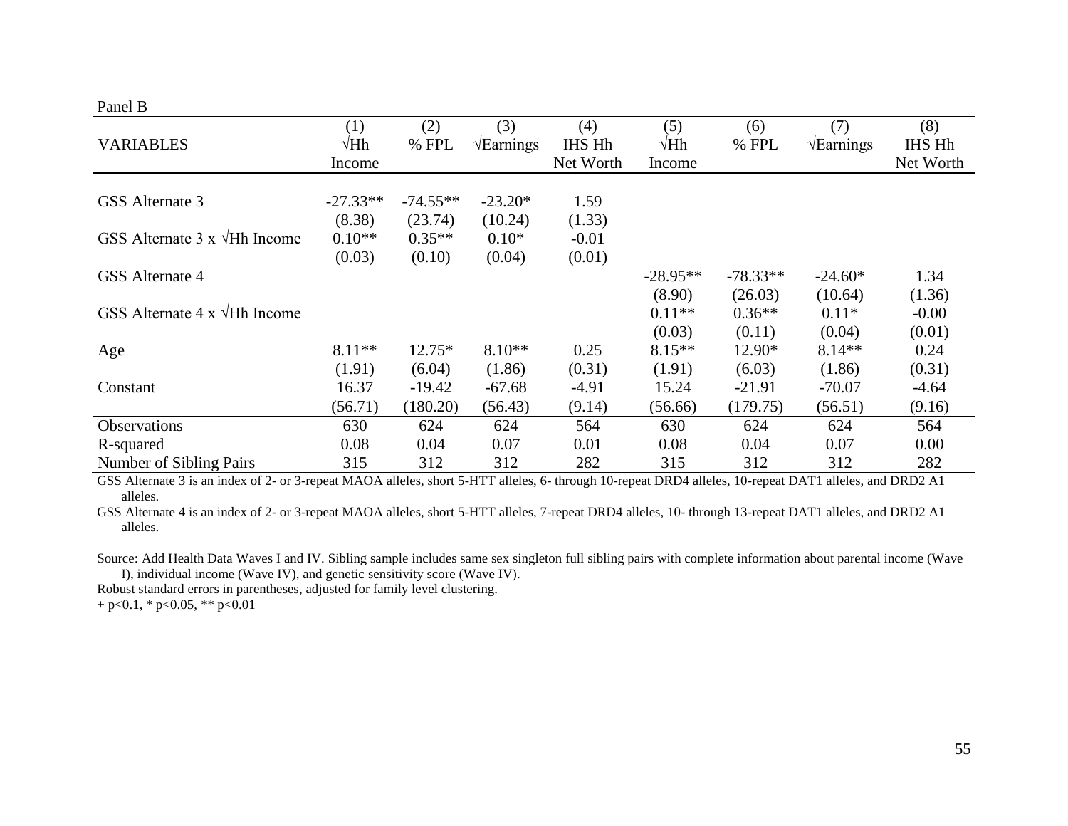Panel B

| VARIABLES | (1) √Hh Income | (2) % FPL | (3) √Earnings | (4) IHS Hh Net Worth | (5) √Hh Income | (6) % FPL | (7) √Earnings | (8) IHS Hh Net Worth |
|---|---|---|---|---|---|---|---|---|
| GSS Alternate 3 | -27.33** | -74.55** | -23.20* | 1.59 | | | | |
| | (8.38) | (23.74) | (10.24) | (1.33) | | | | |
| GSS Alternate 3 x √Hh Income | 0.10** | 0.35** | 0.10* | -0.01 | | | | |
| | (0.03) | (0.10) | (0.04) | (0.01) | | | | |
| GSS Alternate 4 | | | | | -28.95** | -78.33** | -24.60* | 1.34 |
| | | | | | (8.90) | (26.03) | (10.64) | (1.36) |
| GSS Alternate 4 x √Hh Income | | | | | 0.11** | 0.36** | 0.11* | -0.00 |
| | | | | | (0.03) | (0.11) | (0.04) | (0.01) |
| Age | 8.11** | 12.75* | 8.10** | 0.25 | 8.15** | 12.90* | 8.14** | 0.24 |
| | (1.91) | (6.04) | (1.86) | (0.31) | (1.91) | (6.03) | (1.86) | (0.31) |
| Constant | 16.37 | -19.42 | -67.68 | -4.91 | 15.24 | -21.91 | -70.07 | -4.64 |
| | (56.71) | (180.20) | (56.43) | (9.14) | (56.66) | (179.75) | (56.51) | (9.16) |
| Observations | 630 | 624 | 624 | 564 | 630 | 624 | 624 | 564 |
| R-squared | 0.08 | 0.04 | 0.07 | 0.01 | 0.08 | 0.04 | 0.07 | 0.00 |
| Number of Sibling Pairs | 315 | 312 | 312 | 282 | 315 | 312 | 312 | 282 |

GSS Alternate 3 is an index of 2- or 3-repeat MAOA alleles, short 5-HTT alleles, 6- through 10-repeat DRD4 alleles, 10-repeat DAT1 alleles, and DRD2 A1 alleles.

GSS Alternate 4 is an index of 2- or 3-repeat MAOA alleles, short 5-HTT alleles, 7-repeat DRD4 alleles, 10- through 13-repeat DAT1 alleles, and DRD2 A1 alleles.

Source: Add Health Data Waves I and IV. Sibling sample includes same sex singleton full sibling pairs with complete information about parental income (Wave I), individual income (Wave IV), and genetic sensitivity score (Wave IV).

Robust standard errors in parentheses, adjusted for family level clustering.

+ p<0.1, * p<0.05, ** p<0.01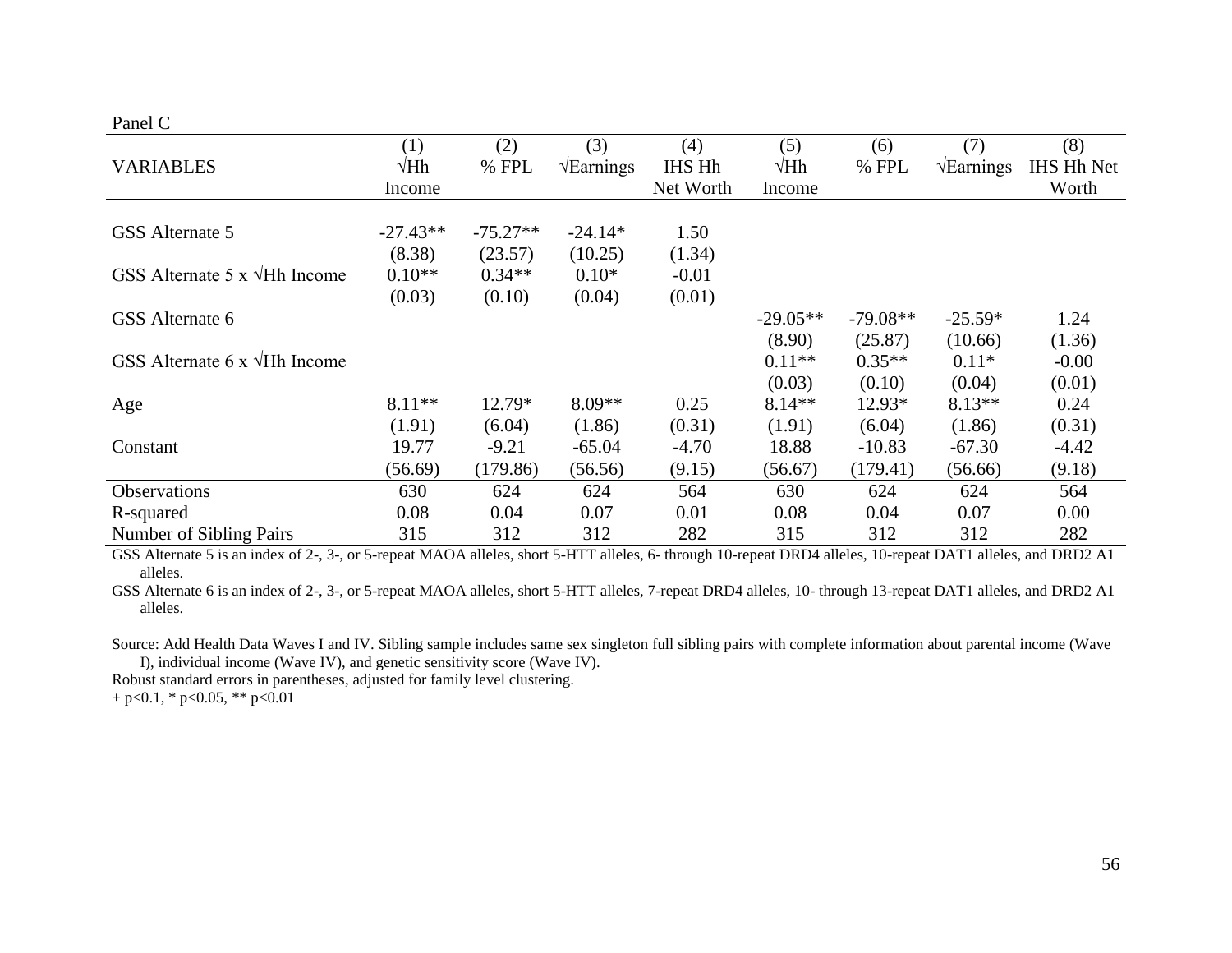Panel C

| VARIABLES | (1) √Hh Income | (2) % FPL | (3) √Earnings | (4) IHS Hh Net Worth | (5) √Hh Income | (6) % FPL | (7) √Earnings | (8) IHS Hh Net Worth |
|---|---|---|---|---|---|---|---|---|
| GSS Alternate 5 | -27.43** | -75.27** | -24.14* | 1.50 | | | | |
| | (8.38) | (23.57) | (10.25) | (1.34) | | | | |
| GSS Alternate 5 x √Hh Income | 0.10** | 0.34** | 0.10* | -0.01 | | | | |
| | (0.03) | (0.10) | (0.04) | (0.01) | | | | |
| GSS Alternate 6 | | | | | -29.05** | -79.08** | -25.59* | 1.24 |
| | | | | | (8.90) | (25.87) | (10.66) | (1.36) |
| GSS Alternate 6 x √Hh Income | | | | | 0.11** | 0.35** | 0.11* | -0.00 |
| | | | | | (0.03) | (0.10) | (0.04) | (0.01) |
| Age | 8.11** | 12.79* | 8.09** | 0.25 | 8.14** | 12.93* | 8.13** | 0.24 |
| | (1.91) | (6.04) | (1.86) | (0.31) | (1.91) | (6.04) | (1.86) | (0.31) |
| Constant | 19.77 | -9.21 | -65.04 | -4.70 | 18.88 | -10.83 | -67.30 | -4.42 |
| | (56.69) | (179.86) | (56.56) | (9.15) | (56.67) | (179.41) | (56.66) | (9.18) |
| Observations | 630 | 624 | 624 | 564 | 630 | 624 | 624 | 564 |
| R-squared | 0.08 | 0.04 | 0.07 | 0.01 | 0.08 | 0.04 | 0.07 | 0.00 |
| Number of Sibling Pairs | 315 | 312 | 312 | 282 | 315 | 312 | 312 | 282 |

GSS Alternate 5 is an index of 2-, 3-, or 5-repeat MAOA alleles, short 5-HTT alleles, 6- through 10-repeat DRD4 alleles, 10-repeat DAT1 alleles, and DRD2 A1 alleles.

GSS Alternate 6 is an index of 2-, 3-, or 5-repeat MAOA alleles, short 5-HTT alleles, 7-repeat DRD4 alleles, 10- through 13-repeat DAT1 alleles, and DRD2 A1 alleles.

Source: Add Health Data Waves I and IV. Sibling sample includes same sex singleton full sibling pairs with complete information about parental income (Wave I), individual income (Wave IV), and genetic sensitivity score (Wave IV).

Robust standard errors in parentheses, adjusted for family level clustering.

+ p<0.1, * p<0.05, ** p<0.01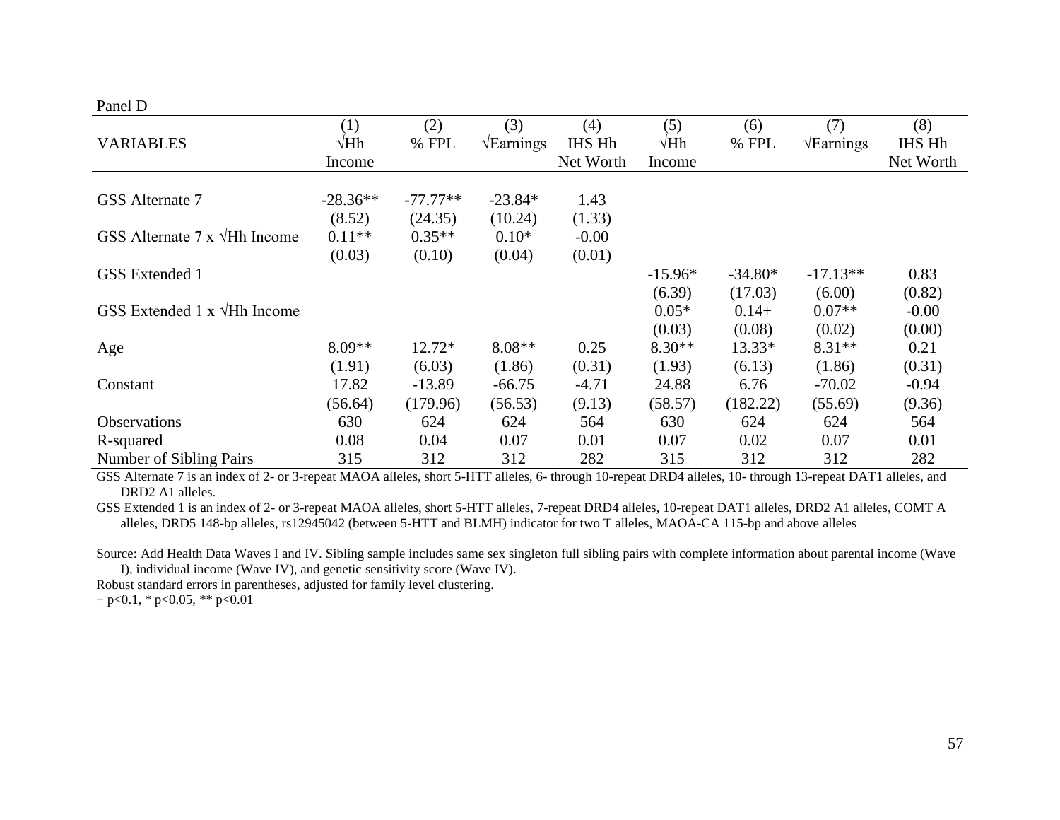Panel D

| VARIABLES | (1)<br>√Hh Income | (2)<br>% FPL | (3)<br>√Earnings | (4)<br>IHS Hh Net Worth | (5)<br>√Hh Income | (6)<br>% FPL | (7)<br>√Earnings | (8)<br>IHS Hh Net Worth |
|---|---|---|---|---|---|---|---|---|
| GSS Alternate 7 | -28.36** | -77.77** | -23.84* | 1.43 | | | | |
| | (8.52) | (24.35) | (10.24) | (1.33) | | | | |
| GSS Alternate 7 x √Hh Income | 0.11** | 0.35** | 0.10* | -0.00 | | | | |
| | (0.03) | (0.10) | (0.04) | (0.01) | | | | |
| GSS Extended 1 | | | | | -15.96* | -34.80* | -17.13** | 0.83 |
| | | | | | (6.39) | (17.03) | (6.00) | (0.82) |
| GSS Extended 1 x √Hh Income | | | | | 0.05* | 0.14+ | 0.07** | -0.00 |
| | | | | | (0.03) | (0.08) | (0.02) | (0.00) |
| Age | 8.09** | 12.72* | 8.08** | 0.25 | 8.30** | 13.33* | 8.31** | 0.21 |
| | (1.91) | (6.03) | (1.86) | (0.31) | (1.93) | (6.13) | (1.86) | (0.31) |
| Constant | 17.82 | -13.89 | -66.75 | -4.71 | 24.88 | 6.76 | -70.02 | -0.94 |
| | (56.64) | (179.96) | (56.53) | (9.13) | (58.57) | (182.22) | (55.69) | (9.36) |
| Observations | 630 | 624 | 624 | 564 | 630 | 624 | 624 | 564 |
| R-squared | 0.08 | 0.04 | 0.07 | 0.01 | 0.07 | 0.02 | 0.07 | 0.01 |
| Number of Sibling Pairs | 315 | 312 | 312 | 282 | 315 | 312 | 312 | 282 |

GSS Alternate 7 is an index of 2- or 3-repeat MAOA alleles, short 5-HTT alleles, 6- through 10-repeat DRD4 alleles, 10- through 13-repeat DAT1 alleles, and DRD2 A1 alleles.

GSS Extended 1 is an index of 2- or 3-repeat MAOA alleles, short 5-HTT alleles, 7-repeat DRD4 alleles, 10-repeat DAT1 alleles, DRD2 A1 alleles, COMT A alleles, DRD5 148-bp alleles, rs12945042 (between 5-HTT and BLMH) indicator for two T alleles, MAOA-CA 115-bp and above alleles

Source: Add Health Data Waves I and IV. Sibling sample includes same sex singleton full sibling pairs with complete information about parental income (Wave I), individual income (Wave IV), and genetic sensitivity score (Wave IV).

Robust standard errors in parentheses, adjusted for family level clustering.

+ p<0.1, * p<0.05, ** p<0.01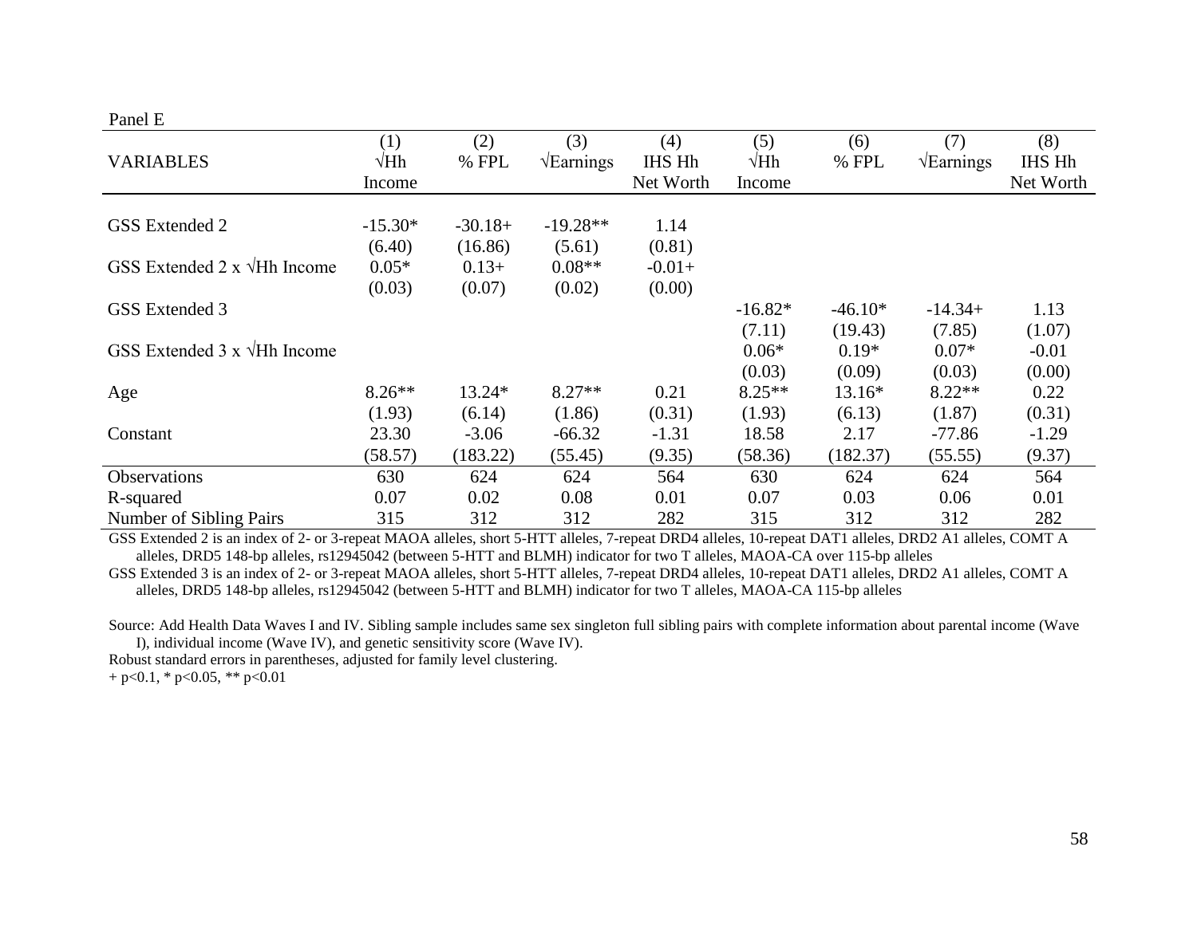Panel E

| VARIABLES | (1) √Hh Income | (2) % FPL | (3) √Earnings | (4) IHS Hh Net Worth | (5) √Hh Income | (6) % FPL | (7) √Earnings | (8) IHS Hh Net Worth |
|---|---|---|---|---|---|---|---|---|
| GSS Extended 2 | -15.30* | -30.18+ | -19.28** | 1.14 | | | | |
| | (6.40) | (16.86) | (5.61) | (0.81) | | | | |
| GSS Extended 2 x √Hh Income | 0.05* | 0.13+ | 0.08** | -0.01+ | | | | |
| | (0.03) | (0.07) | (0.02) | (0.00) | | | | |
| GSS Extended 3 | | | | | -16.82* | -46.10* | -14.34+ | 1.13 |
| | | | | | (7.11) | (19.43) | (7.85) | (1.07) |
| GSS Extended 3 x √Hh Income | | | | | 0.06* | 0.19* | 0.07* | -0.01 |
| | | | | | (0.03) | (0.09) | (0.03) | (0.00) |
| Age | 8.26** | 13.24* | 8.27** | 0.21 | 8.25** | 13.16* | 8.22** | 0.22 |
| | (1.93) | (6.14) | (1.86) | (0.31) | (1.93) | (6.13) | (1.87) | (0.31) |
| Constant | 23.30 | -3.06 | -66.32 | -1.31 | 18.58 | 2.17 | -77.86 | -1.29 |
| | (58.57) | (183.22) | (55.45) | (9.35) | (58.36) | (182.37) | (55.55) | (9.37) |
| Observations | 630 | 624 | 624 | 564 | 630 | 624 | 624 | 564 |
| R-squared | 0.07 | 0.02 | 0.08 | 0.01 | 0.07 | 0.03 | 0.06 | 0.01 |
| Number of Sibling Pairs | 315 | 312 | 312 | 282 | 315 | 312 | 312 | 282 |

GSS Extended 2 is an index of 2- or 3-repeat MAOA alleles, short 5-HTT alleles, 7-repeat DRD4 alleles, 10-repeat DAT1 alleles, DRD2 A1 alleles, COMT A alleles, DRD5 148-bp alleles, rs12945042 (between 5-HTT and BLMH) indicator for two T alleles, MAOA-CA over 115-bp alleles

GSS Extended 3 is an index of 2- or 3-repeat MAOA alleles, short 5-HTT alleles, 7-repeat DRD4 alleles, 10-repeat DAT1 alleles, DRD2 A1 alleles, COMT A alleles, DRD5 148-bp alleles, rs12945042 (between 5-HTT and BLMH) indicator for two T alleles, MAOA-CA 115-bp alleles

Source: Add Health Data Waves I and IV. Sibling sample includes same sex singleton full sibling pairs with complete information about parental income (Wave I), individual income (Wave IV), and genetic sensitivity score (Wave IV).

Robust standard errors in parentheses, adjusted for family level clustering.

+ p<0.1, * p<0.05, ** p<0.01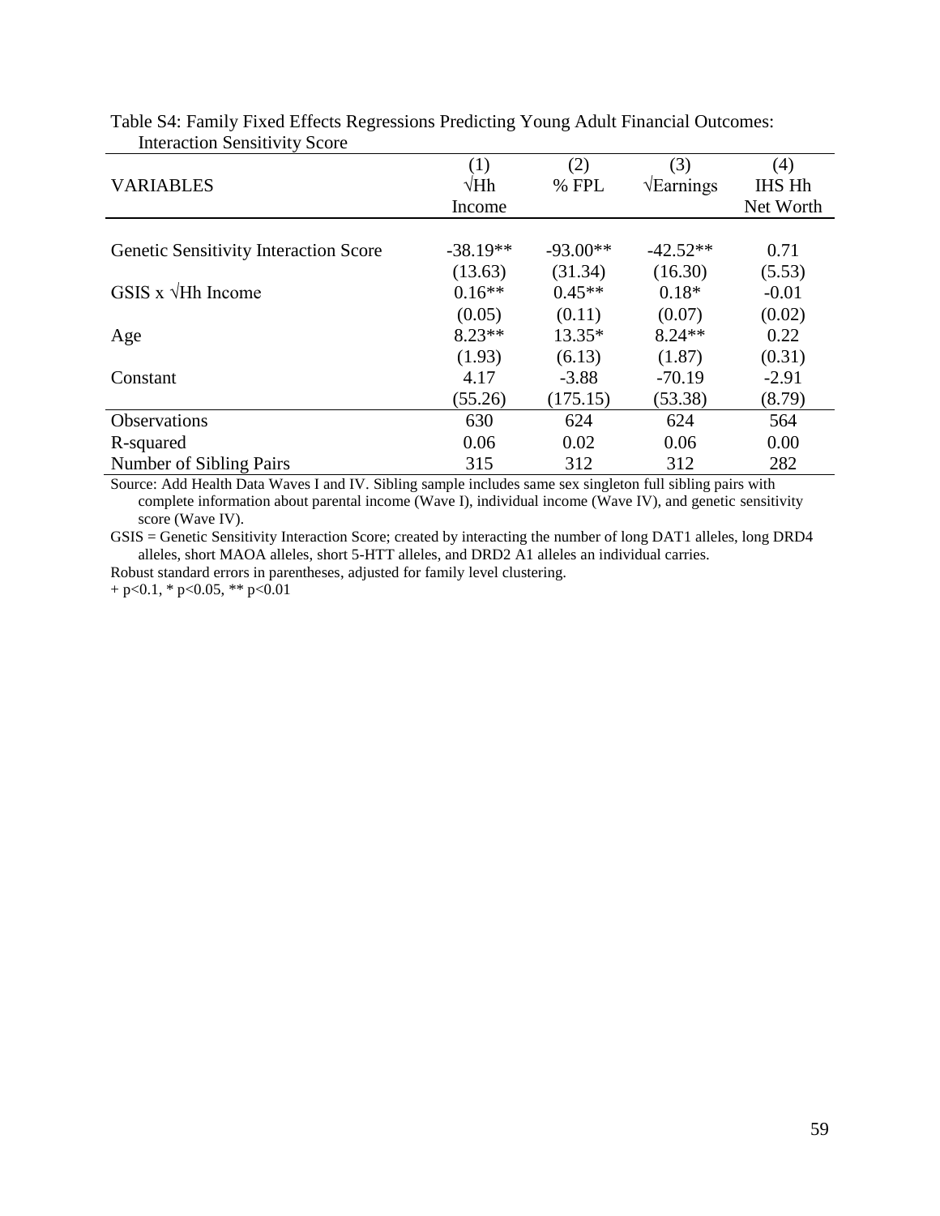Table S4: Family Fixed Effects Regressions Predicting Young Adult Financial Outcomes: Interaction Sensitivity Score

| VARIABLES | (1) √Hh Income | (2) % FPL | (3) √Earnings | (4) IHS Hh Net Worth |
|---|---|---|---|---|
| Genetic Sensitivity Interaction Score | -38.19** | -93.00** | -42.52** | 0.71 |
| | (13.63) | (31.34) | (16.30) | (5.53) |
| GSIS x √Hh Income | 0.16** | 0.45** | 0.18* | -0.01 |
| | (0.05) | (0.11) | (0.07) | (0.02) |
| Age | 8.23** | 13.35* | 8.24** | 0.22 |
| | (1.93) | (6.13) | (1.87) | (0.31) |
| Constant | 4.17 | -3.88 | -70.19 | -2.91 |
| | (55.26) | (175.15) | (53.38) | (8.79) |
| Observations | 630 | 624 | 624 | 564 |
| R-squared | 0.06 | 0.02 | 0.06 | 0.00 |
| Number of Sibling Pairs | 315 | 312 | 312 | 282 |

Source: Add Health Data Waves I and IV. Sibling sample includes same sex singleton full sibling pairs with complete information about parental income (Wave I), individual income (Wave IV), and genetic sensitivity score (Wave IV).

GSIS = Genetic Sensitivity Interaction Score; created by interacting the number of long DAT1 alleles, long DRD4 alleles, short MAOA alleles, short 5-HTT alleles, and DRD2 A1 alleles an individual carries.

Robust standard errors in parentheses, adjusted for family level clustering.

+ p<0.1, * p<0.05, ** p<0.01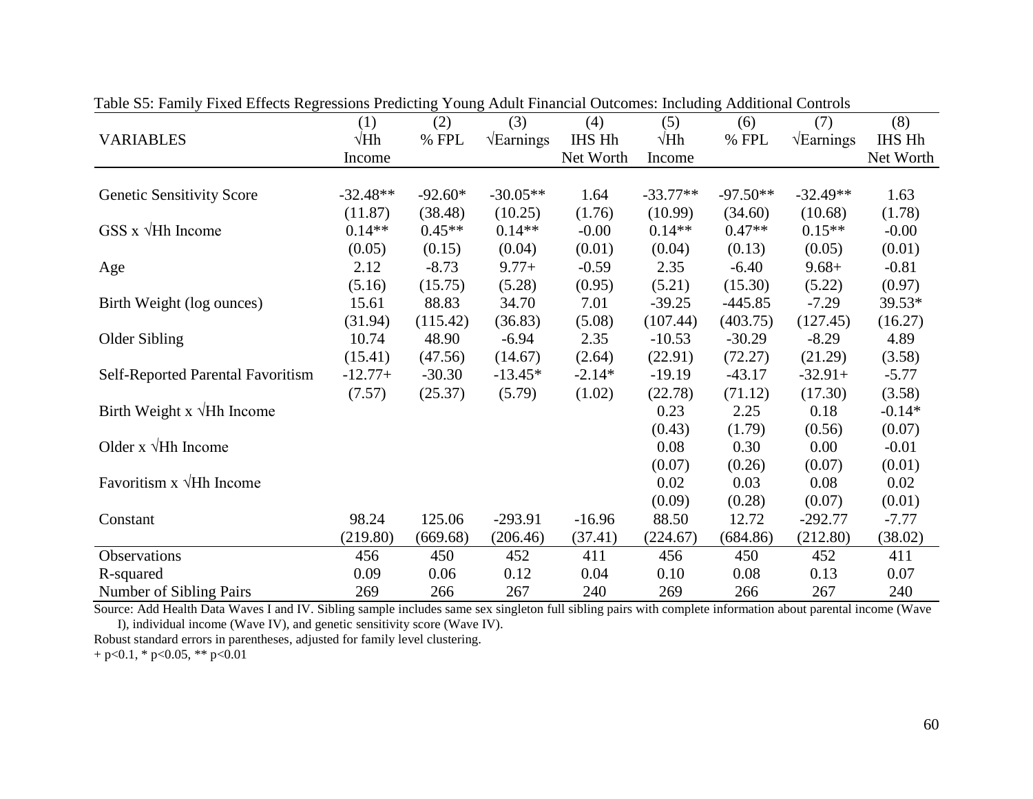Table S5: Family Fixed Effects Regressions Predicting Young Adult Financial Outcomes: Including Additional Controls

| VARIABLES | (1) √Hh Income | (2) % FPL | (3) √Earnings | (4) IHS Hh Net Worth | (5) √Hh Income | (6) % FPL | (7) √Earnings | (8) IHS Hh Net Worth |
|---|---|---|---|---|---|---|---|---|
| Genetic Sensitivity Score | -32.48** | -92.60* | -30.05** | 1.64 | -33.77** | -97.50** | -32.49** | 1.63 |
| | (11.87) | (38.48) | (10.25) | (1.76) | (10.99) | (34.60) | (10.68) | (1.78) |
| GSS x √Hh Income | 0.14** | 0.45** | 0.14** | -0.00 | 0.14** | 0.47** | 0.15** | -0.00 |
| | (0.05) | (0.15) | (0.04) | (0.01) | (0.04) | (0.13) | (0.05) | (0.01) |
| Age | 2.12 | -8.73 | 9.77+ | -0.59 | 2.35 | -6.40 | 9.68+ | -0.81 |
| | (5.16) | (15.75) | (5.28) | (0.95) | (5.21) | (15.30) | (5.22) | (0.97) |
| Birth Weight (log ounces) | 15.61 | 88.83 | 34.70 | 7.01 | -39.25 | -445.85 | -7.29 | 39.53* |
| | (31.94) | (115.42) | (36.83) | (5.08) | (107.44) | (403.75) | (127.45) | (16.27) |
| Older Sibling | 10.74 | 48.90 | -6.94 | 2.35 | -10.53 | -30.29 | -8.29 | 4.89 |
| | (15.41) | (47.56) | (14.67) | (2.64) | (22.91) | (72.27) | (21.29) | (3.58) |
| Self-Reported Parental Favoritism | -12.77+ | -30.30 | -13.45* | -2.14* | -19.19 | -43.17 | -32.91+ | -5.77 |
| | (7.57) | (25.37) | (5.79) | (1.02) | (22.78) | (71.12) | (17.30) | (3.58) |
| Birth Weight x √Hh Income | | | | | 0.23 | 2.25 | 0.18 | -0.14* |
| | | | | | (0.43) | (1.79) | (0.56) | (0.07) |
| Older x √Hh Income | | | | | 0.08 | 0.30 | 0.00 | -0.01 |
| | | | | | (0.07) | (0.26) | (0.07) | (0.01) |
| Favoritism x √Hh Income | | | | | 0.02 | 0.03 | 0.08 | 0.02 |
| | | | | | (0.09) | (0.28) | (0.07) | (0.01) |
| Constant | 98.24 | 125.06 | -293.91 | -16.96 | 88.50 | 12.72 | -292.77 | -7.77 |
| | (219.80) | (669.68) | (206.46) | (37.41) | (224.67) | (684.86) | (212.80) | (38.02) |
| Observations | 456 | 450 | 452 | 411 | 456 | 450 | 452 | 411 |
| R-squared | 0.09 | 0.06 | 0.12 | 0.04 | 0.10 | 0.08 | 0.13 | 0.07 |
| Number of Sibling Pairs | 269 | 266 | 267 | 240 | 269 | 266 | 267 | 240 |

Source: Add Health Data Waves I and IV. Sibling sample includes same sex singleton full sibling pairs with complete information about parental income (Wave I), individual income (Wave IV), and genetic sensitivity score (Wave IV).

Robust standard errors in parentheses, adjusted for family level clustering.

+ p<0.1, * p<0.05, ** p<0.01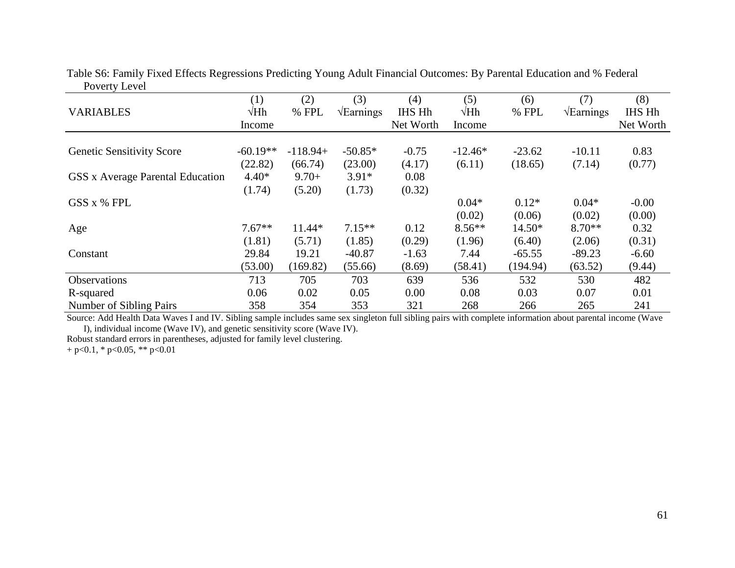Table S6: Family Fixed Effects Regressions Predicting Young Adult Financial Outcomes: By Parental Education and % Federal Poverty Level

| VARIABLES | (1)<br>√Hh Income | (2)<br>% FPL | (3)<br>√Earnings | (4)<br>IHS Hh Net Worth | (5)<br>√Hh Income | (6)<br>% FPL | (7)<br>√Earnings | (8)<br>IHS Hh Net Worth |
|---|---|---|---|---|---|---|---|---|
| Genetic Sensitivity Score | -60.19** | -118.94+ | -50.85* | -0.75 | -12.46* | -23.62 | -10.11 | 0.83 |
| | (22.82) | (66.74) | (23.00) | (4.17) | (6.11) | (18.65) | (7.14) | (0.77) |
| GSS x Average Parental Education | 4.40* | 9.70+ | 3.91* | 0.08 | | | | |
| | (1.74) | (5.20) | (1.73) | (0.32) | | | | |
| GSS x % FPL | | | | | 0.04* | 0.12* | 0.04* | -0.00 |
| | | | | | (0.02) | (0.06) | (0.02) | (0.00) |
| Age | 7.67** | 11.44* | 7.15** | 0.12 | 8.56** | 14.50* | 8.70** | 0.32 |
| | (1.81) | (5.71) | (1.85) | (0.29) | (1.96) | (6.40) | (2.06) | (0.31) |
| Constant | 29.84 | 19.21 | -40.87 | -1.63 | 7.44 | -65.55 | -89.23 | -6.60 |
| | (53.00) | (169.82) | (55.66) | (8.69) | (58.41) | (194.94) | (63.52) | (9.44) |
| Observations | 713 | 705 | 703 | 639 | 536 | 532 | 530 | 482 |
| R-squared | 0.06 | 0.02 | 0.05 | 0.00 | 0.08 | 0.03 | 0.07 | 0.01 |
| Number of Sibling Pairs | 358 | 354 | 353 | 321 | 268 | 266 | 265 | 241 |

Source: Add Health Data Waves I and IV. Sibling sample includes same sex singleton full sibling pairs with complete information about parental income (Wave I), individual income (Wave IV), and genetic sensitivity score (Wave IV).

Robust standard errors in parentheses, adjusted for family level clustering.

+ p<0.1, * p<0.05, ** p<0.01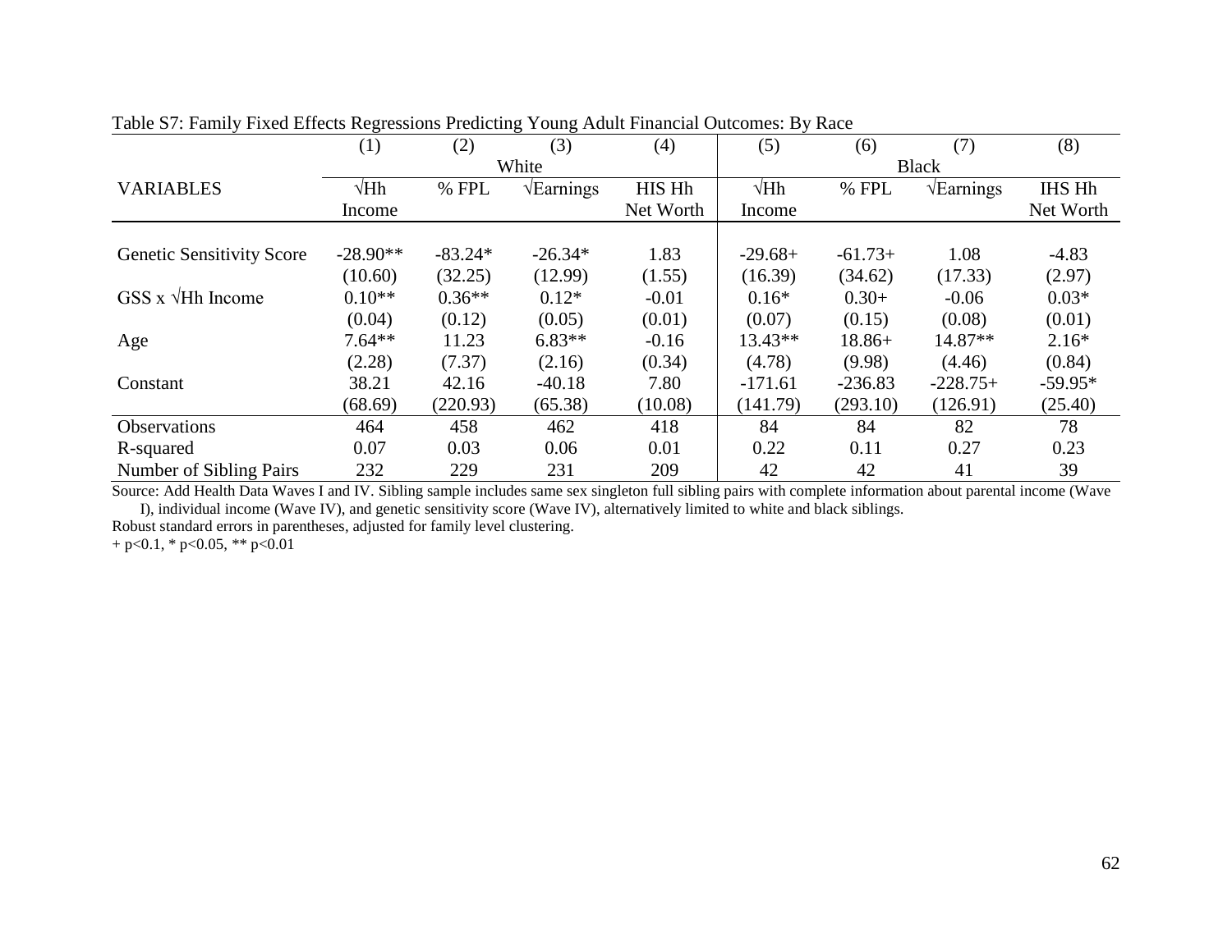Table S7: Family Fixed Effects Regressions Predicting Young Adult Financial Outcomes: By Race

| | (1) | (2) | (3) | (4) | (5) | (6) | (7) | (8) |
|---|---|---|---|---|---|---|---|---|
| | White | | | | Black | | | |
| VARIABLES | √Hh Income | % FPL | √Earnings | HIS Hh Net Worth | √Hh Income | % FPL | √Earnings | IHS Hh Net Worth |
| Genetic Sensitivity Score | -28.90** | -83.24* | -26.34* | 1.83 | -29.68+ | -61.73+ | 1.08 | -4.83 |
| | (10.60) | (32.25) | (12.99) | (1.55) | (16.39) | (34.62) | (17.33) | (2.97) |
| GSS x √Hh Income | 0.10** | 0.36** | 0.12* | -0.01 | 0.16* | 0.30+ | -0.06 | 0.03* |
| | (0.04) | (0.12) | (0.05) | (0.01) | (0.07) | (0.15) | (0.08) | (0.01) |
| Age | 7.64** | 11.23 | 6.83** | -0.16 | 13.43** | 18.86+ | 14.87** | 2.16* |
| | (2.28) | (7.37) | (2.16) | (0.34) | (4.78) | (9.98) | (4.46) | (0.84) |
| Constant | 38.21 | 42.16 | -40.18 | 7.80 | -171.61 | -236.83 | -228.75+ | -59.95* |
| | (68.69) | (220.93) | (65.38) | (10.08) | (141.79) | (293.10) | (126.91) | (25.40) |
| Observations | 464 | 458 | 462 | 418 | 84 | 84 | 82 | 78 |
| R-squared | 0.07 | 0.03 | 0.06 | 0.01 | 0.22 | 0.11 | 0.27 | 0.23 |
| Number of Sibling Pairs | 232 | 229 | 231 | 209 | 42 | 42 | 41 | 39 |

Source: Add Health Data Waves I and IV. Sibling sample includes same sex singleton full sibling pairs with complete information about parental income (Wave I), individual income (Wave IV), and genetic sensitivity score (Wave IV), alternatively limited to white and black siblings.

Robust standard errors in parentheses, adjusted for family level clustering.

+ p<0.1, * p<0.05, ** p<0.01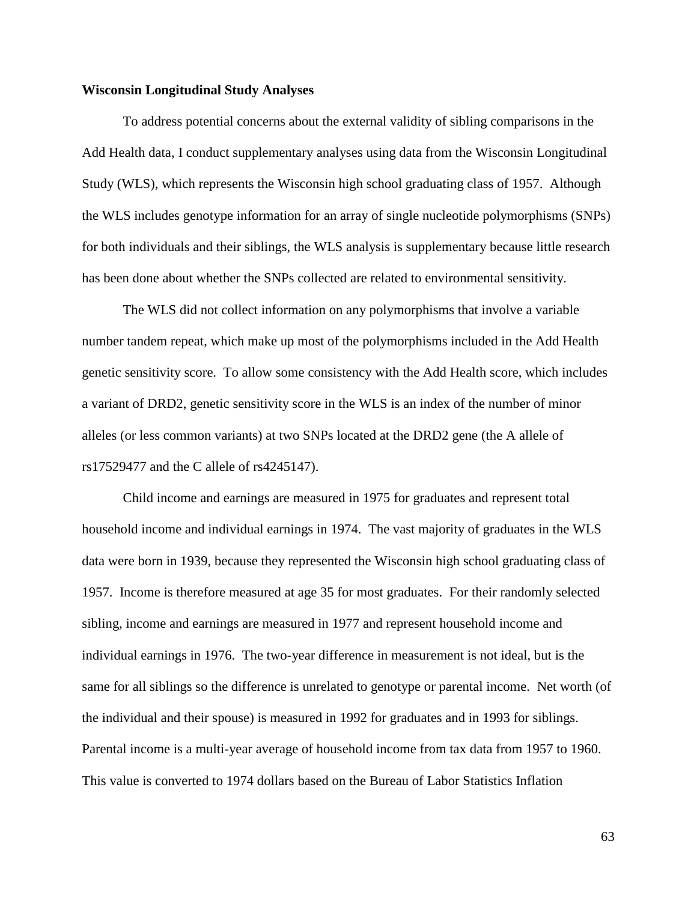**Wisconsin Longitudinal Study Analyses**

To address potential concerns about the external validity of sibling comparisons in the Add Health data, I conduct supplementary analyses using data from the Wisconsin Longitudinal Study (WLS), which represents the Wisconsin high school graduating class of 1957. Although the WLS includes genotype information for an array of single nucleotide polymorphisms (SNPs) for both individuals and their siblings, the WLS analysis is supplementary because little research has been done about whether the SNPs collected are related to environmental sensitivity.

The WLS did not collect information on any polymorphisms that involve a variable number tandem repeat, which make up most of the polymorphisms included in the Add Health genetic sensitivity score. To allow some consistency with the Add Health score, which includes a variant of DRD2, genetic sensitivity score in the WLS is an index of the number of minor alleles (or less common variants) at two SNPs located at the DRD2 gene (the A allele of rs17529477 and the C allele of rs4245147).

Child income and earnings are measured in 1975 for graduates and represent total household income and individual earnings in 1974. The vast majority of graduates in the WLS data were born in 1939, because they represented the Wisconsin high school graduating class of 1957. Income is therefore measured at age 35 for most graduates. For their randomly selected sibling, income and earnings are measured in 1977 and represent household income and individual earnings in 1976. The two-year difference in measurement is not ideal, but is the same for all siblings so the difference is unrelated to genotype or parental income. Net worth (of the individual and their spouse) is measured in 1992 for graduates and in 1993 for siblings. Parental income is a multi-year average of household income from tax data from 1957 to 1960. This value is converted to 1974 dollars based on the Bureau of Labor Statistics Inflation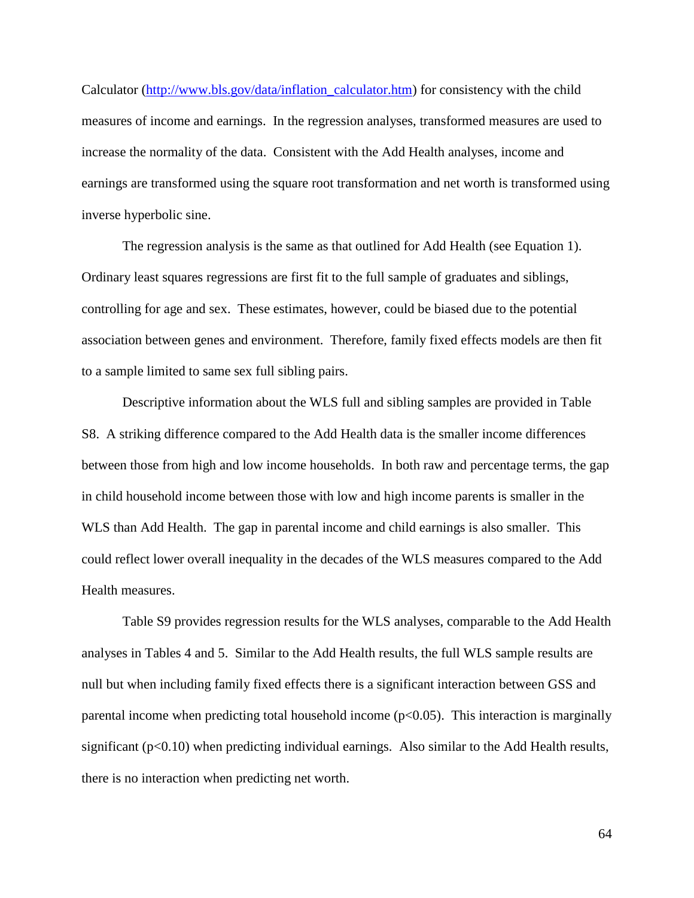Calculator (http://www.bls.gov/data/inflation_calculator.htm) for consistency with the child measures of income and earnings. In the regression analyses, transformed measures are used to increase the normality of the data. Consistent with the Add Health analyses, income and earnings are transformed using the square root transformation and net worth is transformed using inverse hyperbolic sine.

The regression analysis is the same as that outlined for Add Health (see Equation 1). Ordinary least squares regressions are first fit to the full sample of graduates and siblings, controlling for age and sex. These estimates, however, could be biased due to the potential association between genes and environment. Therefore, family fixed effects models are then fit to a sample limited to same sex full sibling pairs.

Descriptive information about the WLS full and sibling samples are provided in Table S8. A striking difference compared to the Add Health data is the smaller income differences between those from high and low income households. In both raw and percentage terms, the gap in child household income between those with low and high income parents is smaller in the WLS than Add Health. The gap in parental income and child earnings is also smaller. This could reflect lower overall inequality in the decades of the WLS measures compared to the Add Health measures.

Table S9 provides regression results for the WLS analyses, comparable to the Add Health analyses in Tables 4 and 5. Similar to the Add Health results, the full WLS sample results are null but when including family fixed effects there is a significant interaction between GSS and parental income when predicting total household income ($p<0.05$). This interaction is marginally significant ($p<0.10$) when predicting individual earnings. Also similar to the Add Health results, there is no interaction when predicting net worth.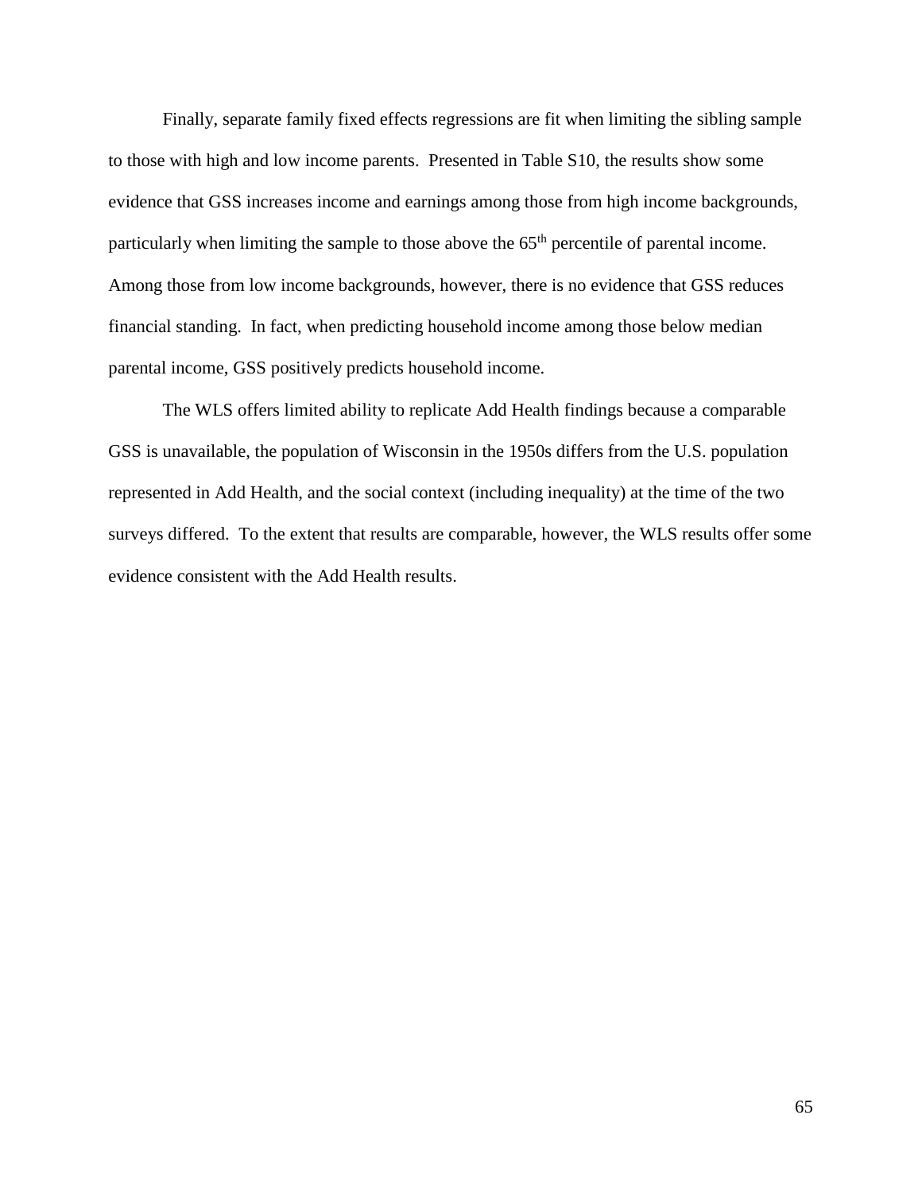Finally, separate family fixed effects regressions are fit when limiting the sibling sample to those with high and low income parents. Presented in Table S10, the results show some evidence that GSS increases income and earnings among those from high income backgrounds, particularly when limiting the sample to those above the 65$^{th}$ percentile of parental income. Among those from low income backgrounds, however, there is no evidence that GSS reduces financial standing. In fact, when predicting household income among those below median parental income, GSS positively predicts household income.

The WLS offers limited ability to replicate Add Health findings because a comparable GSS is unavailable, the population of Wisconsin in the 1950s differs from the U.S. population represented in Add Health, and the social context (including inequality) at the time of the two surveys differed. To the extent that results are comparable, however, the WLS results offer some evidence consistent with the Add Health results.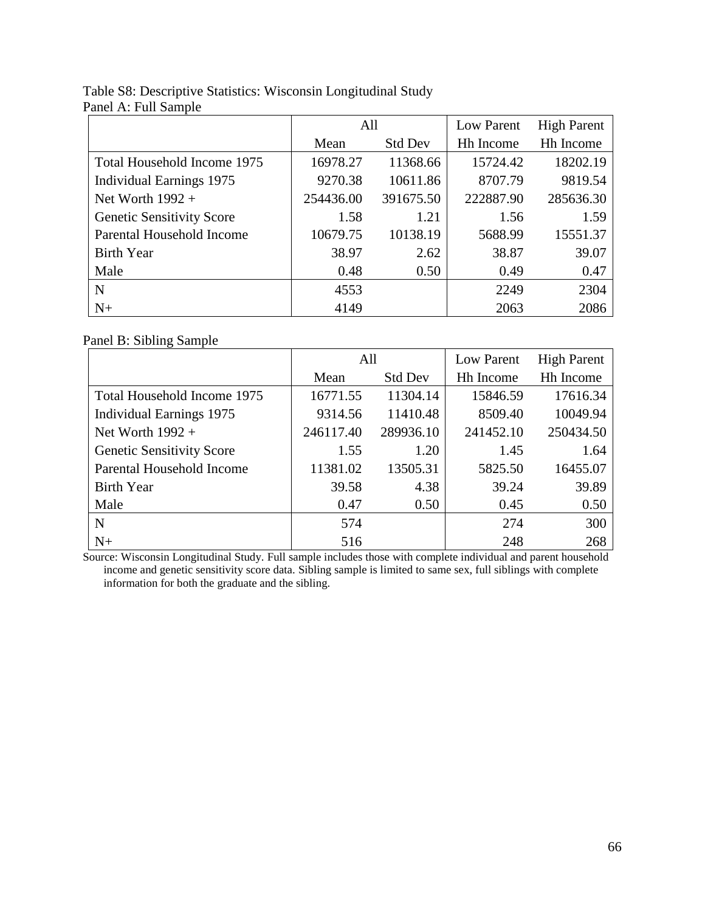Table S8: Descriptive Statistics: Wisconsin Longitudinal Study

Panel A: Full Sample

| | All | | Low Parent | High Parent |
|---|---|---|---|---|
| | Mean | Std Dev | Hh Income | Hh Income |
| Total Household Income 1975 | 16978.27 | 11368.66 | 15724.42 | 18202.19 |
| Individual Earnings 1975 | 9270.38 | 10611.86 | 8707.79 | 9819.54 |
| Net Worth 1992 + | 254436.00 | 391675.50 | 222887.90 | 285636.30 |
| Genetic Sensitivity Score | 1.58 | 1.21 | 1.56 | 1.59 |
| Parental Household Income | 10679.75 | 10138.19 | 5688.99 | 15551.37 |
| Birth Year | 38.97 | 2.62 | 38.87 | 39.07 |
| Male | 0.48 | 0.50 | 0.49 | 0.47 |
| N | 4553 | | 2249 | 2304 |
| N+ | 4149 | | 2063 | 2086 |

Panel B: Sibling Sample

| | All | | Low Parent | High Parent |
|---|---|---|---|---|
| | Mean | Std Dev | Hh Income | Hh Income |
| Total Household Income 1975 | 16771.55 | 11304.14 | 15846.59 | 17616.34 |
| Individual Earnings 1975 | 9314.56 | 11410.48 | 8509.40 | 10049.94 |
| Net Worth 1992 + | 246117.40 | 289936.10 | 241452.10 | 250434.50 |
| Genetic Sensitivity Score | 1.55 | 1.20 | 1.45 | 1.64 |
| Parental Household Income | 11381.02 | 13505.31 | 5825.50 | 16455.07 |
| Birth Year | 39.58 | 4.38 | 39.24 | 39.89 |
| Male | 0.47 | 0.50 | 0.45 | 0.50 |
| N | 574 | | 274 | 300 |
| N+ | 516 | | 248 | 268 |

Source: Wisconsin Longitudinal Study. Full sample includes those with complete individual and parent household income and genetic sensitivity score data. Sibling sample is limited to same sex, full siblings with complete information for both the graduate and the sibling.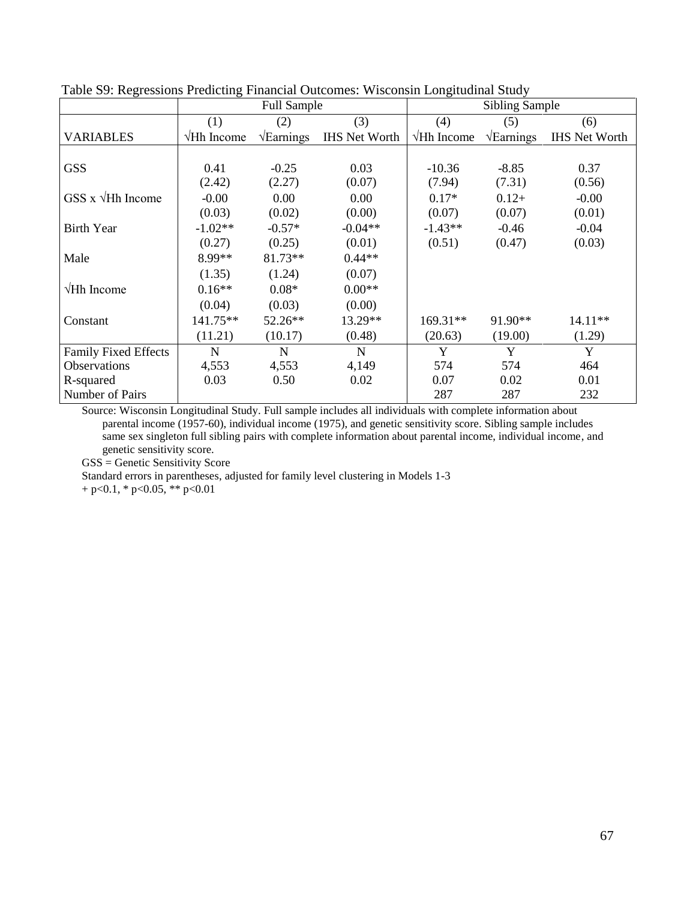Table S9: Regressions Predicting Financial Outcomes: Wisconsin Longitudinal Study

| | Full Sample | | | Sibling Sample | | |
|---|---|---|---|---|---|---|
| | (1) | (2) | (3) | (4) | (5) | (6) |
| VARIABLES | √Hh Income | √Earnings | IHS Net Worth | √Hh Income | √Earnings | IHS Net Worth |
| GSS | 0.41 | -0.25 | 0.03 | -10.36 | -8.85 | 0.37 |
| | (2.42) | (2.27) | (0.07) | (7.94) | (7.31) | (0.56) |
| GSS x √Hh Income | -0.00 | 0.00 | 0.00 | 0.17* | 0.12+ | -0.00 |
| | (0.03) | (0.02) | (0.00) | (0.07) | (0.07) | (0.01) |
| Birth Year | -1.02** | -0.57* | -0.04** | -1.43** | -0.46 | -0.04 |
| | (0.27) | (0.25) | (0.01) | (0.51) | (0.47) | (0.03) |
| Male | 8.99** | 81.73** | 0.44** | | | |
| | (1.35) | (1.24) | (0.07) | | | |
| √Hh Income | 0.16** | 0.08* | 0.00** | | | |
| | (0.04) | (0.03) | (0.00) | | | |
| Constant | 141.75** | 52.26** | 13.29** | 169.31** | 91.90** | 14.11** |
| | (11.21) | (10.17) | (0.48) | (20.63) | (19.00) | (1.29) |
| Family Fixed Effects | N | N | N | Y | Y | Y |
| Observations | 4,553 | 4,553 | 4,149 | 574 | 574 | 464 |
| R-squared | 0.03 | 0.50 | 0.02 | 0.07 | 0.02 | 0.01 |
| Number of Pairs | | | | 287 | 287 | 232 |

Source: Wisconsin Longitudinal Study. Full sample includes all individuals with complete information about parental income (1957-60), individual income (1975), and genetic sensitivity score. Sibling sample includes same sex singleton full sibling pairs with complete information about parental income, individual income, and genetic sensitivity score.

GSS = Genetic Sensitivity Score

Standard errors in parentheses, adjusted for family level clustering in Models 1-3

+ p<0.1, * p<0.05, ** p<0.01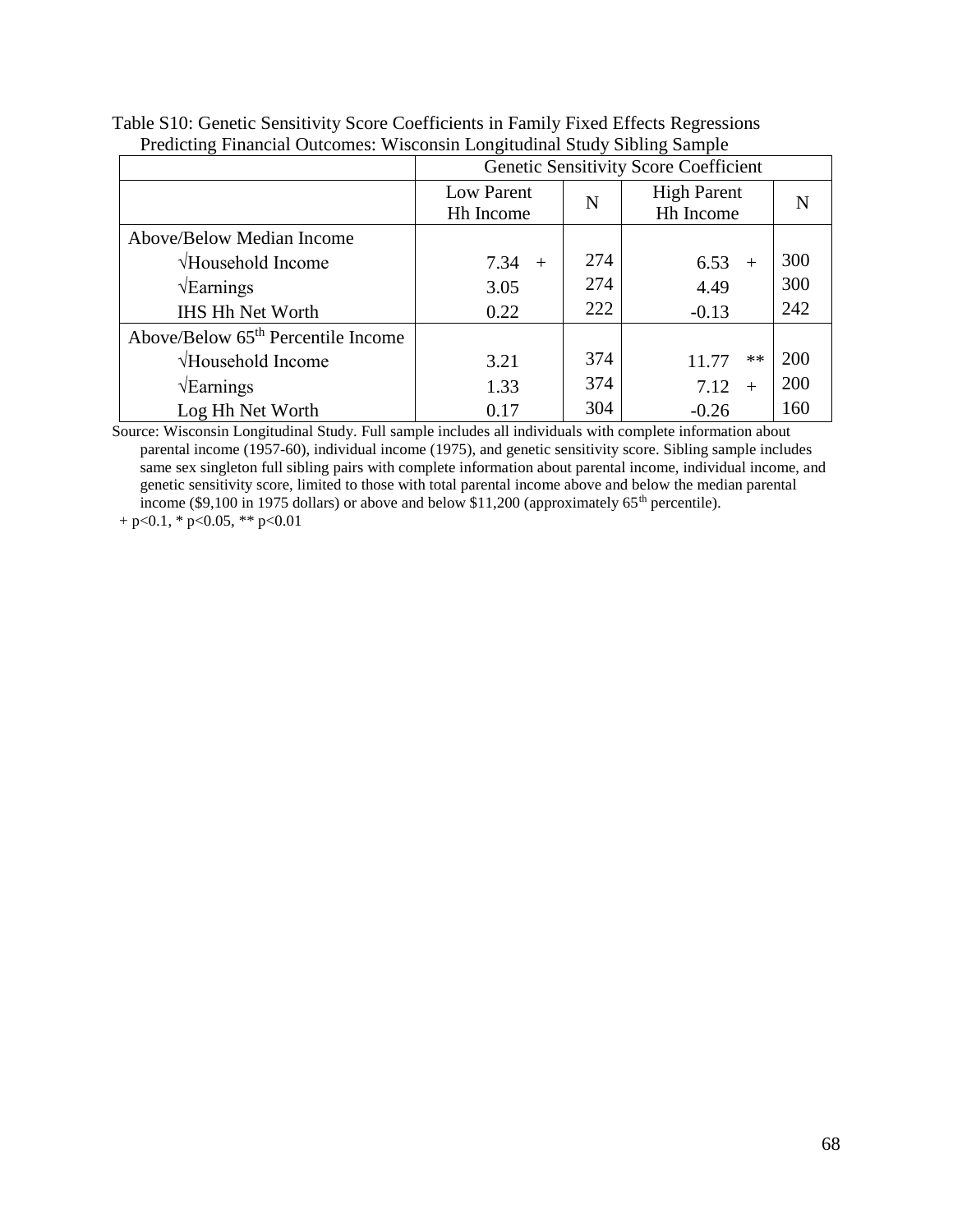Table S10: Genetic Sensitivity Score Coefficients in Family Fixed Effects Regressions Predicting Financial Outcomes: Wisconsin Longitudinal Study Sibling Sample

| | Genetic Sensitivity Score Coefficient | | | |
|---|---|---|---|---|
| | Low Parent Hh Income | N | High Parent Hh Income | N |
| Above/Below Median Income | | | | |
| √Household Income | 7.34 + | 274 | 6.53 + | 300 |
| √Earnings | 3.05 | 274 | 4.49 | 300 |
| IHS Hh Net Worth | 0.22 | 222 | -0.13 | 242 |
| Above/Below 65th Percentile Income | | | | |
| √Household Income | 3.21 | 374 | 11.77 ** | 200 |
| √Earnings | 1.33 | 374 | 7.12 + | 200 |
| Log Hh Net Worth | 0.17 | 304 | -0.26 | 160 |

Source: Wisconsin Longitudinal Study. Full sample includes all individuals with complete information about parental income (1957-60), individual income (1975), and genetic sensitivity score. Sibling sample includes same sex singleton full sibling pairs with complete information about parental income, individual income, and genetic sensitivity score, limited to those with total parental income above and below the median parental income ($9,100 in 1975 dollars) or above and below $11,200 (approximately 65th percentile).

+ $p<0.1$, * $p<0.05$, ** $p<0.01$